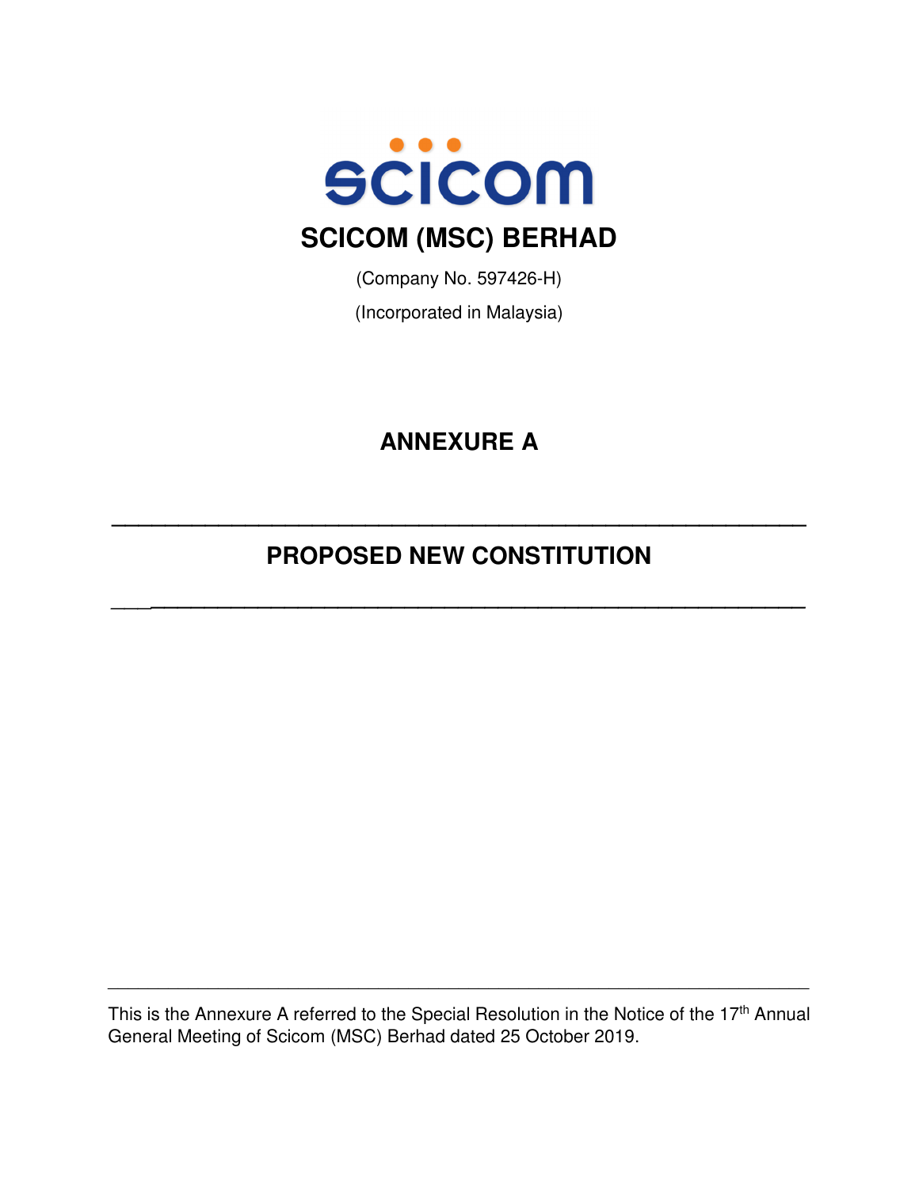scicom

# SCICOM (MSC) BERHAD

(Company No. 597426-H)

(Incorporated in Malaysia)

## ANNEXURE A

---

## PROPOSED NEW CONSTITUTION

---

---

This is the Annexure A referred to the Special Resolution in the Notice of the 17th Annual General Meeting of Scicom (MSC) Berhad dated 25 October 2019.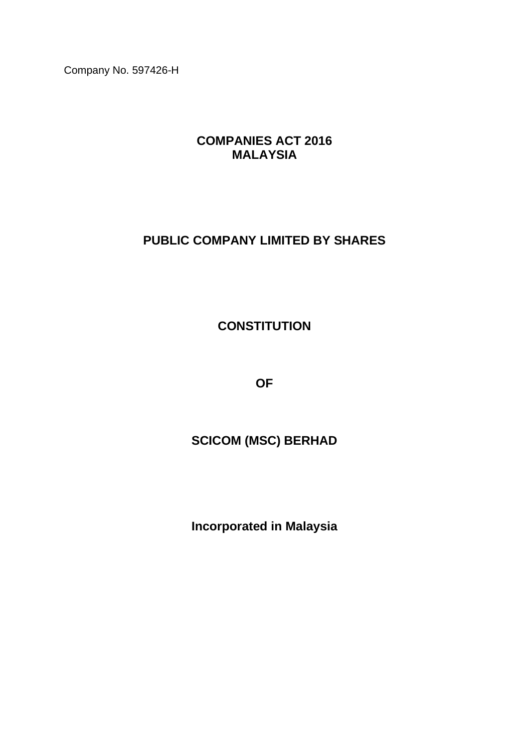Company No. 597426-H

# COMPANIES ACT 2016
# MALAYSIA

## PUBLIC COMPANY LIMITED BY SHARES

## CONSTITUTION

## OF

## SCICOM (MSC) BERHAD

**Incorporated in Malaysia**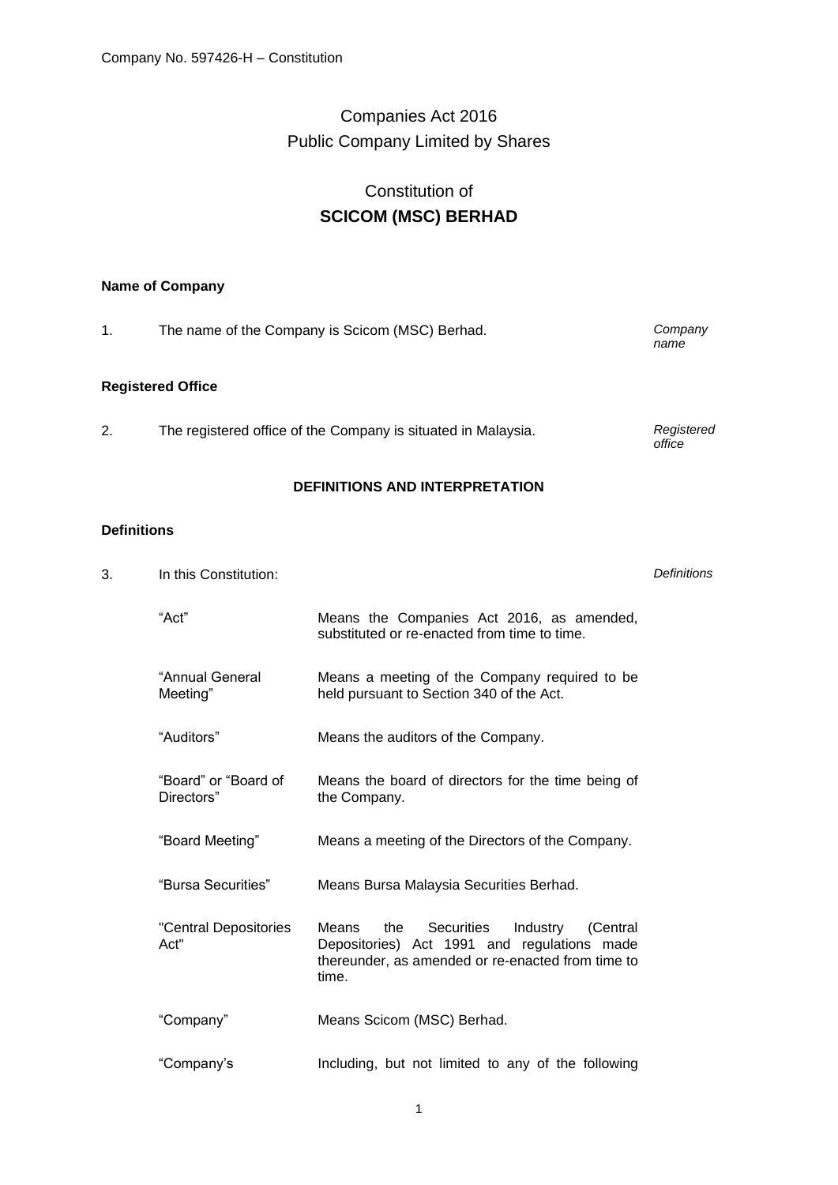Companies Act 2016
Public Company Limited by Shares

# Constitution of
# SCICOM (MSC) BERHAD

**Name of Company**

1. The name of the Company is Scicom (MSC) Berhad. *Company name*

**Registered Office**

2. The registered office of the Company is situated in Malaysia. *Registered office*

## DEFINITIONS AND INTERPRETATION

**Definitions**

3. In this Constitution: *Definitions*

| | |
|---|---|
| "Act" | Means the Companies Act 2016, as amended, substituted or re-enacted from time to time. |
| "Annual General Meeting" | Means a meeting of the Company required to be held pursuant to Section 340 of the Act. |
| "Auditors" | Means the auditors of the Company. |
| "Board" or "Board of Directors" | Means the board of directors for the time being of the Company. |
| "Board Meeting" | Means a meeting of the Directors of the Company. |
| "Bursa Securities" | Means Bursa Malaysia Securities Berhad. |
| "Central Depositories Act" | Means the Securities Industry (Central Depositories) Act 1991 and regulations made thereunder, as amended or re-enacted from time to time. |
| "Company" | Means Scicom (MSC) Berhad. |
| "Company's | Including, but not limited to any of the following |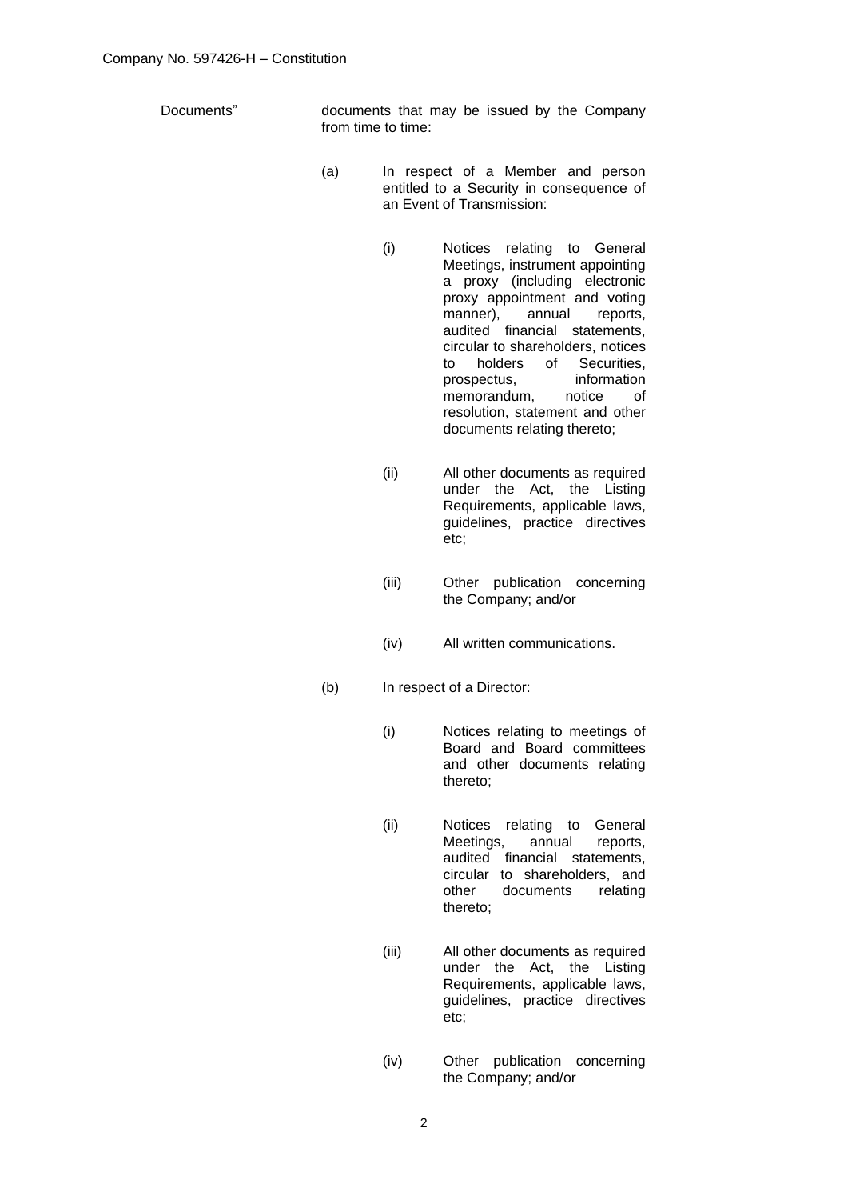Documents" documents that may be issued by the Company from time to time:

(a) In respect of a Member and person entitled to a Security in consequence of an Event of Transmission:

  (i) Notices relating to General Meetings, instrument appointing a proxy (including electronic proxy appointment and voting manner), annual reports, audited financial statements, circular to shareholders, notices to holders of Securities, prospectus, information memorandum, notice of resolution, statement and other documents relating thereto;

  (ii) All other documents as required under the Act, the Listing Requirements, applicable laws, guidelines, practice directives etc;

  (iii) Other publication concerning the Company; and/or

  (iv) All written communications.

(b) In respect of a Director:

  (i) Notices relating to meetings of Board and Board committees and other documents relating thereto;

  (ii) Notices relating to General Meetings, annual reports, audited financial statements, circular to shareholders, and other documents relating thereto;

  (iii) All other documents as required under the Act, the Listing Requirements, applicable laws, guidelines, practice directives etc;

  (iv) Other publication concerning the Company; and/or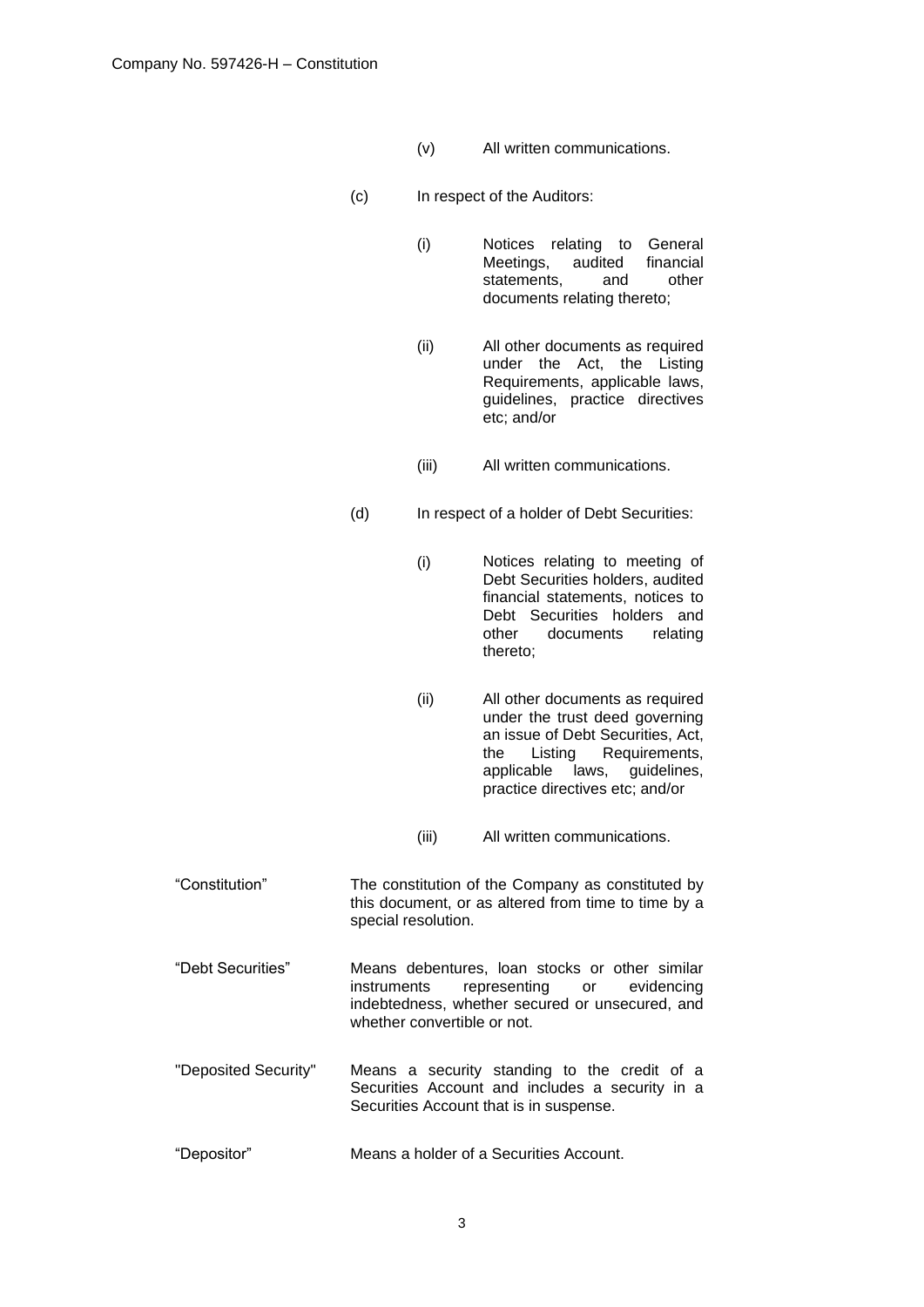(v) All written communications.

(c) In respect of the Auditors:

(i) Notices relating to General Meetings, audited financial statements, and other documents relating thereto;

(ii) All other documents as required under the Act, the Listing Requirements, applicable laws, guidelines, practice directives etc; and/or

(iii) All written communications.

(d) In respect of a holder of Debt Securities:

(i) Notices relating to meeting of Debt Securities holders, audited financial statements, notices to Debt Securities holders and other documents relating thereto;

(ii) All other documents as required under the trust deed governing an issue of Debt Securities, Act, the Listing Requirements, applicable laws, guidelines, practice directives etc; and/or

(iii) All written communications.

| | |
|---|---|
| "Constitution" | The constitution of the Company as constituted by this document, or as altered from time to time by a special resolution. |
| "Debt Securities" | Means debentures, loan stocks or other similar instruments representing or evidencing indebtedness, whether secured or unsecured, and whether convertible or not. |
| "Deposited Security" | Means a security standing to the credit of a Securities Account and includes a security in a Securities Account that is in suspense. |
| "Depositor" | Means a holder of a Securities Account. |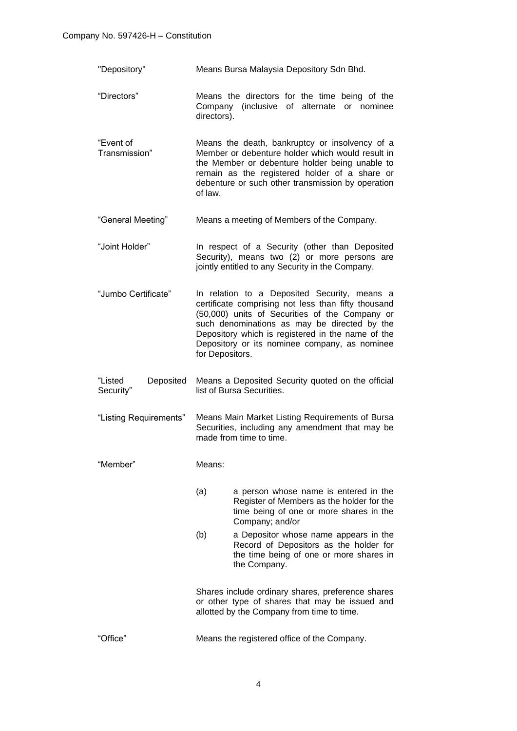| | |
|---|---|
| "Depository" | Means Bursa Malaysia Depository Sdn Bhd. |
| "Directors" | Means the directors for the time being of the Company (inclusive of alternate or nominee directors). |
| "Event of Transmission" | Means the death, bankruptcy or insolvency of a Member or debenture holder which would result in the Member or debenture holder being unable to remain as the registered holder of a share or debenture or such other transmission by operation of law. |
| "General Meeting" | Means a meeting of Members of the Company. |
| "Joint Holder" | In respect of a Security (other than Deposited Security), means two (2) or more persons are jointly entitled to any Security in the Company. |
| "Jumbo Certificate" | In relation to a Deposited Security, means a certificate comprising not less than fifty thousand (50,000) units of Securities of the Company or such denominations as may be directed by the Depository which is registered in the name of the Depository or its nominee company, as nominee for Depositors. |
| "Listed Deposited Security" | Means a Deposited Security quoted on the official list of Bursa Securities. |
| "Listing Requirements" | Means Main Market Listing Requirements of Bursa Securities, including any amendment that may be made from time to time. |
| "Member" | Means:<br><br>(a) a person whose name is entered in the Register of Members as the holder for the time being of one or more shares in the Company; and/or<br><br>(b) a Depositor whose name appears in the Record of Depositors as the holder for the time being of one or more shares in the Company.<br><br>Shares include ordinary shares, preference shares or other type of shares that may be issued and allotted by the Company from time to time. |
| "Office" | Means the registered office of the Company. |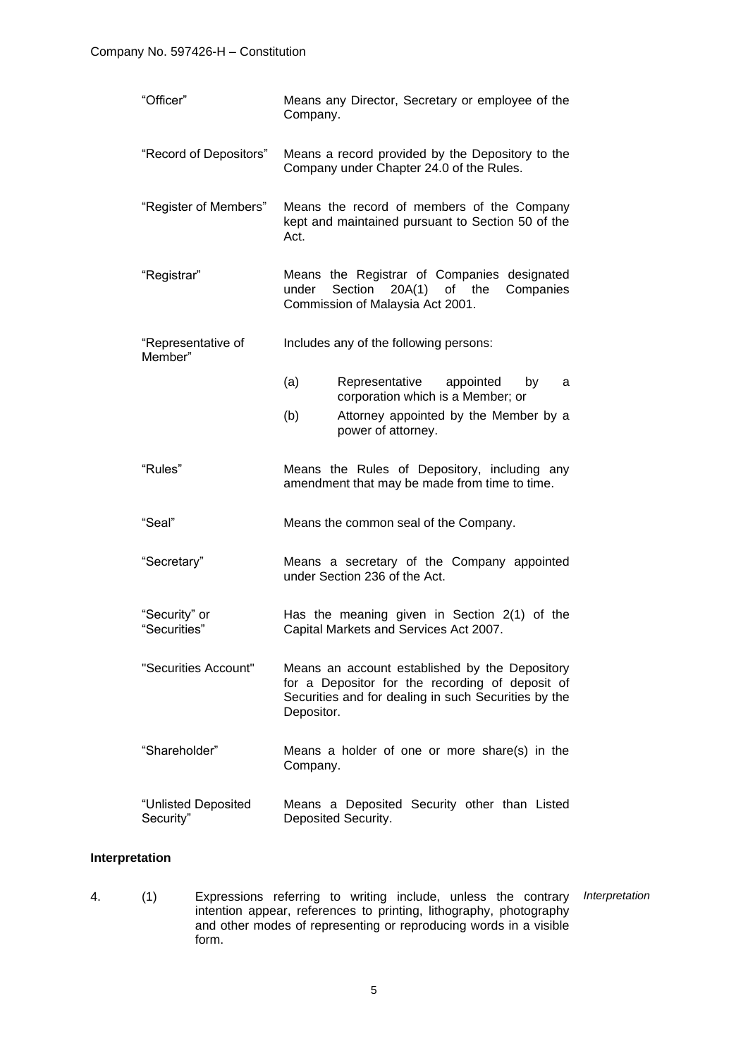| | |
|---|---|
| "Officer" | Means any Director, Secretary or employee of the Company. |
| "Record of Depositors" | Means a record provided by the Depository to the Company under Chapter 24.0 of the Rules. |
| "Register of Members" | Means the record of members of the Company kept and maintained pursuant to Section 50 of the Act. |
| "Registrar" | Means the Registrar of Companies designated under Section 20A(1) of the Companies Commission of Malaysia Act 2001. |
| "Representative of Member" | Includes any of the following persons: (a) Representative appointed by a corporation which is a Member; or (b) Attorney appointed by the Member by a power of attorney. |
| "Rules" | Means the Rules of Depository, including any amendment that may be made from time to time. |
| "Seal" | Means the common seal of the Company. |
| "Secretary" | Means a secretary of the Company appointed under Section 236 of the Act. |
| "Security" or "Securities" | Has the meaning given in Section 2(1) of the Capital Markets and Services Act 2007. |
| "Securities Account" | Means an account established by the Depository for a Depositor for the recording of deposit of Securities and for dealing in such Securities by the Depositor. |
| "Shareholder" | Means a holder of one or more share(s) in the Company. |
| "Unlisted Deposited Security" | Means a Deposited Security other than Listed Deposited Security. |

**Interpretation**

4. (1) Expressions referring to writing include, unless the contrary intention appear, references to printing, lithography, photography and other modes of representing or reproducing words in a visible form. *Interpretation*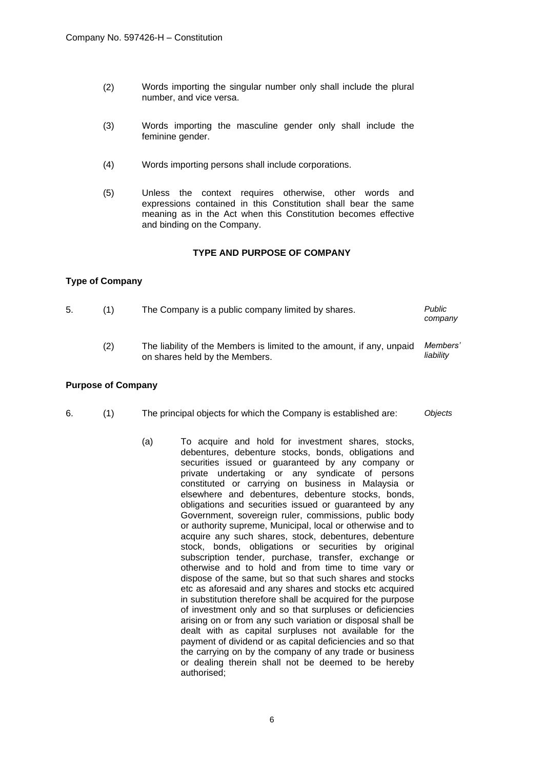(2) Words importing the singular number only shall include the plural number, and vice versa.

(3) Words importing the masculine gender only shall include the feminine gender.

(4) Words importing persons shall include corporations.

(5) Unless the context requires otherwise, other words and expressions contained in this Constitution shall bear the same meaning as in the Act when this Constitution becomes effective and binding on the Company.

## TYPE AND PURPOSE OF COMPANY

### Type of Company

5. (1) The Company is a public company limited by shares. *Public company*

(2) The liability of the Members is limited to the amount, if any, unpaid on shares held by the Members. *Members' liability*

### Purpose of Company

6. (1) The principal objects for which the Company is established are: *Objects*

(a) To acquire and hold for investment shares, stocks, debentures, debenture stocks, bonds, obligations and securities issued or guaranteed by any company or private undertaking or any syndicate of persons constituted or carrying on business in Malaysia or elsewhere and debentures, debenture stocks, bonds, obligations and securities issued or guaranteed by any Government, sovereign ruler, commissions, public body or authority supreme, Municipal, local or otherwise and to acquire any such shares, stock, debentures, debenture stock, bonds, obligations or securities by original subscription tender, purchase, transfer, exchange or otherwise and to hold and from time to time vary or dispose of the same, but so that such shares and stocks etc as aforesaid and any shares and stocks etc acquired in substitution therefore shall be acquired for the purpose of investment only and so that surpluses or deficiencies arising on or from any such variation or disposal shall be dealt with as capital surpluses not available for the payment of dividend or as capital deficiencies and so that the carrying on by the company of any trade or business or dealing therein shall not be deemed to be hereby authorised;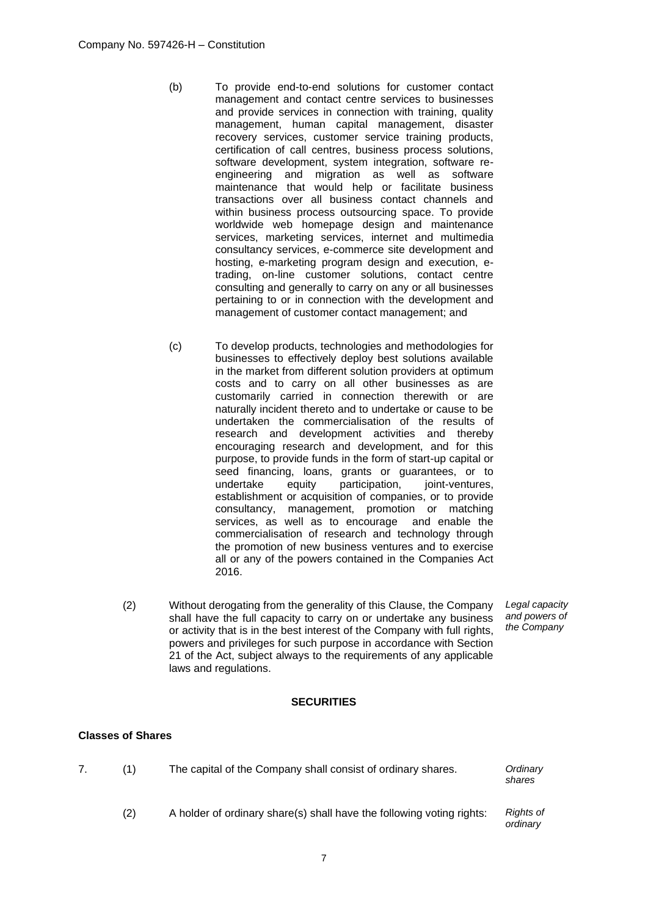(b) To provide end-to-end solutions for customer contact management and contact centre services to businesses and provide services in connection with training, quality management, human capital management, disaster recovery services, customer service training products, certification of call centres, business process solutions, software development, system integration, software re-engineering and migration as well as software maintenance that would help or facilitate business transactions over all business contact channels and within business process outsourcing space. To provide worldwide web homepage design and maintenance services, marketing services, internet and multimedia consultancy services, e-commerce site development and hosting, e-marketing program design and execution, e-trading, on-line customer solutions, contact centre consulting and generally to carry on any or all businesses pertaining to or in connection with the development and management of customer contact management; and

(c) To develop products, technologies and methodologies for businesses to effectively deploy best solutions available in the market from different solution providers at optimum costs and to carry on all other businesses as are customarily carried in connection therewith or are naturally incident thereto and to undertake or cause to be undertaken the commercialisation of the results of research and development activities and thereby encouraging research and development, and for this purpose, to provide funds in the form of start-up capital or seed financing, loans, grants or guarantees, or to undertake equity participation, joint-ventures, establishment or acquisition of companies, or to provide consultancy, management, promotion or matching services, as well as to encourage and enable the commercialisation of research and technology through the promotion of new business ventures and to exercise all or any of the powers contained in the Companies Act 2016.

(2) Without derogating from the generality of this Clause, the Company shall have the full capacity to carry on or undertake any business or activity that is in the best interest of the Company with full rights, powers and privileges for such purpose in accordance with Section 21 of the Act, subject always to the requirements of any applicable laws and regulations. *Legal capacity and powers of the Company*

## SECURITIES

### Classes of Shares

7. (1) The capital of the Company shall consist of ordinary shares. *Ordinary shares*

(2) A holder of ordinary share(s) shall have the following voting rights: *Rights of ordinary*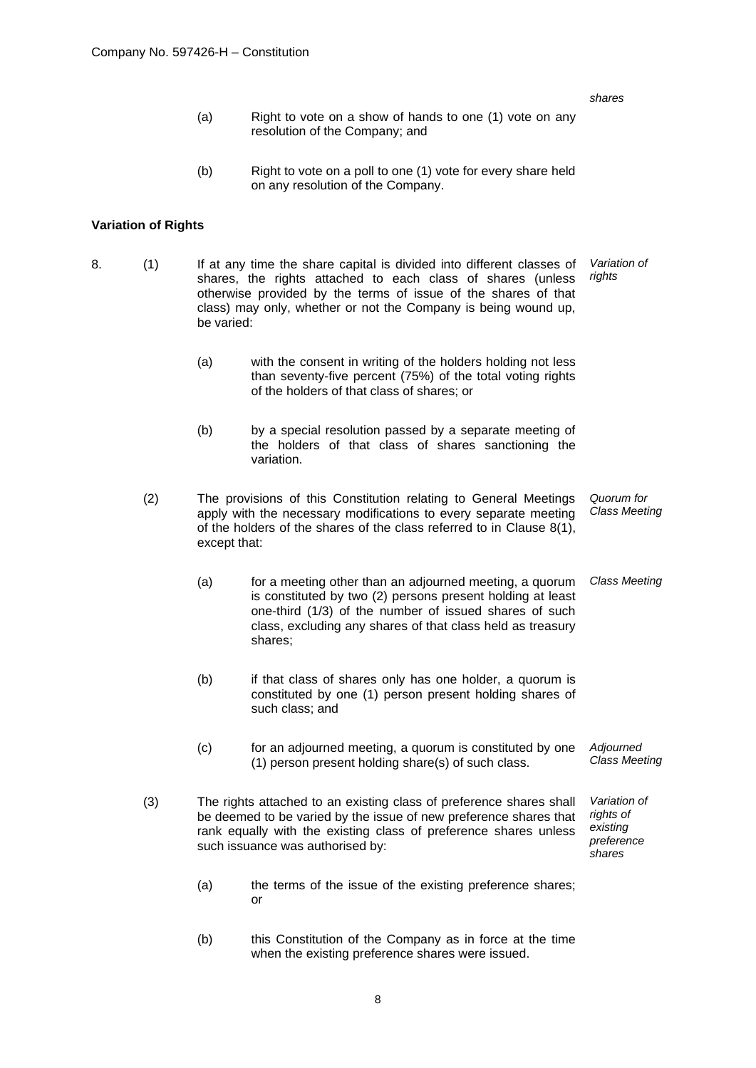*shares*

(a) Right to vote on a show of hands to one (1) vote on any resolution of the Company; and

(b) Right to vote on a poll to one (1) vote for every share held on any resolution of the Company.

**Variation of Rights**

8. (1) If at any time the share capital is divided into different classes of shares, the rights attached to each class of shares (unless otherwise provided by the terms of issue of the shares of that class) may only, whether or not the Company is being wound up, be varied: *Variation of rights*

(a) with the consent in writing of the holders holding not less than seventy-five percent (75%) of the total voting rights of the holders of that class of shares; or

(b) by a special resolution passed by a separate meeting of the holders of that class of shares sanctioning the variation.

(2) The provisions of this Constitution relating to General Meetings apply with the necessary modifications to every separate meeting of the holders of the shares of the class referred to in Clause 8(1), except that: *Quorum for Class Meeting*

(a) for a meeting other than an adjourned meeting, a quorum is constituted by two (2) persons present holding at least one-third (1/3) of the number of issued shares of such class, excluding any shares of that class held as treasury shares; *Class Meeting*

(b) if that class of shares only has one holder, a quorum is constituted by one (1) person present holding shares of such class; and

(c) for an adjourned meeting, a quorum is constituted by one (1) person present holding share(s) of such class. *Adjourned Class Meeting*

(3) The rights attached to an existing class of preference shares shall be deemed to be varied by the issue of new preference shares that rank equally with the existing class of preference shares unless such issuance was authorised by: *Variation of rights of existing preference shares*

(a) the terms of the issue of the existing preference shares; or

(b) this Constitution of the Company as in force at the time when the existing preference shares were issued.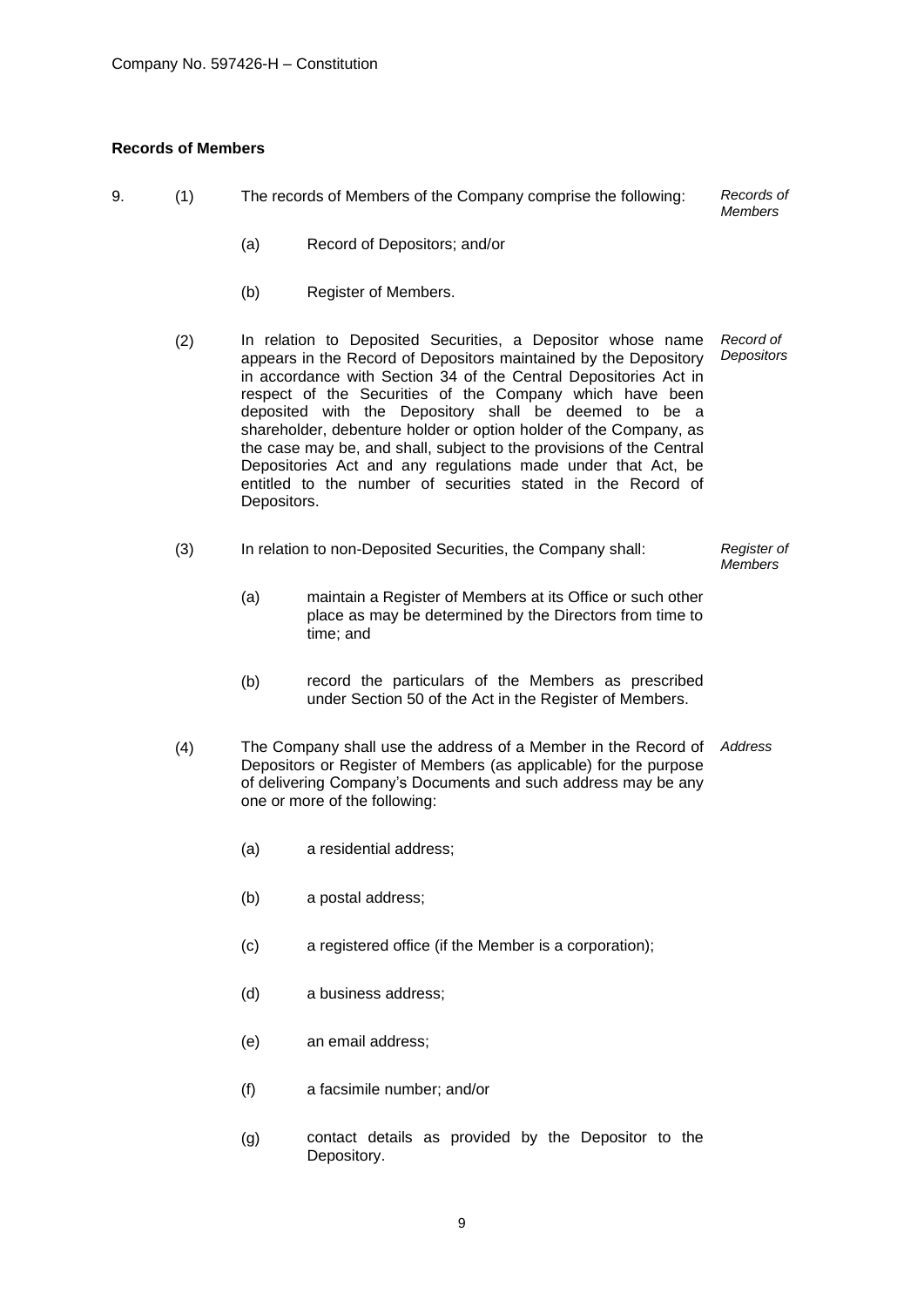**Records of Members**

9. (1) The records of Members of the Company comprise the following: *Records of Members*

   (a) Record of Depositors; and/or

   (b) Register of Members.

(2) In relation to Deposited Securities, a Depositor whose name appears in the Record of Depositors maintained by the Depository in accordance with Section 34 of the Central Depositories Act in respect of the Securities of the Company which have been deposited with the Depository shall be deemed to be a shareholder, debenture holder or option holder of the Company, as the case may be, and shall, subject to the provisions of the Central Depositories Act and any regulations made under that Act, be entitled to the number of securities stated in the Record of Depositors. *Record of Depositors*

(3) In relation to non-Deposited Securities, the Company shall: *Register of Members*

   (a) maintain a Register of Members at its Office or such other place as may be determined by the Directors from time to time; and

   (b) record the particulars of the Members as prescribed under Section 50 of the Act in the Register of Members.

(4) The Company shall use the address of a Member in the Record of Depositors or Register of Members (as applicable) for the purpose of delivering Company's Documents and such address may be any one or more of the following: *Address*

   (a) a residential address;

   (b) a postal address;

   (c) a registered office (if the Member is a corporation);

   (d) a business address;

   (e) an email address;

   (f) a facsimile number; and/or

   (g) contact details as provided by the Depositor to the Depository.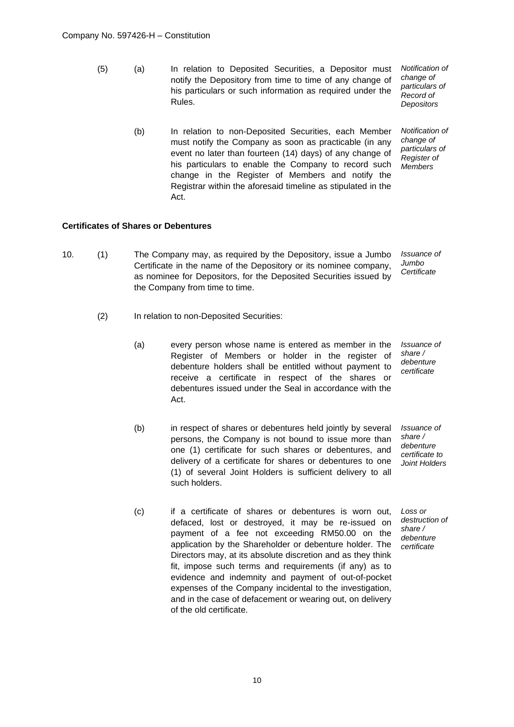(5) (a) In relation to Deposited Securities, a Depositor must notify the Depository from time to time of any change of his particulars or such information as required under the Rules. *Notification of change of particulars of Record of Depositors*

(b) In relation to non-Deposited Securities, each Member must notify the Company as soon as practicable (in any event no later than fourteen (14) days) of any change of his particulars to enable the Company to record such change in the Register of Members and notify the Registrar within the aforesaid timeline as stipulated in the Act. *Notification of change of particulars of Register of Members*

**Certificates of Shares or Debentures**

10. (1) The Company may, as required by the Depository, issue a Jumbo Certificate in the name of the Depository or its nominee company, as nominee for Depositors, for the Deposited Securities issued by the Company from time to time. *Issuance of Jumbo Certificate*

(2) In relation to non-Deposited Securities:

(a) every person whose name is entered as member in the Register of Members or holder in the register of debenture holders shall be entitled without payment to receive a certificate in respect of the shares or debentures issued under the Seal in accordance with the Act. *Issuance of share / debenture certificate*

(b) in respect of shares or debentures held jointly by several persons, the Company is not bound to issue more than one (1) certificate for such shares or debentures, and delivery of a certificate for shares or debentures to one (1) of several Joint Holders is sufficient delivery to all such holders. *Issuance of share / debenture certificate to Joint Holders*

(c) if a certificate of shares or debentures is worn out, defaced, lost or destroyed, it may be re-issued on payment of a fee not exceeding RM50.00 on the application by the Shareholder or debenture holder. The Directors may, at its absolute discretion and as they think fit, impose such terms and requirements (if any) as to evidence and indemnity and payment of out-of-pocket expenses of the Company incidental to the investigation, and in the case of defacement or wearing out, on delivery of the old certificate. *Loss or destruction of share / debenture certificate*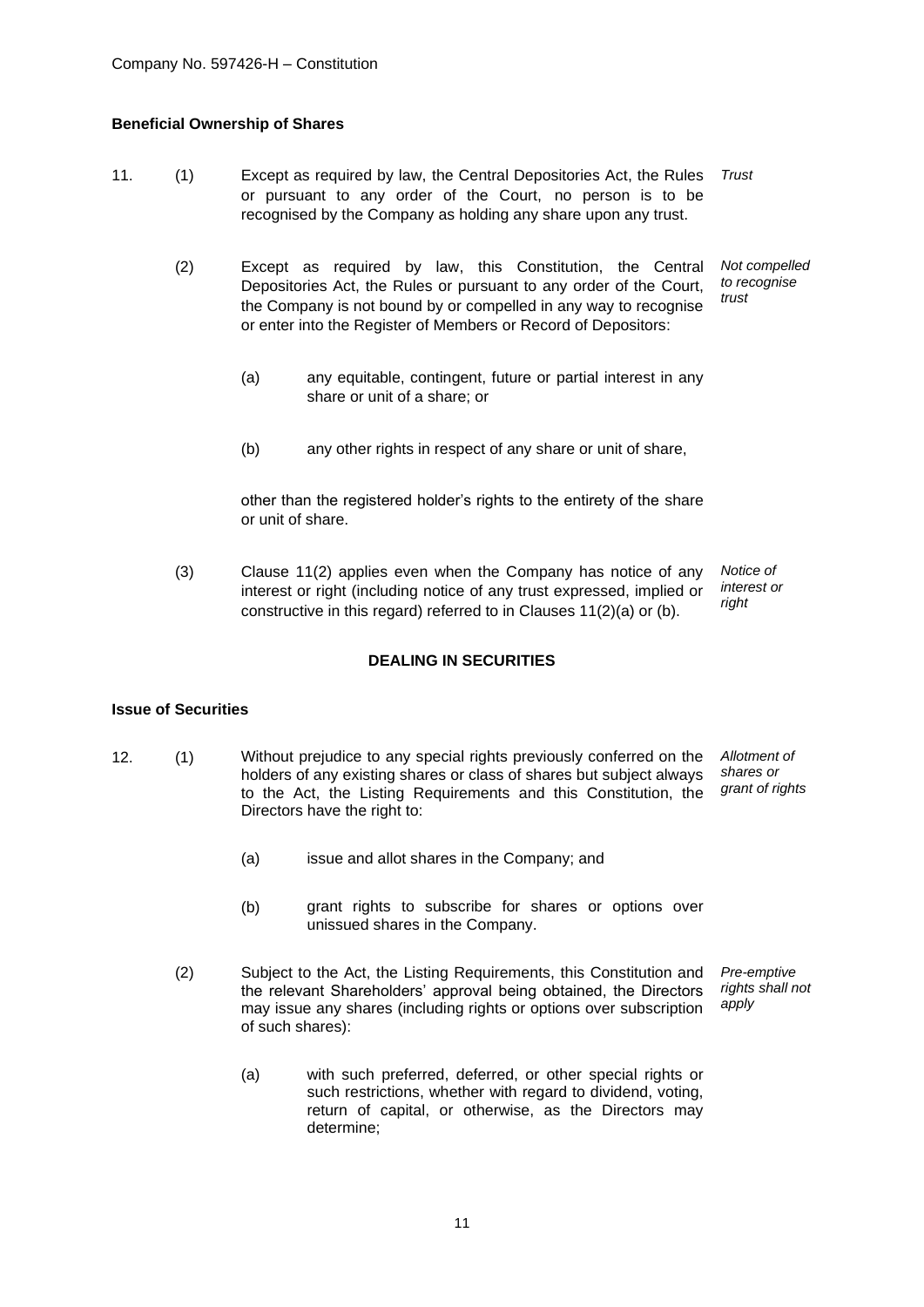**Beneficial Ownership of Shares**

11. (1) Except as required by law, the Central Depositories Act, the Rules or pursuant to any order of the Court, no person is to be recognised by the Company as holding any share upon any trust. *Trust*

(2) Except as required by law, this Constitution, the Central Depositories Act, the Rules or pursuant to any order of the Court, the Company is not bound by or compelled in any way to recognise or enter into the Register of Members or Record of Depositors: *Not compelled to recognise trust*

(a) any equitable, contingent, future or partial interest in any share or unit of a share; or

(b) any other rights in respect of any share or unit of share,

other than the registered holder's rights to the entirety of the share or unit of share.

(3) Clause 11(2) applies even when the Company has notice of any interest or right (including notice of any trust expressed, implied or constructive in this regard) referred to in Clauses 11(2)(a) or (b). *Notice of interest or right*

## DEALING IN SECURITIES

**Issue of Securities**

12. (1) Without prejudice to any special rights previously conferred on the holders of any existing shares or class of shares but subject always to the Act, the Listing Requirements and this Constitution, the Directors have the right to: *Allotment of shares or grant of rights*

(a) issue and allot shares in the Company; and

(b) grant rights to subscribe for shares or options over unissued shares in the Company.

(2) Subject to the Act, the Listing Requirements, this Constitution and the relevant Shareholders' approval being obtained, the Directors may issue any shares (including rights or options over subscription of such shares): *Pre-emptive rights shall not apply*

(a) with such preferred, deferred, or other special rights or such restrictions, whether with regard to dividend, voting, return of capital, or otherwise, as the Directors may determine;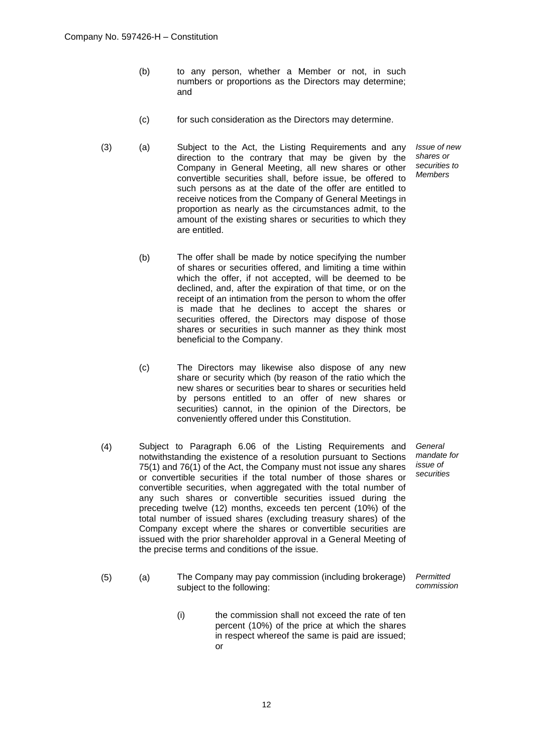(b) to any person, whether a Member or not, in such numbers or proportions as the Directors may determine; and

(c) for such consideration as the Directors may determine.

(3) (a) Subject to the Act, the Listing Requirements and any direction to the contrary that may be given by the Company in General Meeting, all new shares or other convertible securities shall, before issue, be offered to such persons as at the date of the offer are entitled to receive notices from the Company of General Meetings in proportion as nearly as the circumstances admit, to the amount of the existing shares or securities to which they are entitled.

*Issue of new shares or securities to Members*

(b) The offer shall be made by notice specifying the number of shares or securities offered, and limiting a time within which the offer, if not accepted, will be deemed to be declined, and, after the expiration of that time, or on the receipt of an intimation from the person to whom the offer is made that he declines to accept the shares or securities offered, the Directors may dispose of those shares or securities in such manner as they think most beneficial to the Company.

(c) The Directors may likewise also dispose of any new share or security which (by reason of the ratio which the new shares or securities bear to shares or securities held by persons entitled to an offer of new shares or securities) cannot, in the opinion of the Directors, be conveniently offered under this Constitution.

(4) Subject to Paragraph 6.06 of the Listing Requirements and notwithstanding the existence of a resolution pursuant to Sections 75(1) and 76(1) of the Act, the Company must not issue any shares or convertible securities if the total number of those shares or convertible securities, when aggregated with the total number of any such shares or convertible securities issued during the preceding twelve (12) months, exceeds ten percent (10%) of the total number of issued shares (excluding treasury shares) of the Company except where the shares or convertible securities are issued with the prior shareholder approval in a General Meeting of the precise terms and conditions of the issue.

*General mandate for issue of securities*

(5) (a) The Company may pay commission (including brokerage) subject to the following:

*Permitted commission*

(i) the commission shall not exceed the rate of ten percent (10%) of the price at which the shares in respect whereof the same is paid are issued; or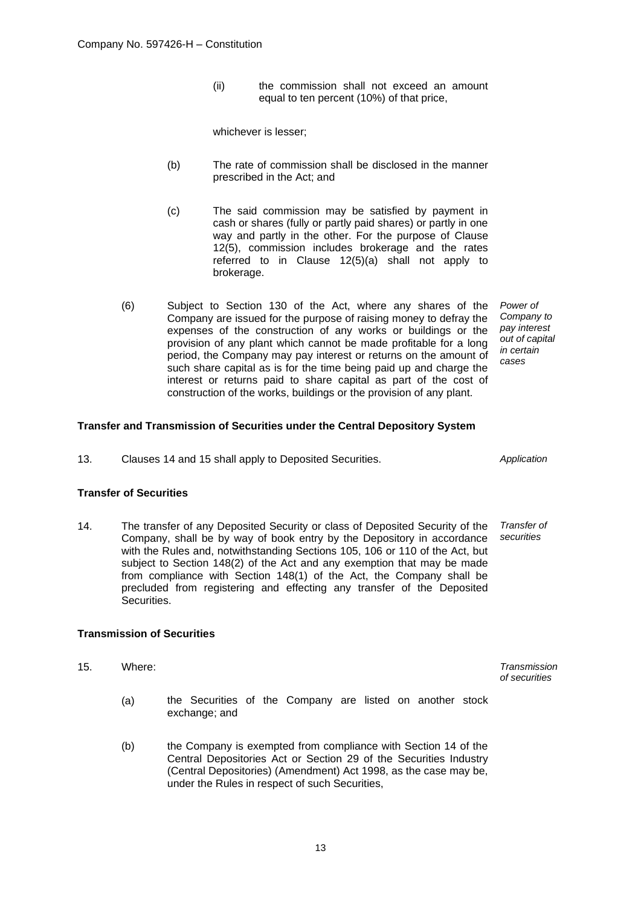(ii) the commission shall not exceed an amount equal to ten percent (10%) of that price,

whichever is lesser;

(b) The rate of commission shall be disclosed in the manner prescribed in the Act; and

(c) The said commission may be satisfied by payment in cash or shares (fully or partly paid shares) or partly in one way and partly in the other. For the purpose of Clause 12(5), commission includes brokerage and the rates referred in Clause 12(5)(a) shall not apply to brokerage.

(6) Subject to Section 130 of the Act, where any shares of the Company are issued for the purpose of raising money to defray the expenses of the construction of any works or buildings or the provision of any plant which cannot be made profitable for a long period, the Company may pay interest or returns on the amount of such share capital as is for the time being paid up and charge the interest or returns paid to share capital as part of the cost of construction of the works, buildings or the provision of any plant. *Power of Company to pay interest out of capital in certain cases*

**Transfer and Transmission of Securities under the Central Depository System**

13. Clauses 14 and 15 shall apply to Deposited Securities. *Application*

**Transfer of Securities**

14. The transfer of any Deposited Security or class of Deposited Security of the Company, shall be by way of book entry by the Depository in accordance with the Rules and, notwithstanding Sections 105, 106 or 110 of the Act, but subject to Section 148(2) of the Act and any exemption that may be made from compliance with Section 148(1) of the Act, the Company shall be precluded from registering and effecting any transfer of the Deposited Securities. *Transfer of securities*

**Transmission of Securities**

15. Where: *Transmission of securities*

(a) the Securities of the Company are listed on another stock exchange; and

(b) the Company is exempted from compliance with Section 14 of the Central Depositories Act or Section 29 of the Securities Industry (Central Depositories) (Amendment) Act 1998, as the case may be, under the Rules in respect of such Securities,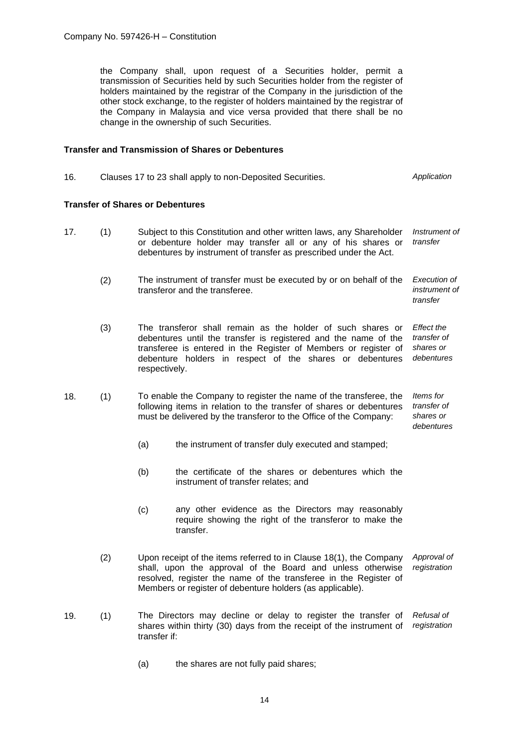the Company shall, upon request of a Securities holder, permit a transmission of Securities held by such Securities holder from the register of holders maintained by the registrar of the Company in the jurisdiction of the other stock exchange, to the register of holders maintained by the registrar of the Company in Malaysia and vice versa provided that there shall be no change in the ownership of such Securities.

**Transfer and Transmission of Shares or Debentures**

16. Clauses 17 to 23 shall apply to non-Deposited Securities. *Application*

**Transfer of Shares or Debentures**

17. (1) Subject to this Constitution and other written laws, any Shareholder or debenture holder may transfer all or any of his shares or debentures by instrument of transfer as prescribed under the Act. *Instrument of transfer*

(2) The instrument of transfer must be executed by or on behalf of the transferor and the transferee. *Execution of instrument of transfer*

(3) The transferor shall remain as the holder of such shares or debentures until the transfer is registered and the name of the transferee is entered in the Register of Members or register of debenture holders in respect of the shares or debentures respectively. *Effect the transfer of shares or debentures*

18. (1) To enable the Company to register the name of the transferee, the following items in relation to the transfer of shares or debentures must be delivered by the transferor to the Office of the Company: *Items for transfer of shares or debentures*

(a) the instrument of transfer duly executed and stamped;

(b) the certificate of the shares or debentures which the instrument of transfer relates; and

(c) any other evidence as the Directors may reasonably require showing the right of the transferor to make the transfer.

(2) Upon receipt of the items referred to in Clause 18(1), the Company shall, upon the approval of the Board and unless otherwise resolved, register the name of the transferee in the Register of Members or register of debenture holders (as applicable). *Approval of registration*

19. (1) The Directors may decline or delay to register the transfer of shares within thirty (30) days from the receipt of the instrument of transfer if: *Refusal of registration*

(a) the shares are not fully paid shares;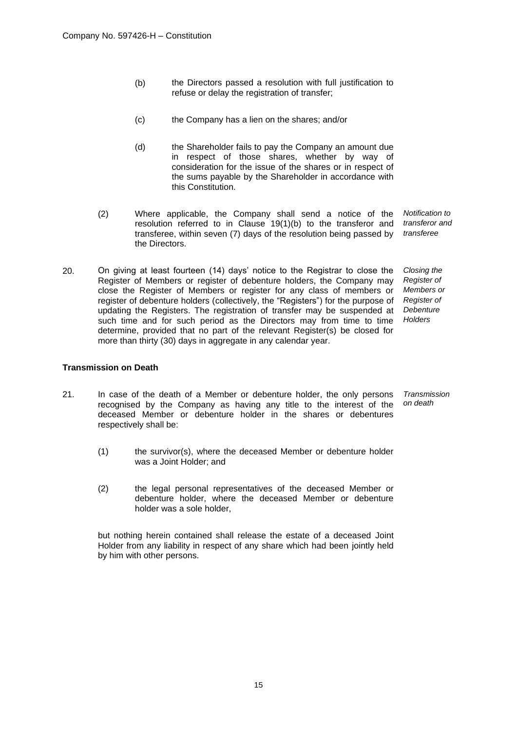(b) the Directors passed a resolution with full justification to refuse or delay the registration of transfer;

(c) the Company has a lien on the shares; and/or

(d) the Shareholder fails to pay the Company an amount due in respect of those shares, whether by way of consideration for the issue of the shares or in respect of the sums payable by the Shareholder in accordance with this Constitution.

(2) Where applicable, the Company shall send a notice of the resolution referred to in Clause 19(1)(b) to the transferor and transferee, within seven (7) days of the resolution being passed by the Directors. *Notification to transferor and transferee*

20. On giving at least fourteen (14) days' notice to the Registrar to close the Register of Members or register of debenture holders, the Company may close the Register of Members or register for any class of members or register of debenture holders (collectively, the "Registers") for the purpose of updating the Registers. The registration of transfer may be suspended at such time and for such period as the Directors may from time to time determine, provided that no part of the relevant Register(s) be closed for more than thirty (30) days in aggregate in any calendar year. *Closing the Register of Members or Register of Debenture Holders*

**Transmission on Death**

21. In case of the death of a Member or debenture holder, the only persons recognised by the Company as having any title to the interest of the deceased Member or debenture holder in the shares or debentures respectively shall be: *Transmission on death*

(1) the survivor(s), where the deceased Member or debenture holder was a Joint Holder; and

(2) the legal personal representatives of the deceased Member or debenture holder, where the deceased Member or debenture holder was a sole holder,

but nothing herein contained shall release the estate of a deceased Joint Holder from any liability in respect of any share which had been jointly held by him with other persons.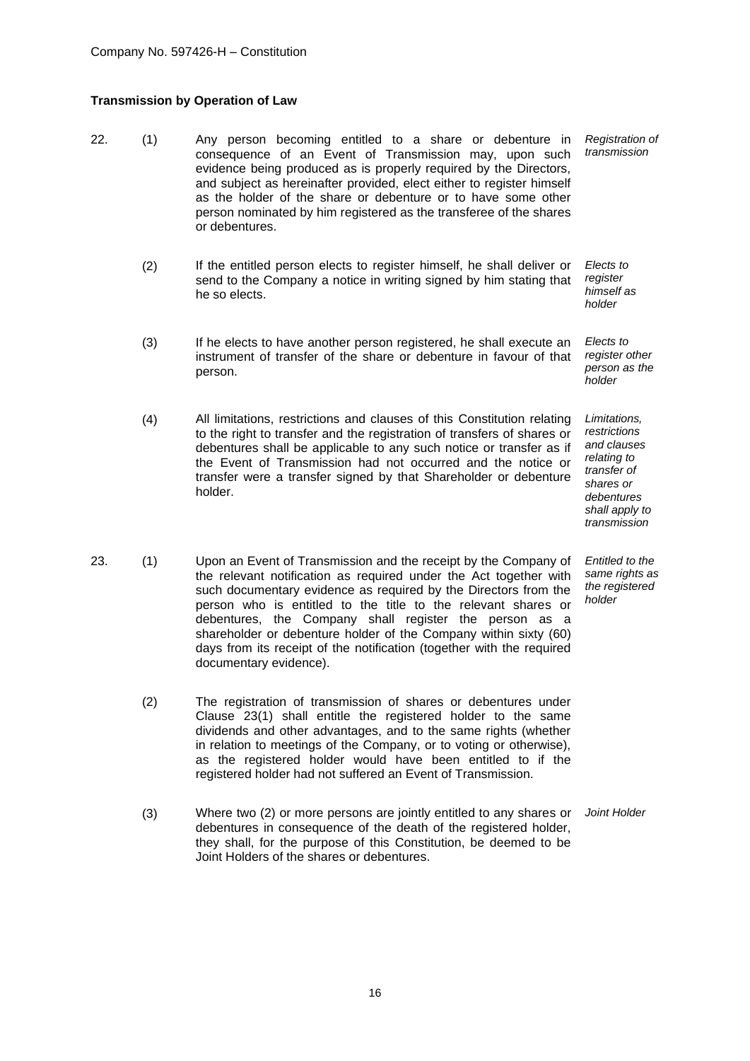## Transmission by Operation of Law

22. (1) Any person becoming entitled to a share or debenture in consequence of an Event of Transmission may, upon such evidence being produced as is properly required by the Directors, and subject as hereinafter provided, elect either to register himself as the holder of the share or debenture or to have some other person nominated by him registered as the transferee of the shares or debentures. *Registration of transmission*

(2) If the entitled person elects to register himself, he shall deliver or send to the Company a notice in writing signed by him stating that he so elects. *Elects to register himself as holder*

(3) If he elects to have another person registered, he shall execute an instrument of transfer of the share or debenture in favour of that person. *Elects to register other person as the holder*

(4) All limitations, restrictions and clauses of this Constitution relating to the right to transfer and the registration of transfers of shares or debentures shall be applicable to any such notice or transfer as if the Event of Transmission had not occurred and the notice or transfer were a transfer signed by that Shareholder or debenture holder. *Limitations, restrictions and clauses relating to transfer of shares or debentures shall apply to transmission*

23. (1) Upon an Event of Transmission and the receipt by the Company of the relevant notification as required under the Act together with such documentary evidence as required by the Directors from the person who is entitled to the title to the relevant shares or debentures, the Company shall register the person as a shareholder or debenture holder of the Company within sixty (60) days from its receipt of the notification (together with the required documentary evidence). *Entitled to the same rights as the registered holder*

(2) The registration of transmission of shares or debentures under Clause 23(1) shall entitle the registered holder to the same dividends and other advantages, and to the same rights (whether in relation to meetings of the Company, or to voting or otherwise), as the registered holder would have been entitled to if the registered holder had not suffered an Event of Transmission.

(3) Where two (2) or more persons are jointly entitled to any shares or debentures in consequence of the death of the registered holder, they shall, for the purpose of this Constitution, be deemed to be Joint Holders of the shares or debentures. *Joint Holder*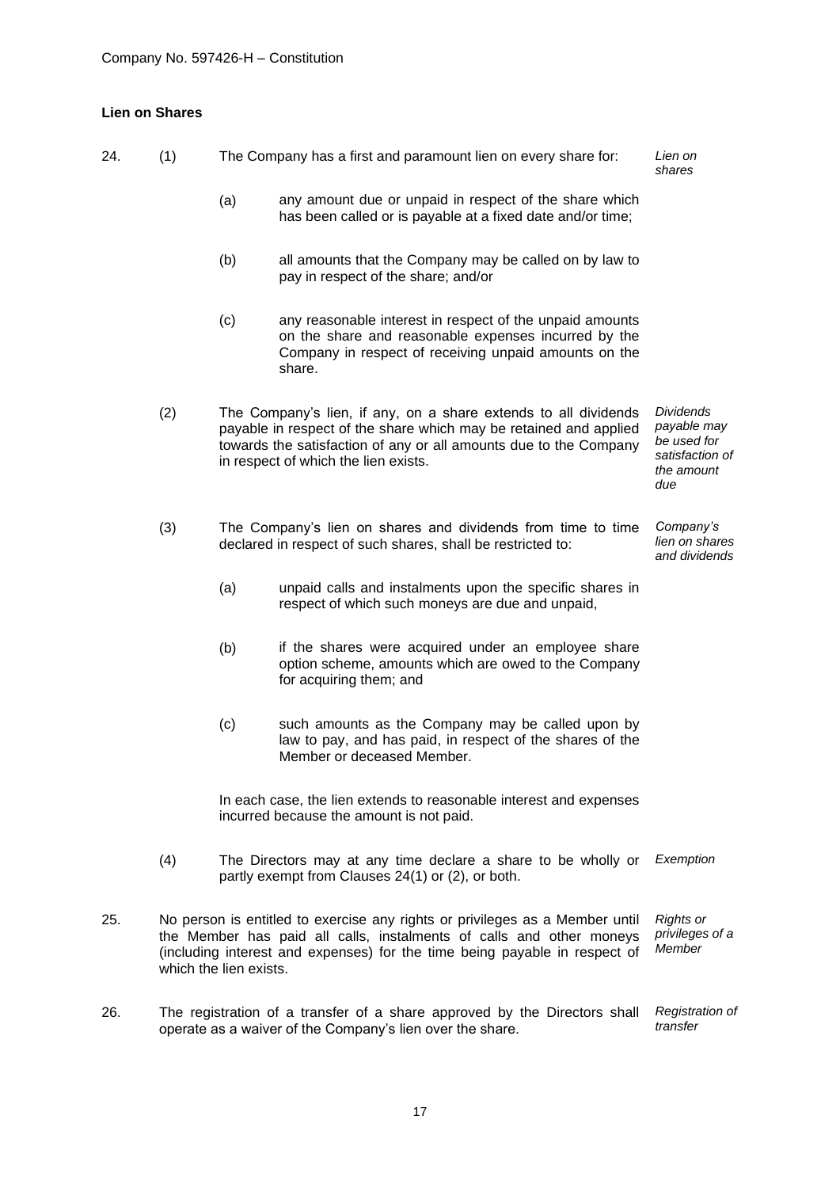## Lien on Shares

24. (1) The Company has a first and paramount lien on every share for: *Lien on shares*

    (a) any amount due or unpaid in respect of the share which has been called or is payable at a fixed date and/or time;

    (b) all amounts that the Company may be called on by law to pay in respect of the share; and/or

    (c) any reasonable interest in respect of the unpaid amounts on the share and reasonable expenses incurred by the Company in respect of receiving unpaid amounts on the share.

    (2) The Company's lien, if any, on a share extends to all dividends payable in respect of the share which may be retained and applied towards the satisfaction of any or all amounts due to the Company in respect of which the lien exists. *Dividends payable may be used for satisfaction of the amount due*

    (3) The Company's lien on shares and dividends from time to time declared in respect of such shares, shall be restricted to: *Company's lien on shares and dividends*

    (a) unpaid calls and instalments upon the specific shares in respect of which such moneys are due and unpaid,

    (b) if the shares were acquired under an employee share option scheme, amounts which are owed to the Company for acquiring them; and

    (c) such amounts as the Company may be called upon by law to pay, and has paid, in respect of the shares of the Member or deceased Member.

    In each case, the lien extends to reasonable interest and expenses incurred because the amount is not paid.

    (4) The Directors may at any time declare a share to be wholly or partly exempt from Clauses 24(1) or (2), or both. *Exemption*

25. No person is entitled to exercise any rights or privileges as a Member until the Member has paid all calls, instalments of calls and other moneys (including interest and expenses) for the time being payable in respect of which the lien exists. *Rights or privileges of a Member*

26. The registration of a transfer of a share approved by the Directors shall operate as a waiver of the Company's lien over the share. *Registration of transfer*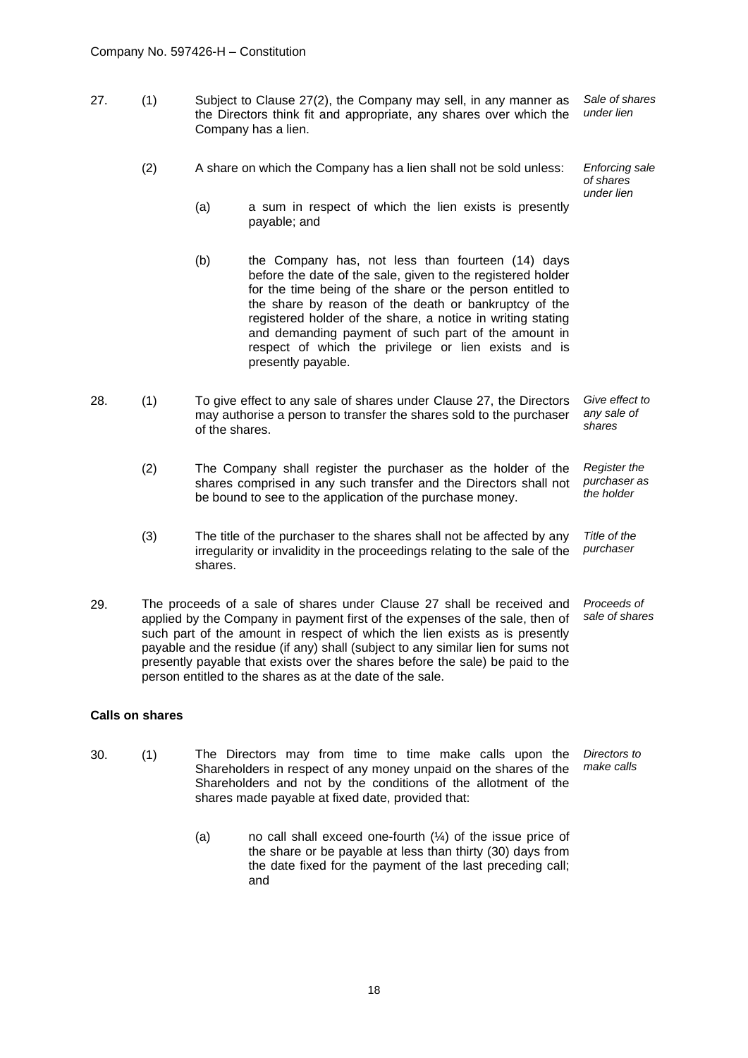27. (1) Subject to Clause 27(2), the Company may sell, in any manner as the Directors think fit and appropriate, any shares over which the Company has a lien. *Sale of shares under lien*

(2) A share on which the Company has a lien shall not be sold unless: *Enforcing sale of shares under lien*

(a) a sum in respect of which the lien exists is presently payable; and

(b) the Company has, not less than fourteen (14) days before the date of the sale, given to the registered holder for the time being of the share or the person entitled to the share by reason of the death or bankruptcy of the registered holder of the share, a notice in writing stating and demanding payment of such part of the amount in respect of which the privilege or lien exists and is presently payable.

28. (1) To give effect to any sale of shares under Clause 27, the Directors may authorise a person to transfer the shares sold to the purchaser of the shares. *Give effect to any sale of shares*

(2) The Company shall register the purchaser as the holder of the shares comprised in any such transfer and the Directors shall not be bound to see to the application of the purchase money. *Register the purchaser as the holder*

(3) The title of the purchaser to the shares shall not be affected by any irregularity or invalidity in the proceedings relating to the sale of the shares. *Title of the purchaser*

29. The proceeds of a sale of shares under Clause 27 shall be received and applied by the Company in payment first of the expenses of the sale, then of such part of the amount in respect of which the lien exists as is presently payable and the residue (if any) shall (subject to any similar lien for sums not presently payable that exists over the shares before the sale) be paid to the person entitled to the shares as at the date of the sale. *Proceeds of sale of shares*

**Calls on shares**

30. (1) The Directors may from time to time make calls upon the Shareholders in respect of any money unpaid on the shares of the Shareholders and not by the conditions of the allotment of the shares made payable at fixed date, provided that: *Directors to make calls*

(a) no call shall exceed one-fourth (¼) of the issue price of the share or be payable at less than thirty (30) days from the date fixed for the payment of the last preceding call; and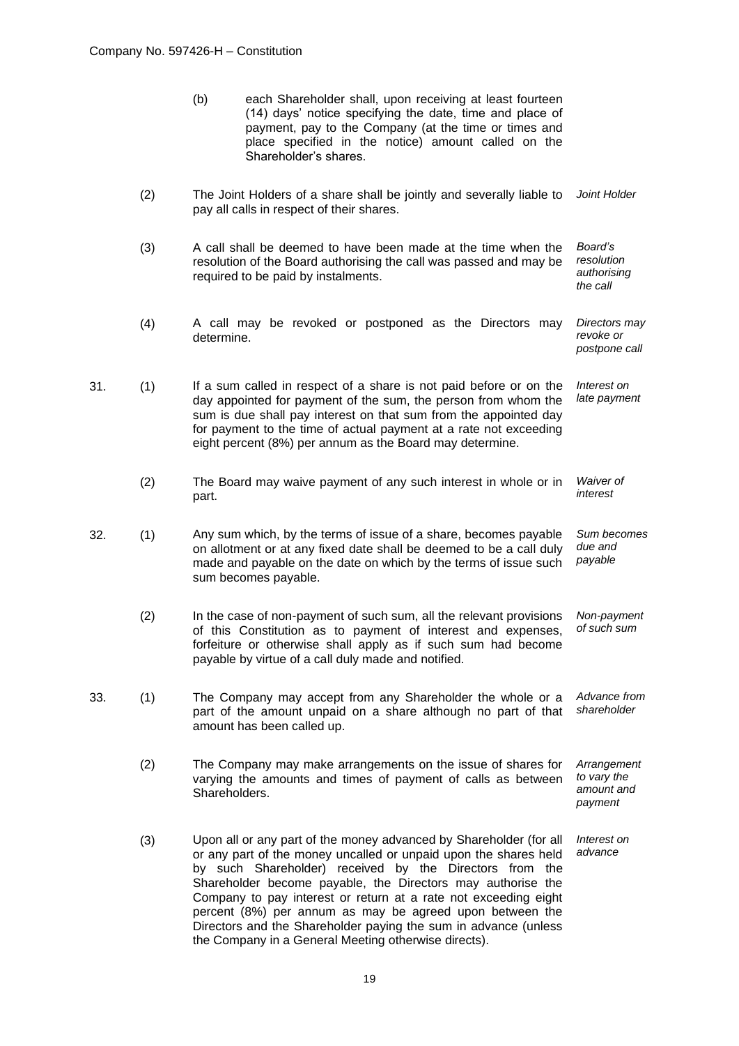(b) each Shareholder shall, upon receiving at least fourteen (14) days' notice specifying the date, time and place of payment, pay to the Company (at the time or times and place specified in the notice) amount called on the Shareholder's shares.

(2) The Joint Holders of a share shall be jointly and severally liable to pay all calls in respect of their shares. *Joint Holder*

(3) A call shall be deemed to have been made at the time when the resolution of the Board authorising the call was passed and may be required to be paid by instalments. *Board's resolution authorising the call*

(4) A call may be revoked or postponed as the Directors may determine. *Directors may revoke or postpone call*

31. (1) If a sum called in respect of a share is not paid before or on the day appointed for payment of the sum, the person from whom the sum is due shall pay interest on that sum from the appointed day for payment to the time of actual payment at a rate not exceeding eight percent (8%) per annum as the Board may determine. *Interest on late payment*

(2) The Board may waive payment of any such interest in whole or in part. *Waiver of interest*

32. (1) Any sum which, by the terms of issue of a share, becomes payable on allotment or at any fixed date shall be deemed to be a call duly made and payable on the date on which by the terms of issue such sum becomes payable. *Sum becomes due and payable*

(2) In the case of non-payment of such sum, all the relevant provisions of this Constitution as to payment of interest and expenses, forfeiture or otherwise shall apply as if such sum had become payable by virtue of a call duly made and notified. *Non-payment of such sum*

33. (1) The Company may accept from any Shareholder the whole or a part of the amount unpaid on a share although no part of that amount has been called up. *Advance from shareholder*

(2) The Company may make arrangements on the issue of shares for varying the amounts and times of payment of calls as between Shareholders. *Arrangement to vary the amount and payment*

(3) Upon all or any part of the money advanced by Shareholder (for all or any part of the money uncalled or unpaid upon the shares held by such Shareholder) received by the Directors from the Shareholder become payable, the Directors may authorise the Company to pay interest or return at a rate not exceeding eight percent (8%) per annum as may be agreed upon between the Directors and the Shareholder paying the sum in advance (unless the Company in a General Meeting otherwise directs). *Interest on advance*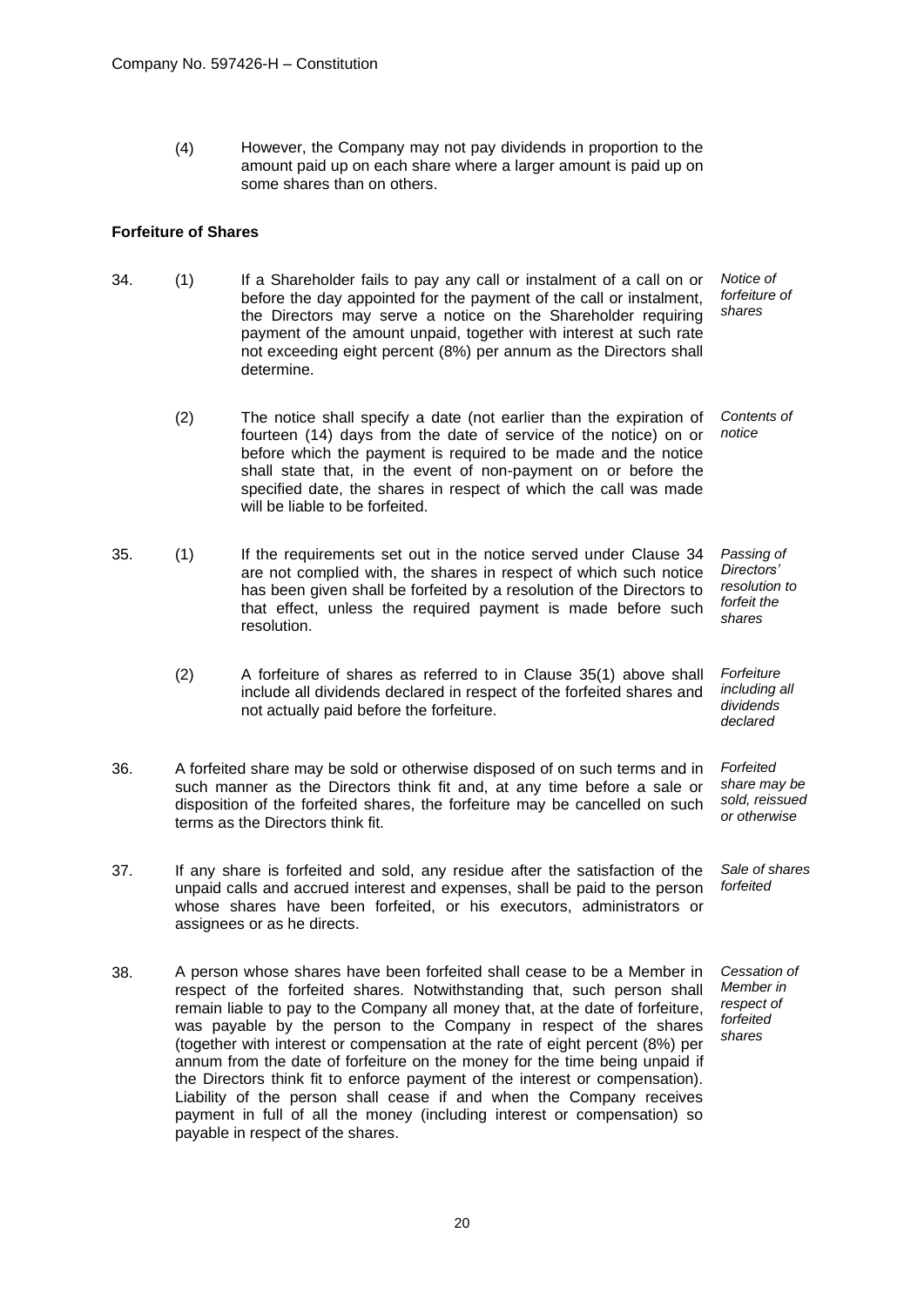(4) However, the Company may not pay dividends in proportion to the amount paid up on each share where a larger amount is paid up on some shares than on others.

**Forfeiture of Shares**

34. (1) If a Shareholder fails to pay any call or instalment of a call on or before the day appointed for the payment of the call or instalment, the Directors may serve a notice on the Shareholder requiring payment of the amount unpaid, together with interest at such rate not exceeding eight percent (8%) per annum as the Directors shall determine. *Notice of forfeiture of shares*

(2) The notice shall specify a date (not earlier than the expiration of fourteen (14) days from the date of service of the notice) on or before which the payment is required to be made and the notice shall state that, in the event of non-payment on or before the specified date, the shares in respect of which the call was made will be liable to be forfeited. *Contents of notice*

35. (1) If the requirements set out in the notice served under Clause 34 are not complied with, the shares in respect of which such notice has been given shall be forfeited by a resolution of the Directors to that effect, unless the required payment is made before such resolution. *Passing of Directors' resolution to forfeit the shares*

(2) A forfeiture of shares as referred to in Clause 35(1) above shall include all dividends declared in respect of the forfeited shares and not actually paid before the forfeiture. *Forfeiture including all dividends declared*

36. A forfeited share may be sold or otherwise disposed of on such terms and in such manner as the Directors think fit and, at any time before a sale or disposition of the forfeited shares, the forfeiture may be cancelled on such terms as the Directors think fit. *Forfeited share may be sold, reissued or otherwise*

37. If any share is forfeited and sold, any residue after the satisfaction of the unpaid calls and accrued interest and expenses, shall be paid to the person whose shares have been forfeited, or his executors, administrators or assignees or as he directs. *Sale of shares forfeited*

38. A person whose shares have been forfeited shall cease to be a Member in respect of the forfeited shares. Notwithstanding that, such person shall remain liable to pay to the Company all money that, at the date of forfeiture, was payable by the person to the Company in respect of the shares (together with interest or compensation at the rate of eight percent (8%) per annum from the date of forfeiture on the money for the time being unpaid if the Directors think fit to enforce payment of the interest or compensation). Liability of the person shall cease if and when the Company receives payment in full of all the money (including interest or compensation) so payable in respect of the shares. *Cessation of Member in respect of forfeited shares*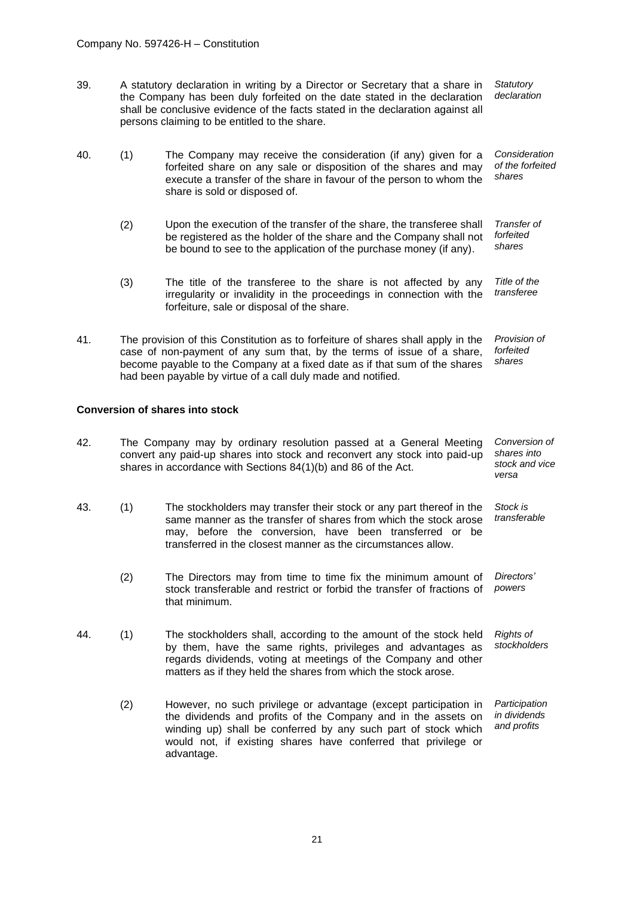39. A statutory declaration in writing by a Director or Secretary that a share in the Company has been duly forfeited on the date stated in the declaration shall be conclusive evidence of the facts stated in the declaration against all persons claiming to be entitled to the share. *Statutory declaration*

40. (1) The Company may receive the consideration (if any) given for a forfeited share on any sale or disposition of the shares and may execute a transfer of the share in favour of the person to whom the share is sold or disposed of. *Consideration of the forfeited shares*

(2) Upon the execution of the transfer of the share, the transferee shall be registered as the holder of the share and the Company shall not be bound to see to the application of the purchase money (if any). *Transfer of forfeited shares*

(3) The title of the transferee to the share is not affected by any irregularity or invalidity in the proceedings in connection with the forfeiture, sale or disposal of the share. *Title of the transferee*

41. The provision of this Constitution as to forfeiture of shares shall apply in the case of non-payment of any sum that, by the terms of issue of a share, become payable to the Company at a fixed date as if that sum of the shares had been payable by virtue of a call duly made and notified. *Provision of forfeited shares*

**Conversion of shares into stock**

42. The Company may by ordinary resolution passed at a General Meeting convert any paid-up shares into stock and reconvert any stock into paid-up shares in accordance with Sections 84(1)(b) and 86 of the Act. *Conversion of shares into stock and vice versa*

43. (1) The stockholders may transfer their stock or any part thereof in the same manner as the transfer of shares from which the stock arose may, before the conversion, have been transferred or be transferred in the closest manner as the circumstances allow. *Stock is transferable*

(2) The Directors may from time to time fix the minimum amount of stock transferable and restrict or forbid the transfer of fractions of that minimum. *Directors' powers*

44. (1) The stockholders shall, according to the amount of the stock held by them, have the same rights, privileges and advantages as regards dividends, voting at meetings of the Company and other matters as if they held the shares from which the stock arose. *Rights of stockholders*

(2) However, no such privilege or advantage (except participation in the dividends and profits of the Company and in the assets on winding up) shall be conferred by any such part of stock which would not, if existing shares have conferred that privilege or advantage. *Participation in dividends and profits*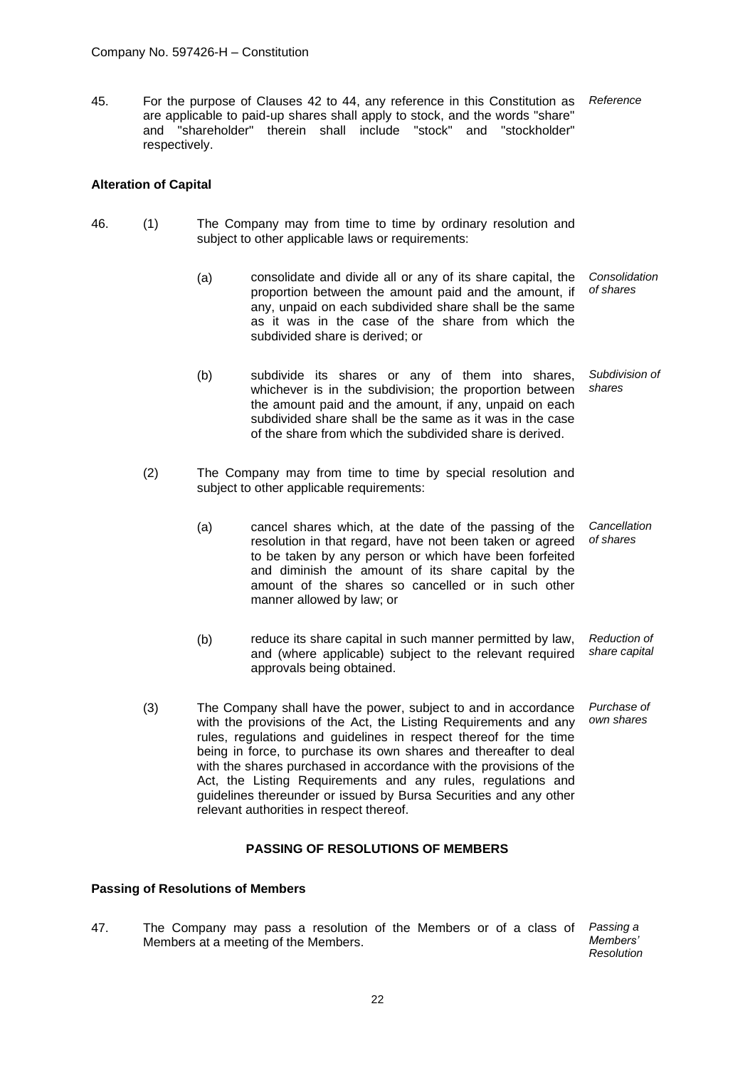45. For the purpose of Clauses 42 to 44, any reference in this Constitution as are applicable to paid-up shares shall apply to stock, and the words "share" and "shareholder" therein shall include "stock" and "stockholder" respectively. *Reference*

**Alteration of Capital**

46. (1) The Company may from time to time by ordinary resolution and subject to other applicable laws or requirements:

(a) consolidate and divide all or any of its share capital, the proportion between the amount paid and the amount, if any, unpaid on each subdivided share shall be the same as it was in the case of the share from which the subdivided share is derived; or *Consolidation of shares*

(b) subdivide its shares or any of them into shares, whichever is in the subdivision; the proportion between the amount paid and the amount, if any, unpaid on each subdivided share shall be the same as it was in the case of the share from which the subdivided share is derived. *Subdivision of shares*

(2) The Company may from time to time by special resolution and subject to other applicable requirements:

(a) cancel shares which, at the date of the passing of the resolution in that regard, have not been taken or agreed to be taken by any person or which have been forfeited and diminish the amount of its share capital by the amount of the shares so cancelled or in such other manner allowed by law; or *Cancellation of shares*

(b) reduce its share capital in such manner permitted by law, and (where applicable) subject to the relevant required approvals being obtained. *Reduction of share capital*

(3) The Company shall have the power, subject to and in accordance with the provisions of the Act, the Listing Requirements and any rules, regulations and guidelines in respect thereof for the time being in force, to purchase its own shares and thereafter to deal with the shares purchased in accordance with the provisions of the Act, the Listing Requirements and any rules, regulations and guidelines thereunder or issued by Bursa Securities and any other relevant authorities in respect thereof. *Purchase of own shares*

## PASSING OF RESOLUTIONS OF MEMBERS

**Passing of Resolutions of Members**

47. The Company may pass a resolution of the Members or of a class of Members at a meeting of the Members. *Passing a Members' Resolution*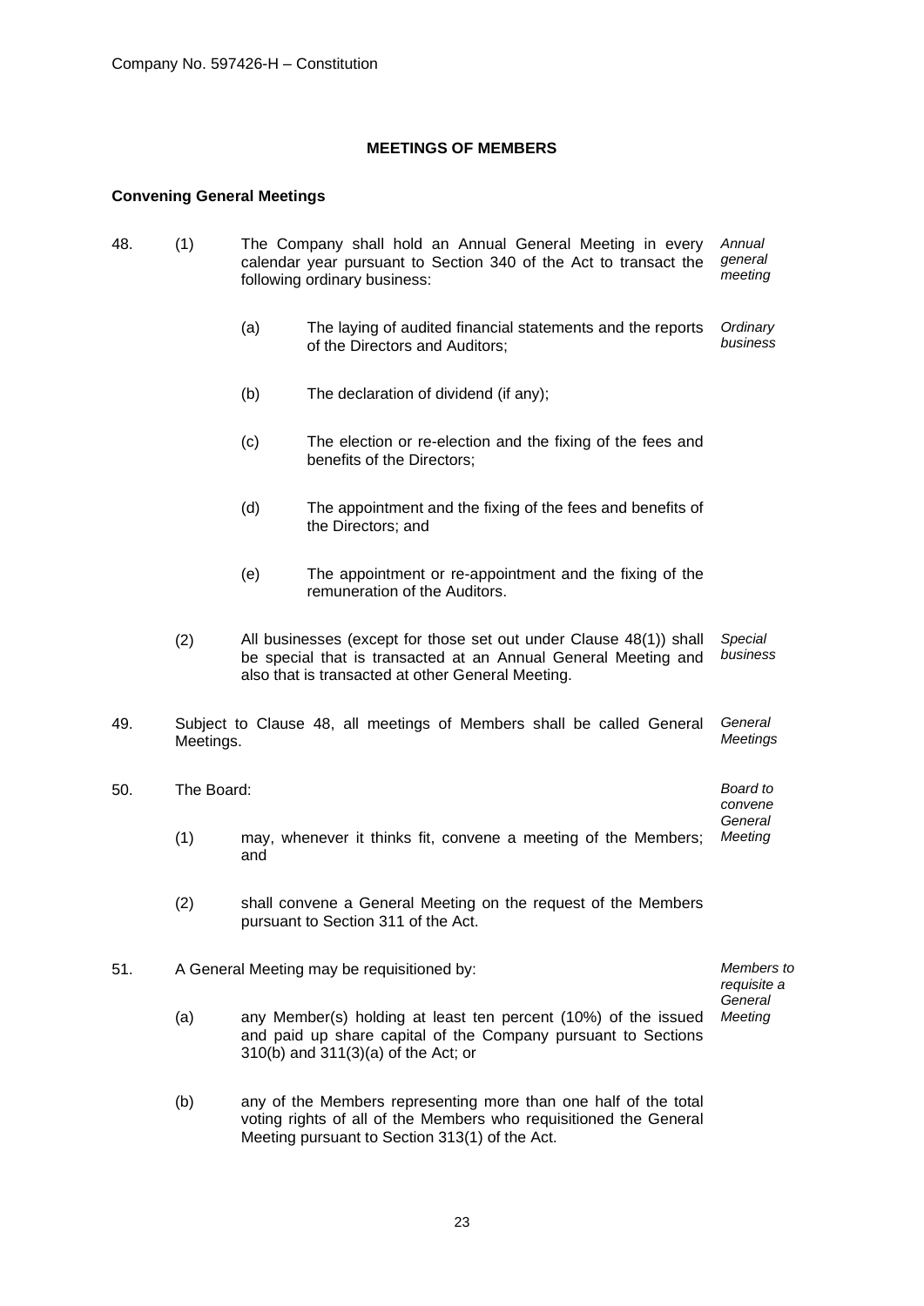## MEETINGS OF MEMBERS

### Convening General Meetings

48. (1) The Company shall hold an Annual General Meeting in every calendar year pursuant to Section 340 of the Act to transact the following ordinary business: *Annual general meeting*

    (a) The laying of audited financial statements and the reports of the Directors and Auditors; *Ordinary business*

    (b) The declaration of dividend (if any);

    (c) The election or re-election and the fixing of the fees and benefits of the Directors;

    (d) The appointment and the fixing of the fees and benefits of the Directors; and

    (e) The appointment or re-appointment and the fixing of the remuneration of the Auditors.

    (2) All businesses (except for those set out under Clause 48(1)) shall be special that is transacted at an Annual General Meeting and also that is transacted at other General Meeting. *Special business*

49. Subject to Clause 48, all meetings of Members shall be called General Meetings. *General Meetings*

50. The Board: *Board to convene General Meeting*

    (1) may, whenever it thinks fit, convene a meeting of the Members; and

    (2) shall convene a General Meeting on the request of the Members pursuant to Section 311 of the Act.

51. A General Meeting may be requisitioned by: *Members to requisite a General Meeting*

    (a) any Member(s) holding at least ten percent (10%) of the issued and paid up share capital of the Company pursuant to Sections 310(b) and 311(3)(a) of the Act; or

    (b) any of the Members representing more than one half of the total voting rights of all of the Members who requisitioned the General Meeting pursuant to Section 313(1) of the Act.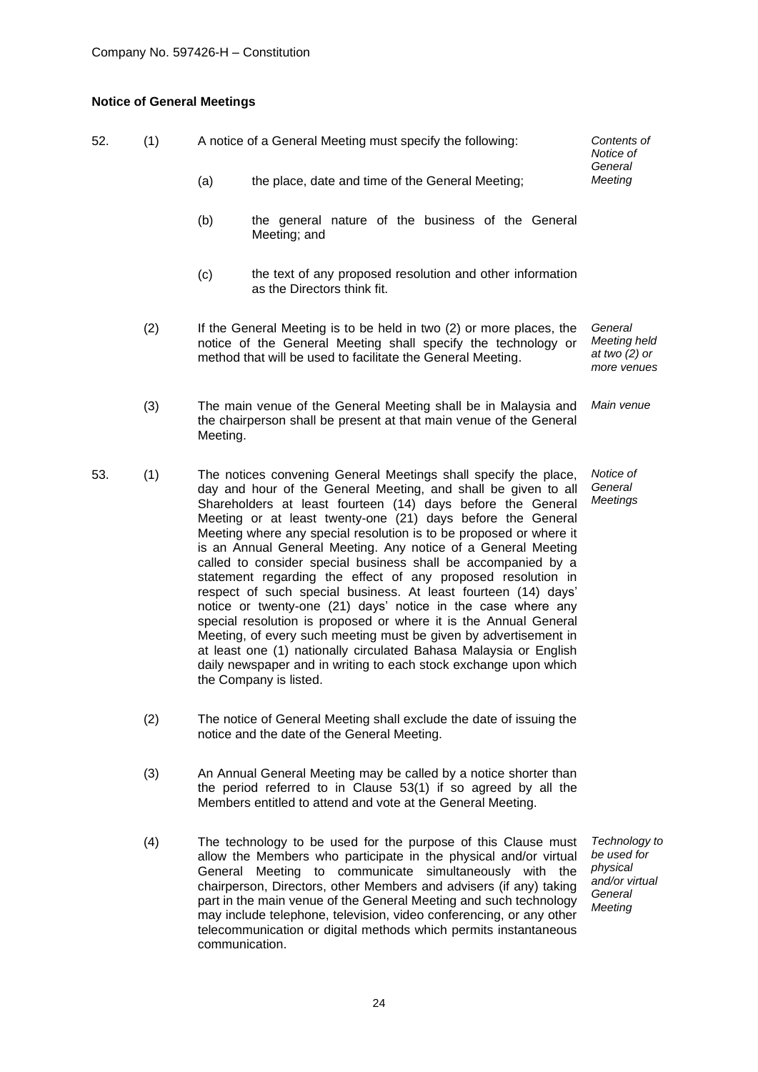**Notice of General Meetings**

52. (1) A notice of a General Meeting must specify the following: *Contents of Notice of General Meeting*

(a) the place, date and time of the General Meeting;

(b) the general nature of the business of the General Meeting; and

(c) the text of any proposed resolution and other information as the Directors think fit.

(2) If the General Meeting is to be held in two (2) or more places, the notice of the General Meeting shall specify the technology or method that will be used to facilitate the General Meeting. *General Meeting held at two (2) or more venues*

(3) The main venue of the General Meeting shall be in Malaysia and the chairperson shall be present at that main venue of the General Meeting. *Main venue*

53. (1) The notices convening General Meetings shall specify the place, day and hour of the General Meeting, and shall be given to all Shareholders at least fourteen (14) days before the General Meeting or at least twenty-one (21) days before the General Meeting where any special resolution is to be proposed or where it is an Annual General Meeting. Any notice of a General Meeting called to consider special business shall be accompanied by a statement regarding the effect of any proposed resolution in respect of such special business. At least fourteen (14) days' notice or twenty-one (21) days' notice in the case where any special resolution is proposed or where it is the Annual General Meeting, of every such meeting must be given by advertisement in at least one (1) nationally circulated Bahasa Malaysia or English daily newspaper and in writing to each stock exchange upon which the Company is listed. *Notice of General Meetings*

(2) The notice of General Meeting shall exclude the date of issuing the notice and the date of the General Meeting.

(3) An Annual General Meeting may be called by a notice shorter than the period referred to in Clause 53(1) if so agreed by all the Members entitled to attend and vote at the General Meeting.

(4) The technology to be used for the purpose of this Clause must allow the Members who participate in the physical and/or virtual General Meeting to communicate simultaneously with the chairperson, Directors, other Members and advisers (if any) taking part in the main venue of the General Meeting and such technology may include telephone, television, video conferencing, or any other telecommunication or digital methods which permits instantaneous communication. *Technology to be used for physical and/or virtual General Meeting*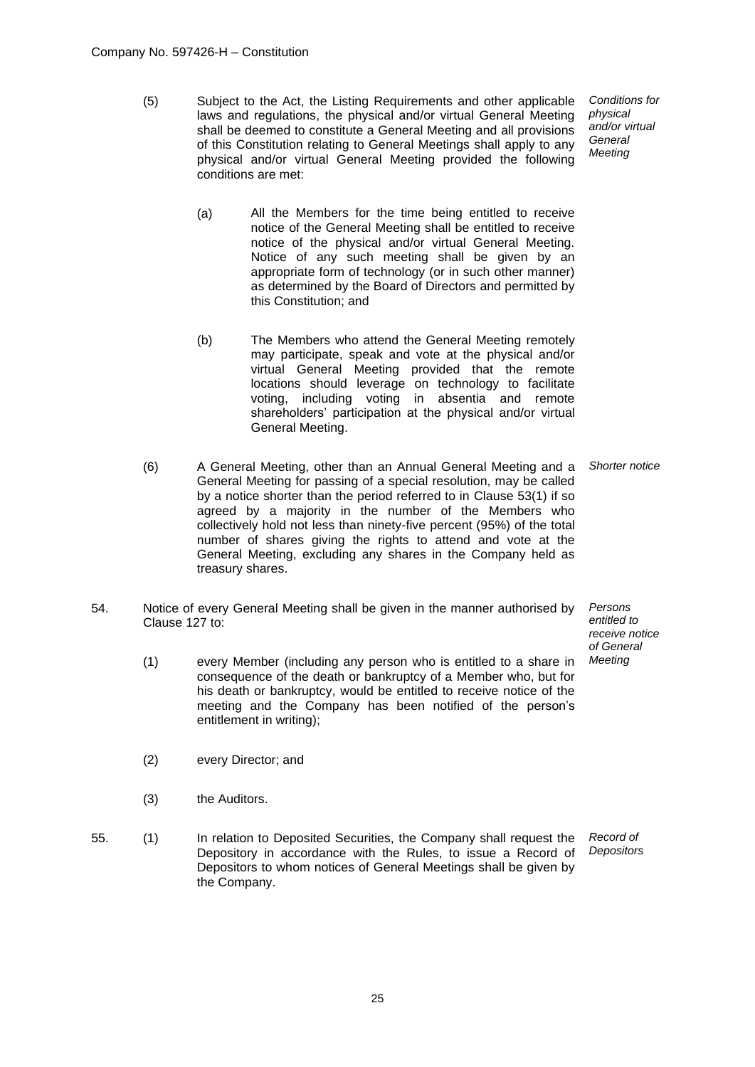(5) Subject to the Act, the Listing Requirements and other applicable laws and regulations, the physical and/or virtual General Meeting shall be deemed to constitute a General Meeting and all provisions of this Constitution relating to General Meetings shall apply to any physical and/or virtual General Meeting provided the following conditions are met:

*Conditions for physical and/or virtual General Meeting*

(a) All the Members for the time being entitled to receive notice of the General Meeting shall be entitled to receive notice of the physical and/or virtual General Meeting. Notice of any such meeting shall be given by an appropriate form of technology (or in such other manner) as determined by the Board of Directors and permitted by this Constitution; and

(b) The Members who attend the General Meeting remotely may participate, speak and vote at the physical and/or virtual General Meeting provided that the remote locations should leverage on technology to facilitate voting, including voting in absentia and remote shareholders' participation at the physical and/or virtual General Meeting.

(6) A General Meeting, other than an Annual General Meeting and a General Meeting for passing of a special resolution, may be called by a notice shorter than the period referred to in Clause 53(1) if so agreed by a majority in the number of the Members who collectively hold not less than ninety-five percent (95%) of the total number of shares giving the rights to attend and vote at the General Meeting, excluding any shares in the Company held as treasury shares.

*Shorter notice*

54. Notice of every General Meeting shall be given in the manner authorised by Clause 127 to:

*Persons entitled to receive notice of General Meeting*

(1) every Member (including any person who is entitled to a share in consequence of the death or bankruptcy of a Member who, but for his death or bankruptcy, would be entitled to receive notice of the meeting and the Company has been notified of the person's entitlement in writing);

(2) every Director; and

(3) the Auditors.

55. (1) In relation to Deposited Securities, the Company shall request the Depository in accordance with the Rules, to issue a Record of Depositors to whom notices of General Meetings shall be given by the Company.

*Record of Depositors*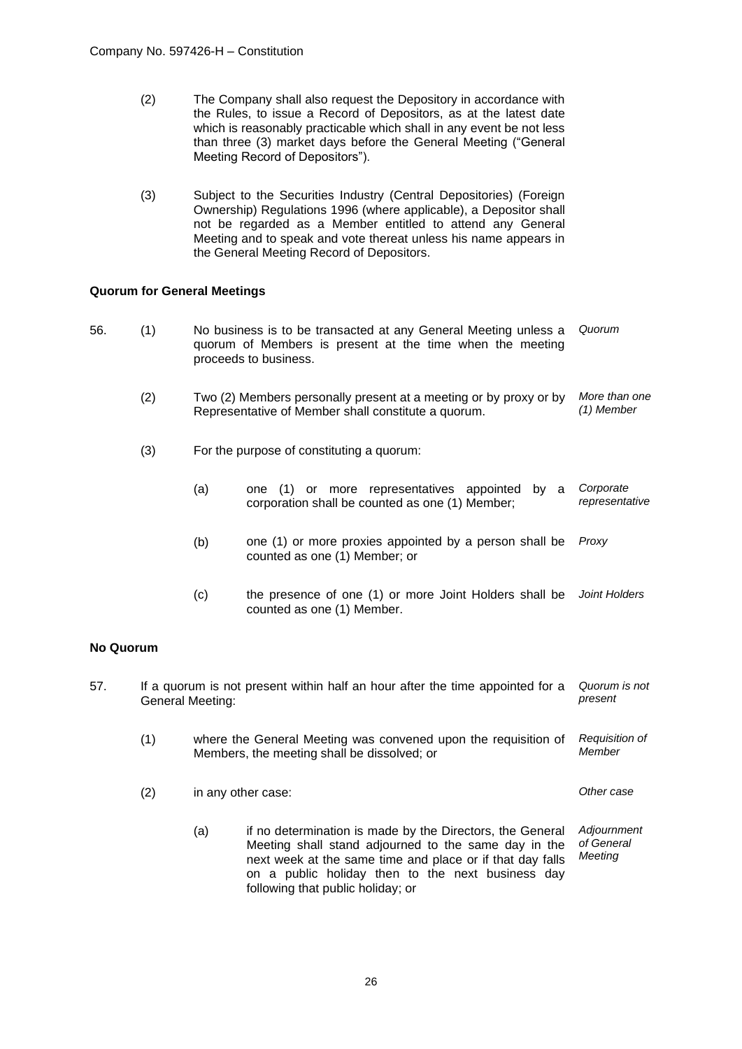(2) The Company shall also request the Depository in accordance with the Rules, to issue a Record of Depositors, as at the latest date which is reasonably practicable which shall in any event be not less than three (3) market days before the General Meeting ("General Meeting Record of Depositors").

(3) Subject to the Securities Industry (Central Depositories) (Foreign Ownership) Regulations 1996 (where applicable), a Depositor shall not be regarded as a Member entitled to attend any General Meeting and to speak and vote thereat unless his name appears in the General Meeting Record of Depositors.

**Quorum for General Meetings**

56. (1) No business is to be transacted at any General Meeting unless a quorum of Members is present at the time when the meeting proceeds to business. *Quorum*

(2) Two (2) Members personally present at a meeting or by proxy or by Representative of Member shall constitute a quorum. *More than one (1) Member*

(3) For the purpose of constituting a quorum:

(a) one (1) or more representatives appointed by a corporation shall be counted as one (1) Member; *Corporate representative*

(b) one (1) or more proxies appointed by a person shall be counted as one (1) Member; or *Proxy*

(c) the presence of one (1) or more Joint Holders shall be counted as one (1) Member. *Joint Holders*

**No Quorum**

57. If a quorum is not present within half an hour after the time appointed for a General Meeting: *Quorum is not present*

(1) where the General Meeting was convened upon the requisition of Members, the meeting shall be dissolved; or *Requisition of Member*

(2) in any other case: *Other case*

(a) if no determination is made by the Directors, the General Meeting shall stand adjourned to the same day in the next week at the same time and place or if that day falls on a public holiday then to the next business day following that public holiday; or *Adjournment of General Meeting*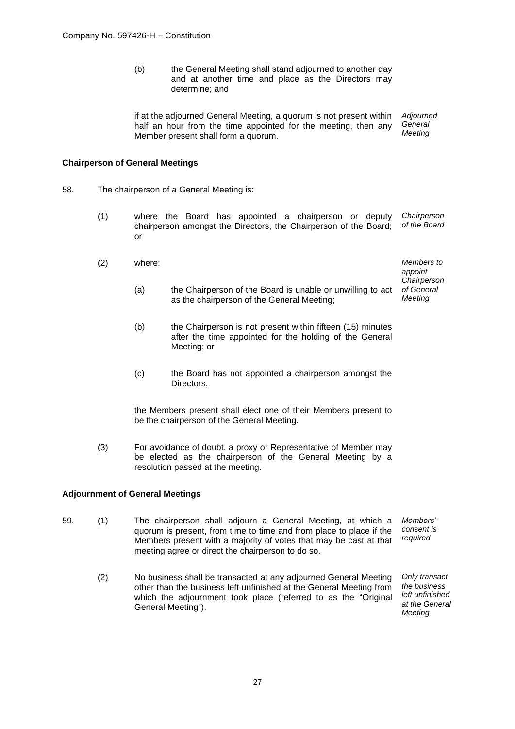(b) the General Meeting shall stand adjourned to another day and at another time and place as the Directors may determine; and

if at the adjourned General Meeting, a quorum is not present within half an hour from the time appointed for the meeting, then any Member present shall form a quorum. *Adjourned General Meeting*

**Chairperson of General Meetings**

58. The chairperson of a General Meeting is:

(1) where the Board has appointed a chairperson or deputy chairperson amongst the Directors, the Chairperson of the Board; or *Chairperson of the Board*

(2) where: *Members to appoint Chairperson of General Meeting*

(a) the Chairperson of the Board is unable or unwilling to act as the chairperson of the General Meeting;

(b) the Chairperson is not present within fifteen (15) minutes after the time appointed for the holding of the General Meeting; or

(c) the Board has not appointed a chairperson amongst the Directors,

the Members present shall elect one of their Members present to be the chairperson of the General Meeting.

(3) For avoidance of doubt, a proxy or Representative of Member may be elected as the chairperson of the General Meeting by a resolution passed at the meeting.

**Adjournment of General Meetings**

59. (1) The chairperson shall adjourn a General Meeting, at which a quorum is present, from time to time and from place to place if the Members present with a majority of votes that may be cast at that meeting agree or direct the chairperson to do so. *Members' consent is required*

(2) No business shall be transacted at any adjourned General Meeting other than the business left unfinished at the General Meeting from which the adjournment took place (referred to as the "Original General Meeting"). *Only transact the business left unfinished at the General Meeting*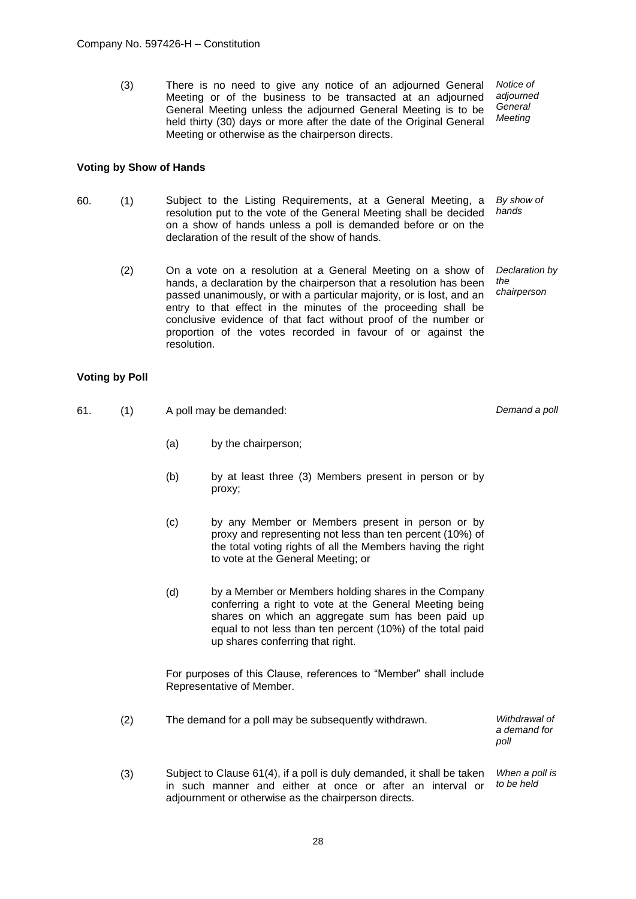(3) There is no need to give any notice of an adjourned General Meeting or of the business to be transacted at an adjourned General Meeting unless the adjourned General Meeting is to be held thirty (30) days or more after the date of the Original General Meeting or otherwise as the chairperson directs. *Notice of adjourned General Meeting*

### Voting by Show of Hands

60. (1) Subject to the Listing Requirements, at a General Meeting, a resolution put to the vote of the General Meeting shall be decided on a show of hands unless a poll is demanded before or on the declaration of the result of the show of hands. *By show of hands*

(2) On a vote on a resolution at a General Meeting on a show of hands, a declaration by the chairperson that a resolution has been passed unanimously, or with a particular majority, or is lost, and an entry to that effect in the minutes of the proceeding shall be conclusive evidence of that fact without proof of the number or proportion of the votes recorded in favour of or against the resolution. *Declaration by the chairperson*

### Voting by Poll

61. (1) A poll may be demanded: *Demand a poll*

(a) by the chairperson;

(b) by at least three (3) Members present in person or by proxy;

(c) by any Member or Members present in person or by proxy and representing not less than ten percent (10%) of the total voting rights of all the Members having the right to vote at the General Meeting; or

(d) by a Member or Members holding shares in the Company conferring a right to vote at the General Meeting being shares on which an aggregate sum has been paid up equal to not less than ten percent (10%) of the total paid up shares conferring that right.

For purposes of this Clause, references to "Member" shall include Representative of Member.

(2) The demand for a poll may be subsequently withdrawn. *Withdrawal of a demand for poll*

(3) Subject to Clause 61(4), if a poll is duly demanded, it shall be taken in such manner and either at once or after an interval or adjournment or otherwise as the chairperson directs. *When a poll is to be held*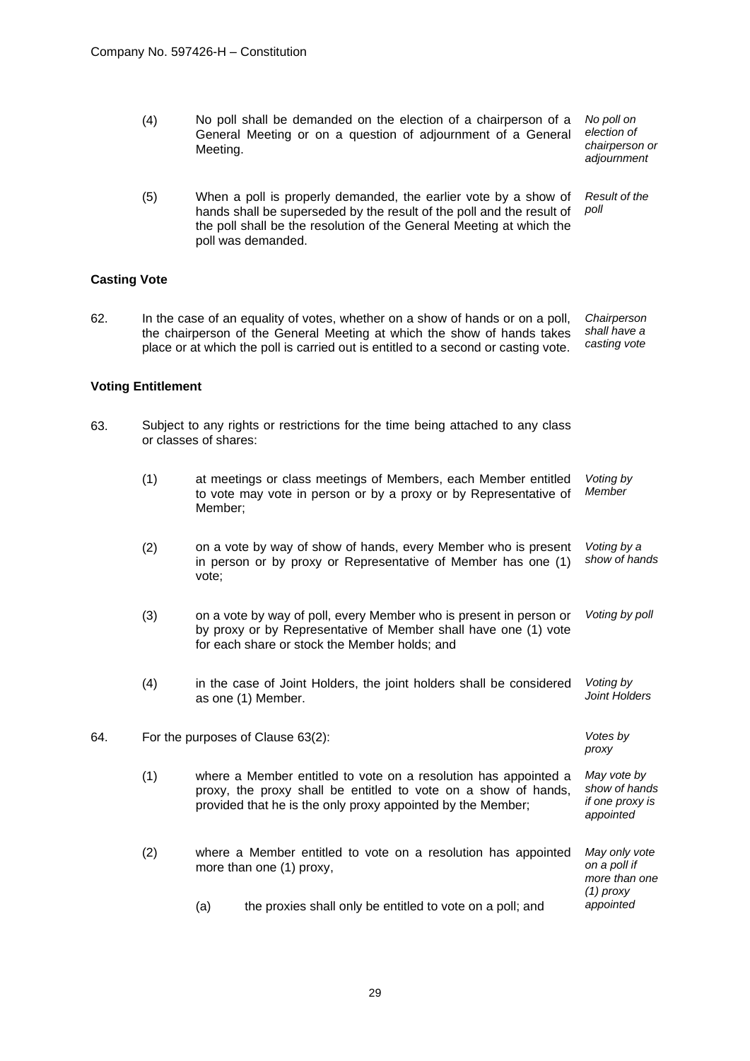(4) No poll shall be demanded on the election of a chairperson of a General Meeting or on a question of adjournment of a General Meeting. *No poll on election of chairperson or adjournment*

(5) When a poll is properly demanded, the earlier vote by a show of hands shall be superseded by the result of the poll and the result of the poll shall be the resolution of the General Meeting at which the poll was demanded. *Result of the poll*

**Casting Vote**

62. In the case of an equality of votes, whether on a show of hands or on a poll, the chairperson of the General Meeting at which the show of hands takes place or at which the poll is carried out is entitled to a second or casting vote. *Chairperson shall have a casting vote*

**Voting Entitlement**

63. Subject to any rights or restrictions for the time being attached to any class or classes of shares:

(1) at meetings or class meetings of Members, each Member entitled to vote may vote in person or by a proxy or by Representative of Member; *Voting by Member*

(2) on a vote by way of show of hands, every Member who is present in person or by proxy or Representative of Member has one (1) vote; *Voting by a show of hands*

(3) on a vote by way of poll, every Member who is present in person or by proxy or by Representative of Member shall have one (1) vote for each share or stock the Member holds; and *Voting by poll*

(4) in the case of Joint Holders, the joint holders shall be considered as one (1) Member. *Voting by Joint Holders*

64. For the purposes of Clause 63(2): *Votes by proxy*

(1) where a Member entitled to vote on a resolution has appointed a proxy, the proxy shall be entitled to vote on a show of hands, provided that he is the only proxy appointed by the Member; *May vote by show of hands if one proxy is appointed*

(2) where a Member entitled to vote on a resolution has appointed more than one (1) proxy, *May only vote on a poll if more than one (1) proxy appointed*

(a) the proxies shall only be entitled to vote on a poll; and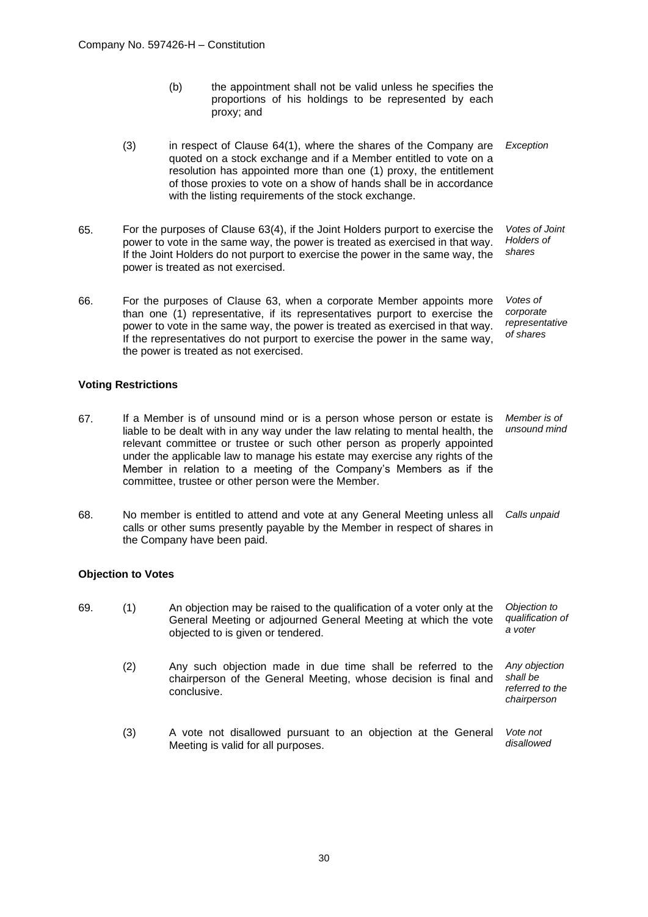(b) the appointment shall not be valid unless he specifies the proportions of his holdings to be represented by each proxy; and

(3) in respect of Clause 64(1), where the shares of the Company are quoted on a stock exchange and if a Member entitled to vote on a resolution has appointed more than one (1) proxy, the entitlement of those proxies to vote on a show of hands shall be in accordance with the listing requirements of the stock exchange. *Exception*

65. For the purposes of Clause 63(4), if the Joint Holders purport to exercise the power to vote in the same way, the power is treated as exercised in that way. If the Joint Holders do not purport to exercise the power in the same way, the power is treated as not exercised. *Votes of Joint Holders of shares*

66. For the purposes of Clause 63, when a corporate Member appoints more than one (1) representative, if its representatives purport to exercise the power to vote in the same way, the power is treated as exercised in that way. If the representatives do not purport to exercise the power in the same way, the power is treated as not exercised. *Votes of corporate representative of shares*

**Voting Restrictions**

67. If a Member is of unsound mind or is a person whose person or estate is liable to be dealt with in any way under the law relating to mental health, the relevant committee or trustee or such other person as properly appointed under the applicable law to manage his estate may exercise any rights of the Member in relation to a meeting of the Company's Members as if the committee, trustee or other person were the Member. *Member is of unsound mind*

68. No member is entitled to attend and vote at any General Meeting unless all calls or other sums presently payable by the Member in respect of shares in the Company have been paid. *Calls unpaid*

**Objection to Votes**

69. (1) An objection may be raised to the qualification of a voter only at the General Meeting or adjourned General Meeting at which the vote objected to is given or tendered. *Objection to qualification of a voter*

(2) Any such objection made in due time shall be referred to the chairperson of the General Meeting, whose decision is final and conclusive. *Any objection shall be referred to the chairperson*

(3) A vote not disallowed pursuant to an objection at the General Meeting is valid for all purposes. *Vote not disallowed*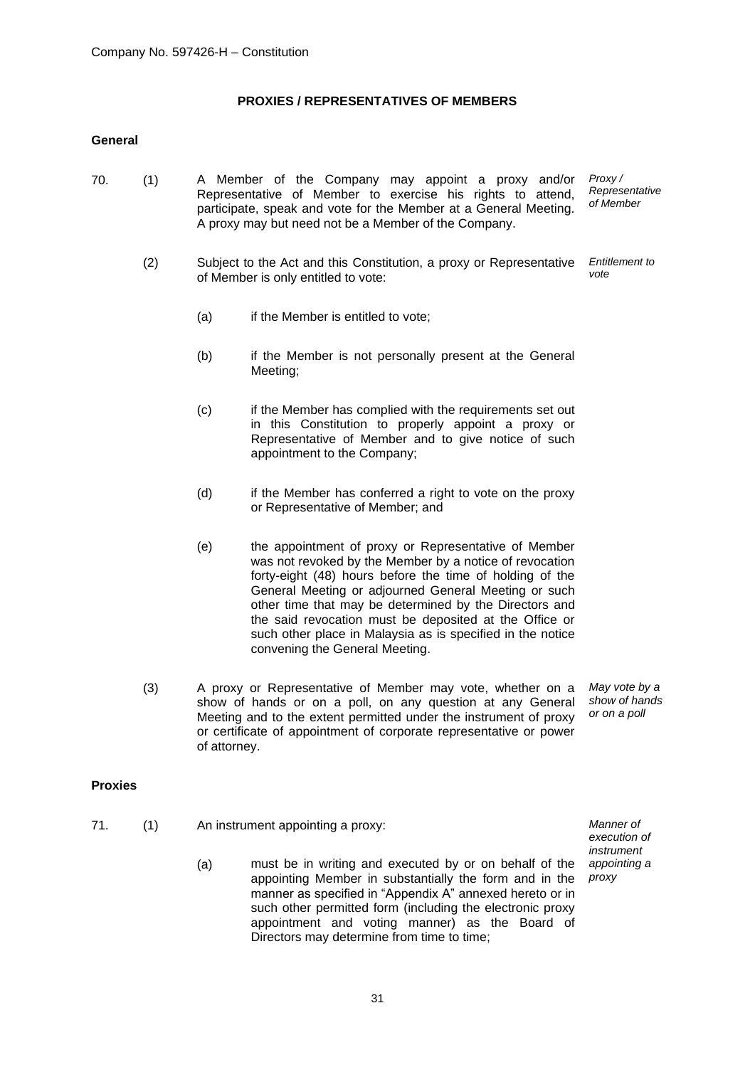## PROXIES / REPRESENTATIVES OF MEMBERS

### General

70. (1) A Member of the Company may appoint a proxy and/or Representative of Member to exercise his rights to attend, participate, speak and vote for the Member at a General Meeting. A proxy may but need not be a Member of the Company. *Proxy / Representative of Member*

(2) Subject to the Act and this Constitution, a proxy or Representative of Member is only entitled to vote: *Entitlement to vote*

(a) if the Member is entitled to vote;

(b) if the Member is not personally present at the General Meeting;

(c) if the Member has complied with the requirements set out in this Constitution to properly appoint a proxy or Representative of Member and to give notice of such appointment to the Company;

(d) if the Member has conferred a right to vote on the proxy or Representative of Member; and

(e) the appointment of proxy or Representative of Member was not revoked by the Member by a notice of revocation forty-eight (48) hours before the time of holding of the General Meeting or adjourned General Meeting or such other time that may be determined by the Directors and the said revocation must be deposited at the Office or such other place in Malaysia as is specified in the notice convening the General Meeting.

(3) A proxy or Representative of Member may vote, whether on a show of hands or on a poll, on any question at any General Meeting and to the extent permitted under the instrument of proxy or certificate of appointment of corporate representative or power of attorney. *May vote by a show of hands or on a poll*

### Proxies

71. (1) An instrument appointing a proxy: *Manner of execution of instrument appointing a proxy*

(a) must be in writing and executed by or on behalf of the appointing Member in substantially the form and in the manner as specified in "Appendix A" annexed hereto or in such other permitted form (including the electronic proxy appointment and voting manner) as the Board of Directors may determine from time to time;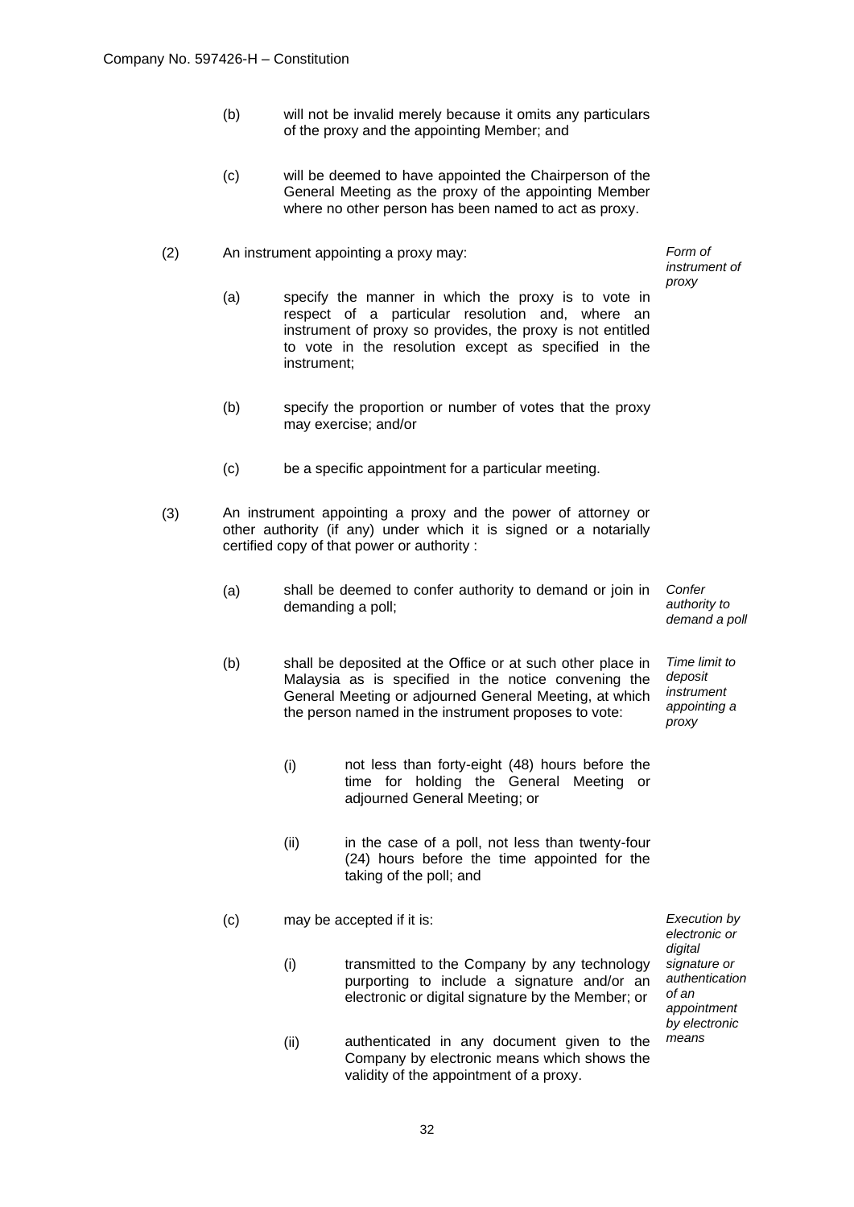(b) will not be invalid merely because it omits any particulars of the proxy and the appointing Member; and

(c) will be deemed to have appointed the Chairperson of the General Meeting as the proxy of the appointing Member where no other person has been named to act as proxy.

(2) An instrument appointing a proxy may:

*Form of instrument of proxy*

(a) specify the manner in which the proxy is to vote in respect of a particular resolution and, where an instrument of proxy so provides, the proxy is not entitled to vote in the resolution except as specified in the instrument;

(b) specify the proportion or number of votes that the proxy may exercise; and/or

(c) be a specific appointment for a particular meeting.

(3) An instrument appointing a proxy and the power of attorney or other authority (if any) under which it is signed or a notarially certified copy of that power or authority :

(a) shall be deemed to confer authority to demand or join in demanding a poll;

*Confer authority to demand a poll*

(b) shall be deposited at the Office or at such other place in Malaysia as is specified in the notice convening the General Meeting or adjourned General Meeting, at which the person named in the instrument proposes to vote:

*Time limit to deposit instrument appointing a proxy*

(i) not less than forty-eight (48) hours before the time for holding the General Meeting or adjourned General Meeting; or

(ii) in the case of a poll, not less than twenty-four (24) hours before the time appointed for the taking of the poll; and

(c) may be accepted if it is:

*Execution by electronic or digital signature or authentication of an appointment by electronic means*

(i) transmitted to the Company by any technology purporting to include a signature and/or an electronic or digital signature by the Member; or

(ii) authenticated in any document given to the Company by electronic means which shows the validity of the appointment of a proxy.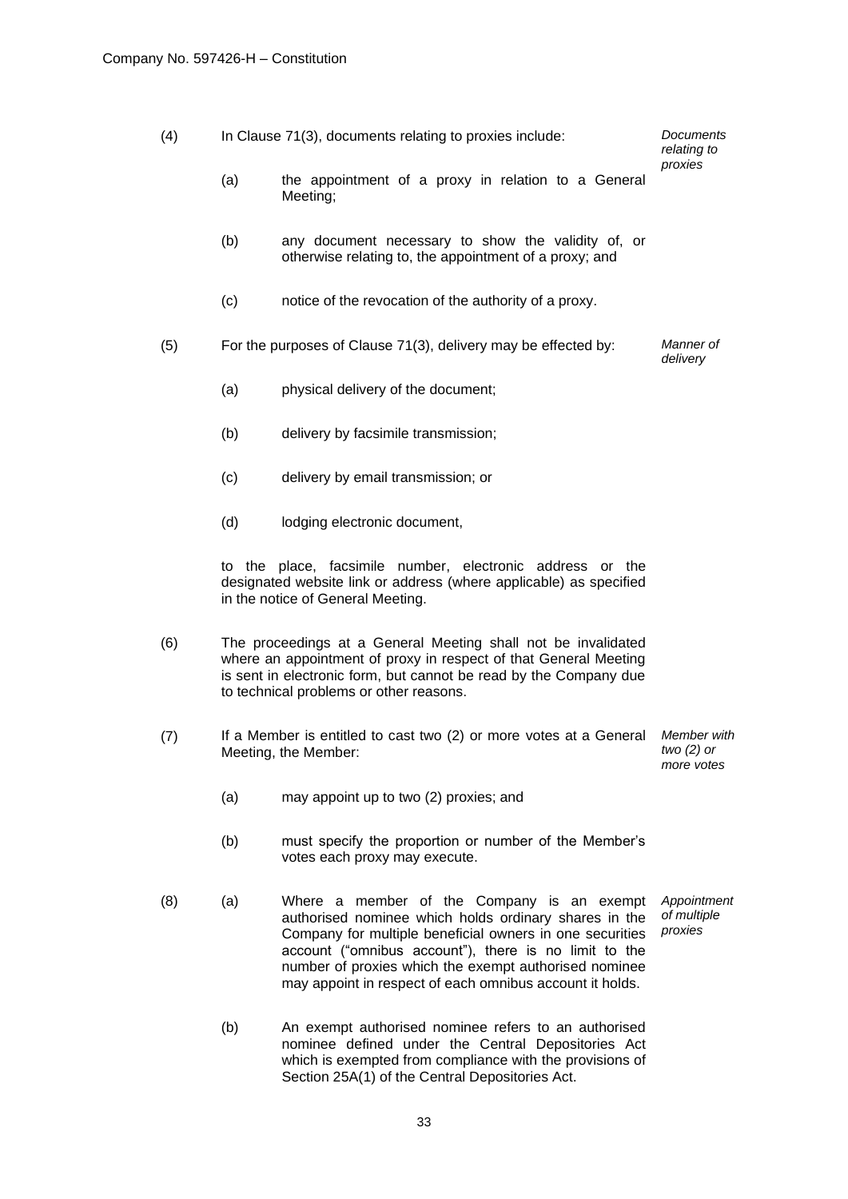(4) In Clause 71(3), documents relating to proxies include: *Documents relating to proxies*

(a) the appointment of a proxy in relation to a General Meeting;

(b) any document necessary to show the validity of, or otherwise relating to, the appointment of a proxy; and

(c) notice of the revocation of the authority of a proxy.

(5) For the purposes of Clause 71(3), delivery may be effected by: *Manner of delivery*

(a) physical delivery of the document;

(b) delivery by facsimile transmission;

(c) delivery by email transmission; or

(d) lodging electronic document,

to the place, facsimile number, electronic address or the designated website link or address (where applicable) as specified in the notice of General Meeting.

(6) The proceedings at a General Meeting shall not be invalidated where an appointment of proxy in respect of that General Meeting is sent in electronic form, but cannot be read by the Company due to technical problems or other reasons.

(7) If a Member is entitled to cast two (2) or more votes at a General Meeting, the Member: *Member with two (2) or more votes*

(a) may appoint up to two (2) proxies; and

(b) must specify the proportion or number of the Member's votes each proxy may execute.

(8) (a) Where a member of the Company is an exempt authorised nominee which holds ordinary shares in the Company for multiple beneficial owners in one securities account ("omnibus account"), there is no limit to the number of proxies which the exempt authorised nominee may appoint in respect of each omnibus account it holds. *Appointment of multiple proxies*

(b) An exempt authorised nominee refers to an authorised nominee defined under the Central Depositories Act which is exempted from compliance with the provisions of Section 25A(1) of the Central Depositories Act.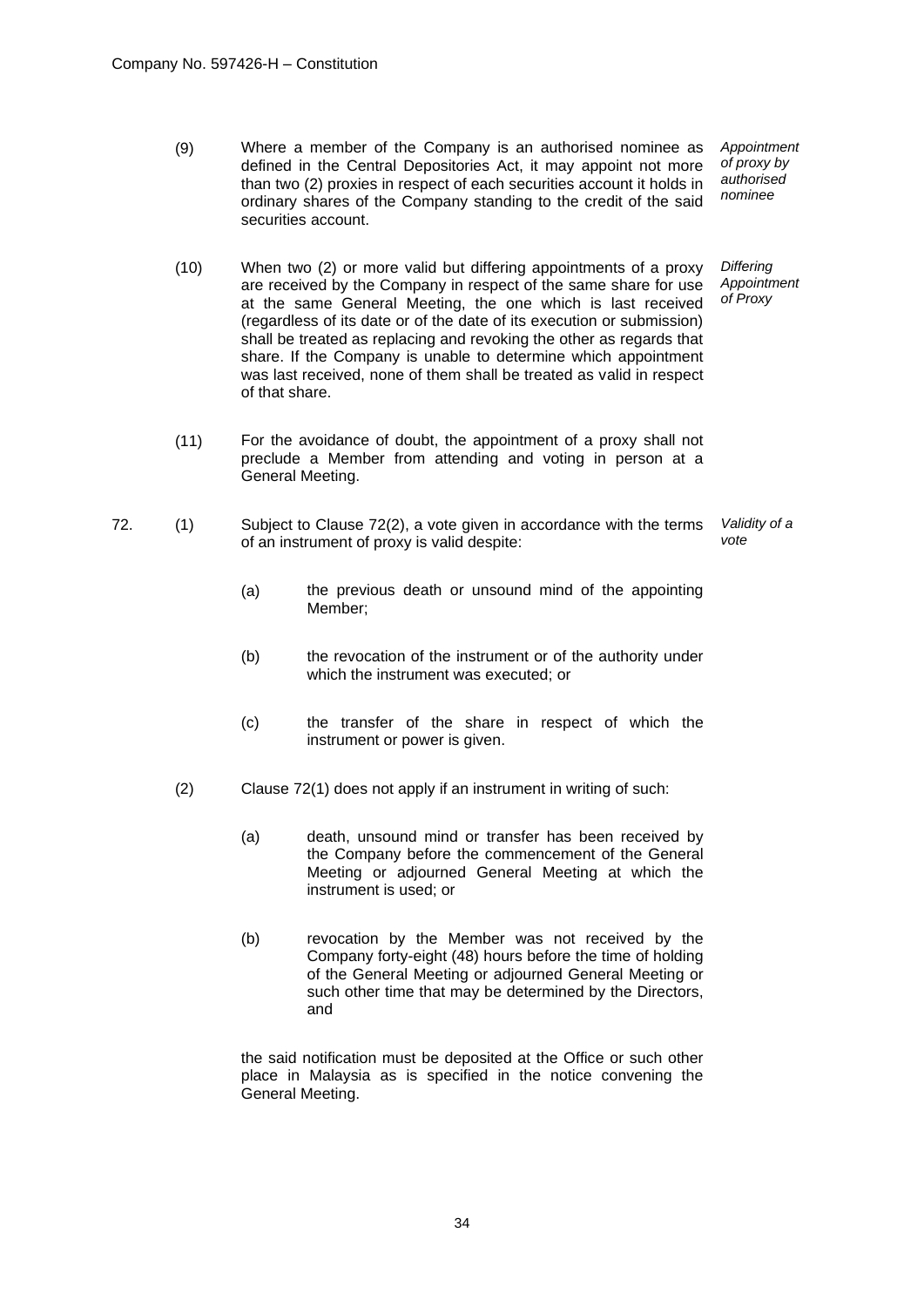(9) Where a member of the Company is an authorised nominee as defined in the Central Depositories Act, it may appoint not more than two (2) proxies in respect of each securities account it holds in ordinary shares of the Company standing to the credit of the said securities account. *Appointment of proxy by authorised nominee*

(10) When two (2) or more valid but differing appointments of a proxy are received by the Company in respect of the same share for use at the same General Meeting, the one which is last received (regardless of its date or of the date of its execution or submission) shall be treated as replacing and revoking the other as regards that share. If the Company is unable to determine which appointment was last received, none of them shall be treated as valid in respect of that share. *Differing Appointment of Proxy*

(11) For the avoidance of doubt, the appointment of a proxy shall not preclude a Member from attending and voting in person at a General Meeting.

72. (1) Subject to Clause 72(2), a vote given in accordance with the terms of an instrument of proxy is valid despite: *Validity of a vote*

(a) the previous death or unsound mind of the appointing Member;

(b) the revocation of the instrument or of the authority under which the instrument was executed; or

(c) the transfer of the share in respect of which the instrument or power is given.

(2) Clause 72(1) does not apply if an instrument in writing of such:

(a) death, unsound mind or transfer has been received by the Company before the commencement of the General Meeting or adjourned General Meeting at which the instrument is used; or

(b) revocation by the Member was not received by the Company forty-eight (48) hours before the time of holding of the General Meeting or adjourned General Meeting or such other time that may be determined by the Directors, and

the said notification must be deposited at the Office or such other place in Malaysia as is specified in the notice convening the General Meeting.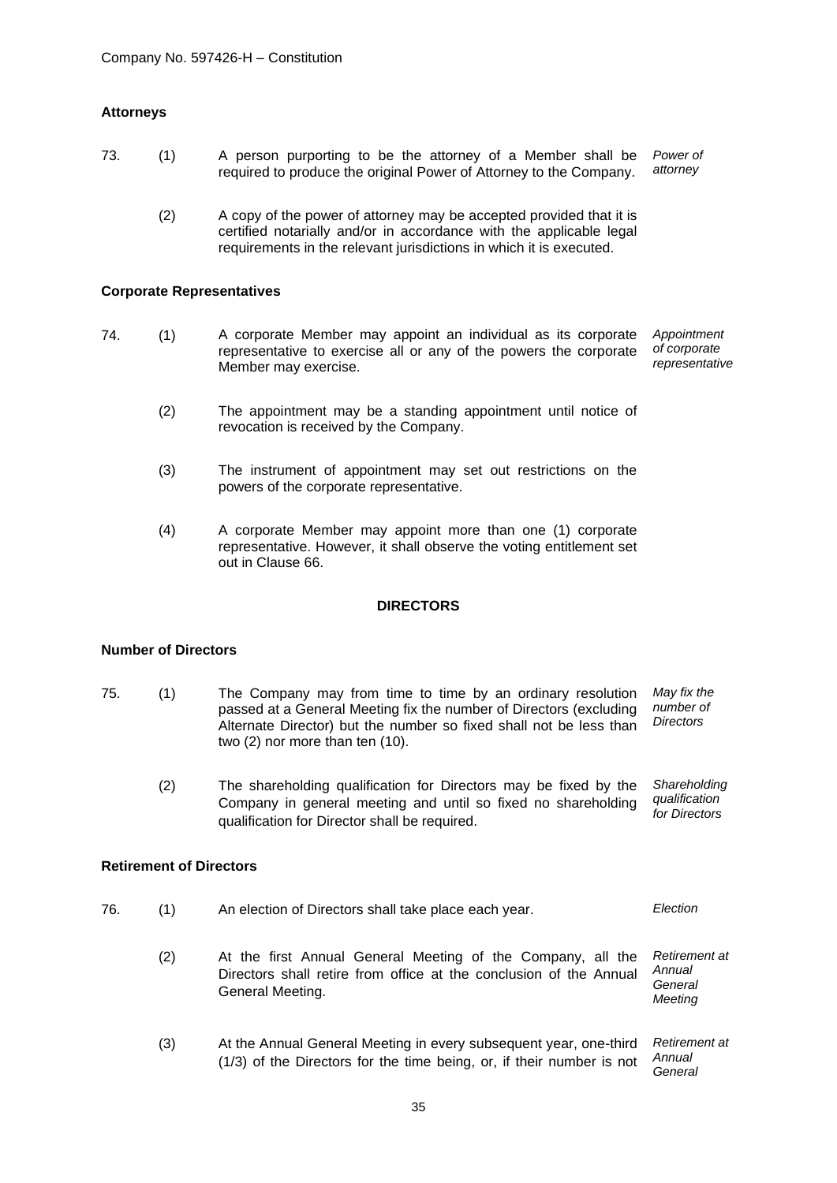**Attorneys**

73. (1) A person purporting to be the attorney of a Member shall be required to produce the original Power of Attorney to the Company. *Power of attorney*

(2) A copy of the power of attorney may be accepted provided that it is certified notarially and/or in accordance with the applicable legal requirements in the relevant jurisdictions in which it is executed.

**Corporate Representatives**

74. (1) A corporate Member may appoint an individual as its corporate representative to exercise all or any of the powers the corporate Member may exercise. *Appointment of corporate representative*

(2) The appointment may be a standing appointment until notice of revocation is received by the Company.

(3) The instrument of appointment may set out restrictions on the powers of the corporate representative.

(4) A corporate Member may appoint more than one (1) corporate representative. However, it shall observe the voting entitlement set out in Clause 66.

## DIRECTORS

**Number of Directors**

75. (1) The Company may from time to time by an ordinary resolution passed at a General Meeting fix the number of Directors (excluding Alternate Director) but the number so fixed shall not be less than two (2) nor more than ten (10). *May fix the number of Directors*

(2) The shareholding qualification for Directors may be fixed by the Company in general meeting and until so fixed no shareholding qualification for Director shall be required. *Shareholding qualification for Directors*

**Retirement of Directors**

76. (1) An election of Directors shall take place each year. *Election*

(2) At the first Annual General Meeting of the Company, all the Directors shall retire from office at the conclusion of the Annual General Meeting. *Retirement at Annual General Meeting*

(3) At the Annual General Meeting in every subsequent year, one-third (1/3) of the Directors for the time being, or, if their number is not *Retirement at Annual General*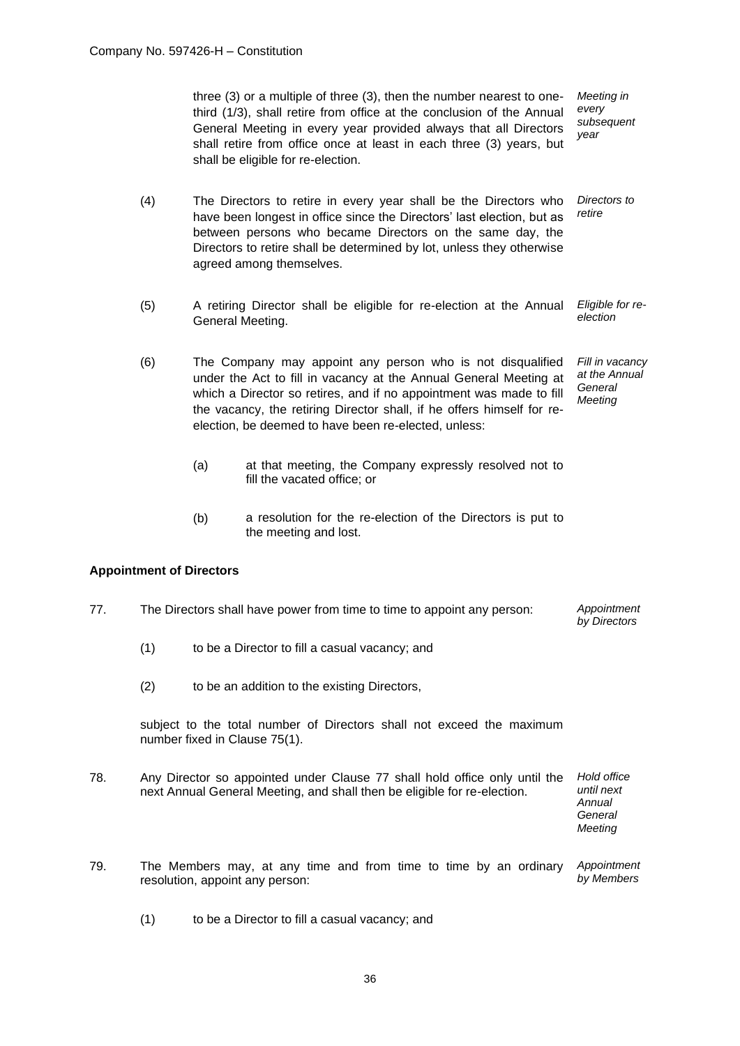three (3) or a multiple of three (3), then the number nearest to one-third (1/3), shall retire from office at the conclusion of the Annual General Meeting in every year provided always that all Directors shall retire from office once at least in each three (3) years, but shall be eligible for re-election. *Meeting in every subsequent year*

(4) The Directors to retire in every year shall be the Directors who have been longest in office since the Directors' last election, but as between persons who became Directors on the same day, the Directors to retire shall be determined by lot, unless they otherwise agreed among themselves. *Directors to retire*

(5) A retiring Director shall be eligible for re-election at the Annual General Meeting. *Eligible for re-election*

(6) The Company may appoint any person who is not disqualified under the Act to fill in vacancy at the Annual General Meeting at which a Director so retires, and if no appointment was made to fill the vacancy, the retiring Director shall, if he offers himself for re-election, be deemed to have been re-elected, unless: *Fill in vacancy at the Annual General Meeting*

- (a) at that meeting, the Company expressly resolved not to fill the vacated office; or
- (b) a resolution for the re-election of the Directors is put to the meeting and lost.

**Appointment of Directors**

77. The Directors shall have power from time to time to appoint any person: *Appointment by Directors*

    (1) to be a Director to fill a casual vacancy; and

    (2) to be an addition to the existing Directors,

    subject to the total number of Directors shall not exceed the maximum number fixed in Clause 75(1).

78. Any Director so appointed under Clause 77 shall hold office only until the next Annual General Meeting, and shall then be eligible for re-election. *Hold office until next Annual General Meeting*

79. The Members may, at any time and from time to time by an ordinary resolution, appoint any person: *Appointment by Members*

    (1) to be a Director to fill a casual vacancy; and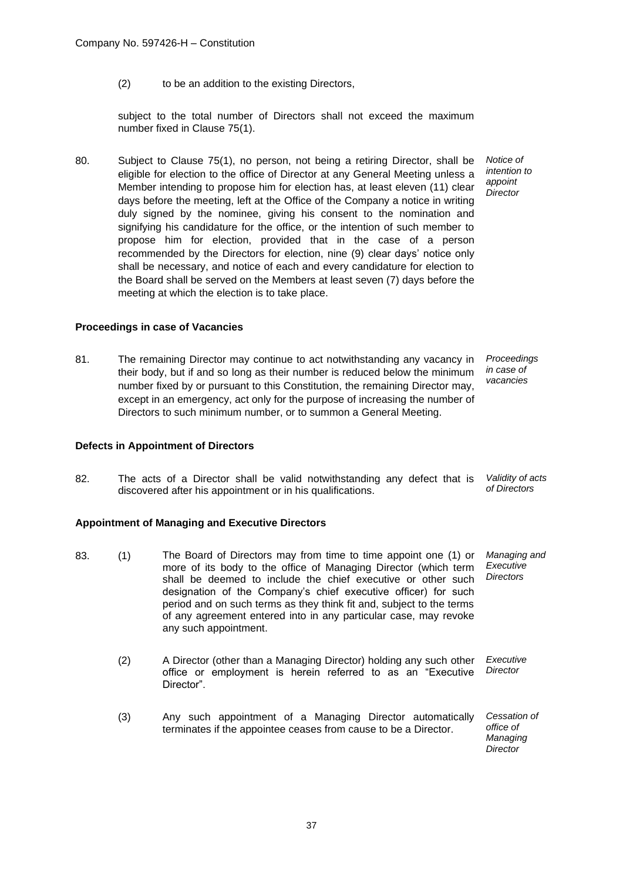(2) to be an addition to the existing Directors,

subject to the total number of Directors shall not exceed the maximum number fixed in Clause 75(1).

80. Subject to Clause 75(1), no person, not being a retiring Director, shall be eligible for election to the office of Director at any General Meeting unless a Member intending to propose him for election has, at least eleven (11) clear days before the meeting, left at the Office of the Company a notice in writing duly signed by the nominee, giving his consent to the nomination and signifying his candidature for the office, or the intention of such member to propose him for election, provided that in the case of a person recommended by the Directors for election, nine (9) clear days' notice only shall be necessary, and notice of each and every candidature for election to the Board shall be served on the Members at least seven (7) days before the meeting at which the election is to take place. *Notice of intention to appoint Director*

**Proceedings in case of Vacancies**

81. The remaining Director may continue to act notwithstanding any vacancy in their body, but if and so long as their number is reduced below the minimum number fixed by or pursuant to this Constitution, the remaining Director may, except in an emergency, act only for the purpose of increasing the number of Directors to such minimum number, or to summon a General Meeting. *Proceedings in case of vacancies*

**Defects in Appointment of Directors**

82. The acts of a Director shall be valid notwithstanding any defect that is discovered after his appointment or in his qualifications. *Validity of acts of Directors*

**Appointment of Managing and Executive Directors**

83. (1) The Board of Directors may from time to time appoint one (1) or more of its body to the office of Managing Director (which term shall be deemed to include the chief executive or other such designation of the Company's chief executive officer) for such period and on such terms as they think fit and, subject to the terms of any agreement entered into in any particular case, may revoke any such appointment. *Managing and Executive Directors*

(2) A Director (other than a Managing Director) holding any such other office or employment is herein referred to as an "Executive Director". *Executive Director*

(3) Any such appointment of a Managing Director automatically terminates if the appointee ceases from cause to be a Director. *Cessation of office of Managing Director*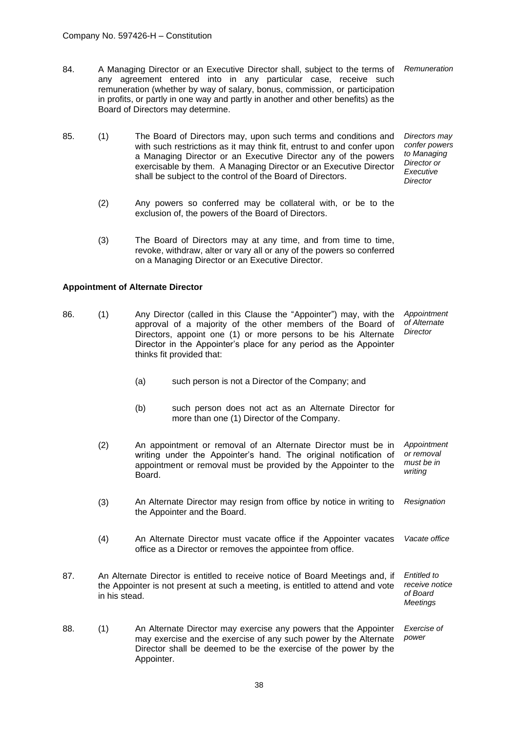84. A Managing Director or an Executive Director shall, subject to the terms of any agreement entered into in any particular case, receive such remuneration (whether by way of salary, bonus, commission, or participation in profits, or partly in one way and partly in another and other benefits) as the Board of Directors may determine. *Remuneration*

85. (1) The Board of Directors may, upon such terms and conditions and with such restrictions as it may think fit, entrust to and confer upon a Managing Director or an Executive Director any of the powers exercisable by them. A Managing Director or an Executive Director shall be subject to the control of the Board of Directors. *Directors may confer powers to Managing Director or Executive Director*

(2) Any powers so conferred may be collateral with, or be to the exclusion of, the powers of the Board of Directors.

(3) The Board of Directors may at any time, and from time to time, revoke, withdraw, alter or vary all or any of the powers so conferred on a Managing Director or an Executive Director.

**Appointment of Alternate Director**

86. (1) Any Director (called in this Clause the "Appointer") may, with the approval of a majority of the other members of the Board of Directors, appoint one (1) or more persons to be his Alternate Director in the Appointer's place for any period as the Appointer thinks fit provided that: *Appointment of Alternate Director*

(a) such person is not a Director of the Company; and

(b) such person does not act as an Alternate Director for more than one (1) Director of the Company.

(2) An appointment or removal of an Alternate Director must be in writing under the Appointer's hand. The original notification of appointment or removal must be provided by the Appointer to the Board. *Appointment or removal must be in writing*

(3) An Alternate Director may resign from office by notice in writing to the Appointer and the Board. *Resignation*

(4) An Alternate Director must vacate office if the Appointer vacates office as a Director or removes the appointee from office. *Vacate office*

87. An Alternate Director is entitled to receive notice of Board Meetings and, if the Appointer is not present at such a meeting, is entitled to attend and vote in his stead. *Entitled to receive notice of Board Meetings*

88. (1) An Alternate Director may exercise any powers that the Appointer may exercise and the exercise of any such power by the Alternate Director shall be deemed to be the exercise of the power by the Appointer. *Exercise of power*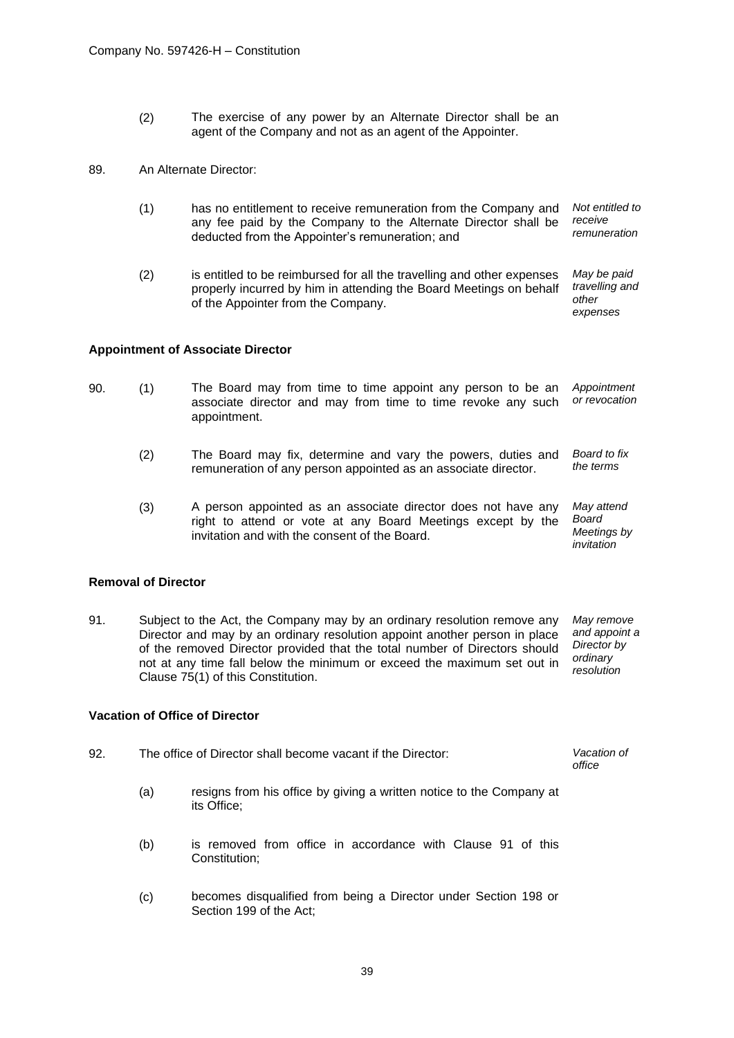(2) The exercise of any power by an Alternate Director shall be an agent of the Company and not as an agent of the Appointer.

89. An Alternate Director:

(1) has no entitlement to receive remuneration from the Company and any fee paid by the Company to the Alternate Director shall be deducted from the Appointer's remuneration; and *Not entitled to receive remuneration*

(2) is entitled to be reimbursed for all the travelling and other expenses properly incurred by him in attending the Board Meetings on behalf of the Appointer from the Company. *May be paid travelling and other expenses*

**Appointment of Associate Director**

90. (1) The Board may from time to time appoint any person to be an associate director and may from time to time revoke any such appointment. *Appointment or revocation*

(2) The Board may fix, determine and vary the powers, duties and remuneration of any person appointed as an associate director. *Board to fix the terms*

(3) A person appointed as an associate director does not have any right to attend or vote at any Board Meetings except by the invitation and with the consent of the Board. *May attend Board Meetings by invitation*

**Removal of Director**

91. Subject to the Act, the Company may by an ordinary resolution remove any Director and may by an ordinary resolution appoint another person in place of the removed Director provided that the total number of Directors should not at any time fall below the minimum or exceed the maximum set out in Clause 75(1) of this Constitution. *May remove and appoint a Director by ordinary resolution*

**Vacation of Office of Director**

92. The office of Director shall become vacant if the Director: *Vacation of office*

(a) resigns from his office by giving a written notice to the Company at its Office;

(b) is removed from office in accordance with Clause 91 of this Constitution;

(c) becomes disqualified from being a Director under Section 198 or Section 199 of the Act;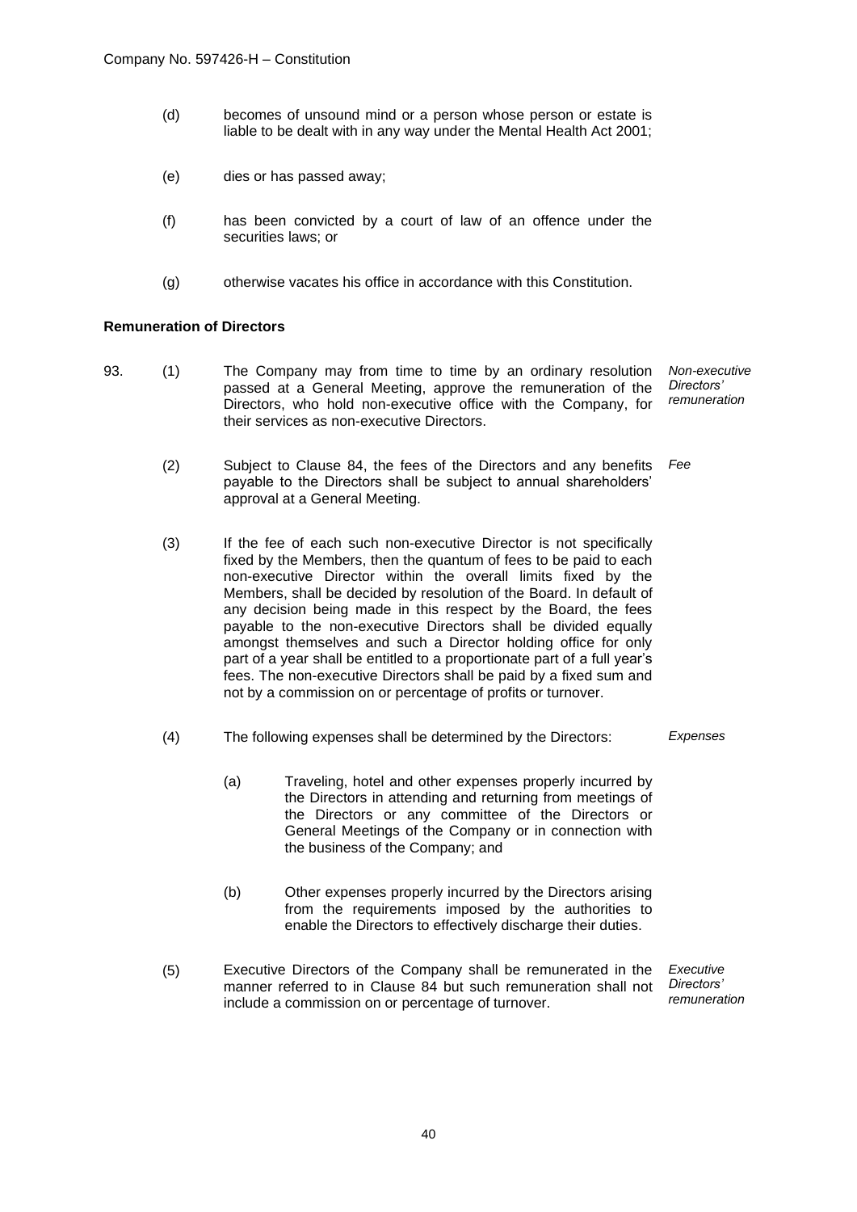(d) becomes of unsound mind or a person whose person or estate is liable to be dealt with in any way under the Mental Health Act 2001;

(e) dies or has passed away;

(f) has been convicted by a court of law of an offence under the securities laws; or

(g) otherwise vacates his office in accordance with this Constitution.

**Remuneration of Directors**

93. (1) The Company may from time to time by an ordinary resolution passed at a General Meeting, approve the remuneration of the Directors, who hold non-executive office with the Company, for their services as non-executive Directors. *Non-executive Directors' remuneration*

(2) Subject to Clause 84, the fees of the Directors and any benefits payable to the Directors shall be subject to annual shareholders' approval at a General Meeting. *Fee*

(3) If the fee of each such non-executive Director is not specifically fixed by the Members, then the quantum of fees to be paid to each non-executive Director within the overall limits fixed by the Members, shall be decided by resolution of the Board. In default of any decision being made in this respect by the Board, the fees payable to the non-executive Directors shall be divided equally amongst themselves and such a Director holding office for only part of a year shall be entitled to a proportionate part of a full year's fees. The non-executive Directors shall be paid by a fixed sum and not by a commission on or percentage of profits or turnover.

(4) The following expenses shall be determined by the Directors: *Expenses*

(a) Traveling, hotel and other expenses properly incurred by the Directors in attending and returning from meetings of the Directors or any committee of the Directors or General Meetings of the Company or in connection with the business of the Company; and

(b) Other expenses properly incurred by the Directors arising from the requirements imposed by the authorities to enable the Directors to effectively discharge their duties.

(5) Executive Directors of the Company shall be remunerated in the manner referred to in Clause 84 but such remuneration shall not include a commission on or percentage of turnover. *Executive Directors' remuneration*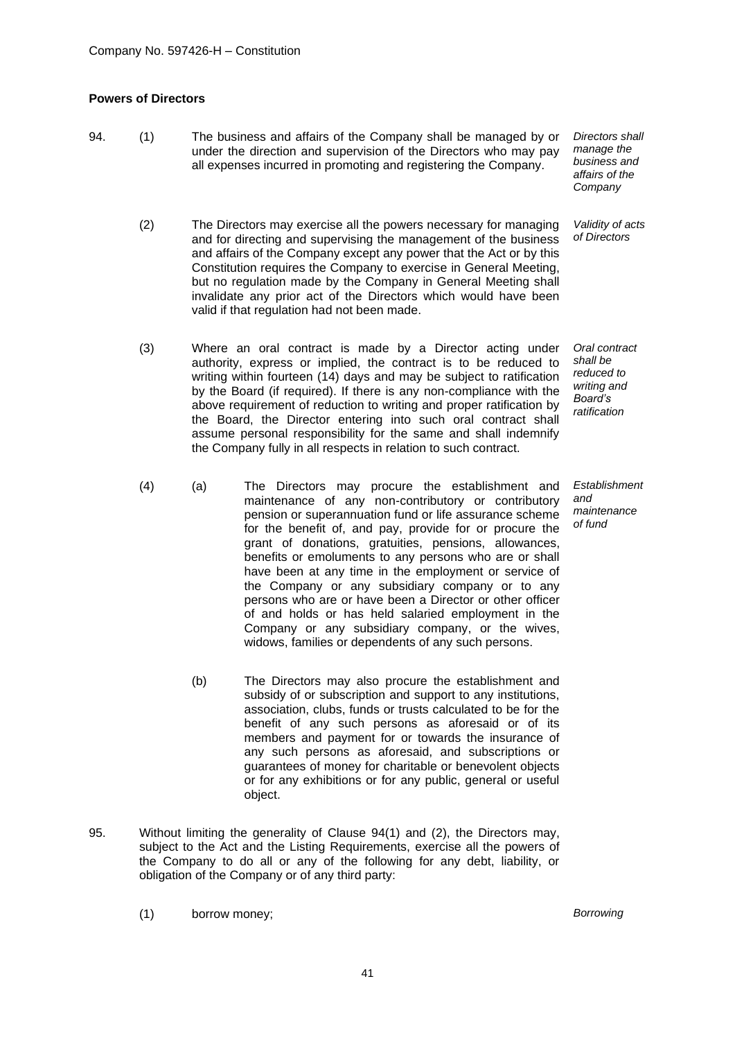**Powers of Directors**

94. (1) The business and affairs of the Company shall be managed by or under the direction and supervision of the Directors who may pay all expenses incurred in promoting and registering the Company.

*Directors shall manage the business and affairs of the Company*

(2) The Directors may exercise all the powers necessary for managing and for directing and supervising the management of the business and affairs of the Company except any power that the Act or by this Constitution requires the Company to exercise in General Meeting, but no regulation made by the Company in General Meeting shall invalidate any prior act of the Directors which would have been valid if that regulation had not been made.

*Validity of acts of Directors*

(3) Where an oral contract is made by a Director acting under authority, express or implied, the contract is to be reduced to writing within fourteen (14) days and may be subject to ratification by the Board (if required). If there is any non-compliance with the above requirement of reduction to writing and proper ratification by the Board, the Director entering into such oral contract shall assume personal responsibility for the same and shall indemnify the Company fully in all respects in relation to such contract.

*Oral contract shall be reduced to writing and Board's ratification*

(4) (a) The Directors may procure the establishment and maintenance of any non-contributory or contributory pension or superannuation fund or life assurance scheme for the benefit of, and pay, provide for or procure the grant of donations, gratuities, pensions, allowances, benefits or emoluments to any persons who are or shall have been at any time in the employment or service of the Company or any subsidiary company or to any persons who are or have been a Director or other officer of and holds or has held salaried employment in the Company or any subsidiary company, or the wives, widows, families or dependents of any such persons.

*Establishment and maintenance of fund*

(b) The Directors may also procure the establishment and subsidy of or subscription and support to any institutions, association, clubs, funds or trusts calculated to be for the benefit of any such persons as aforesaid or of its members and payment for or towards the insurance of any such persons as aforesaid, and subscriptions or guarantees of money for charitable or benevolent objects or for any exhibitions or for any public, general or useful object.

95. Without limiting the generality of Clause 94(1) and (2), the Directors may, subject to the Act and the Listing Requirements, exercise all the powers of the Company to do all or any of the following for any debt, liability, or obligation of the Company or of any third party:

(1) borrow money;

*Borrowing*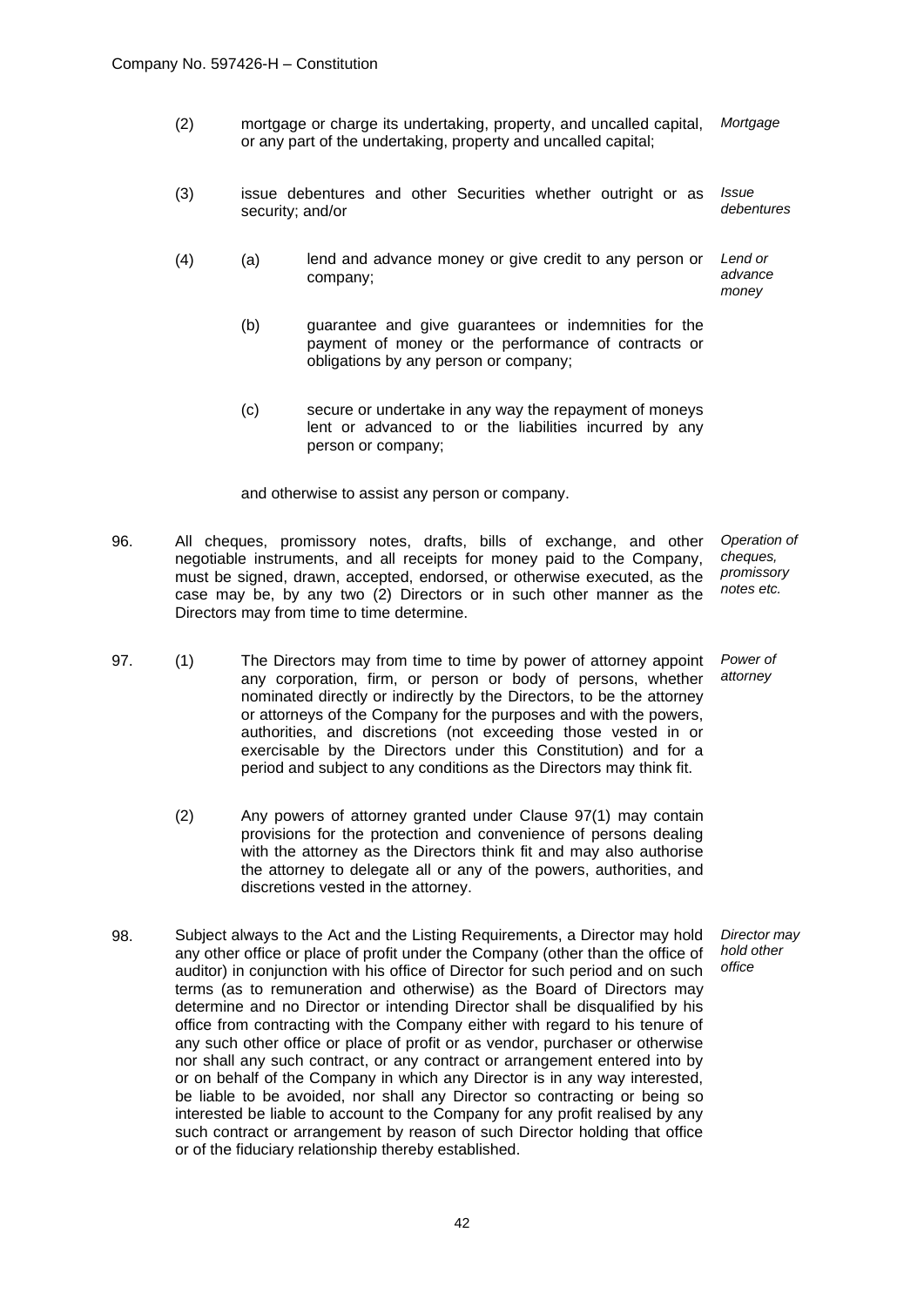(2) mortgage or charge its undertaking, property, and uncalled capital, or any part of the undertaking, property and uncalled capital; *Mortgage*

(3) issue debentures and other Securities whether outright or as security; and/or *Issue debentures*

(4) (a) lend and advance money or give credit to any person or company; *Lend or advance money*

(b) guarantee and give guarantees or indemnities for the payment of money or the performance of contracts or obligations by any person or company;

(c) secure or undertake in any way the repayment of moneys lent or advanced to or the liabilities incurred by any person or company;

and otherwise to assist any person or company.

96. All cheques, promissory notes, drafts, bills of exchange, and other negotiable instruments, and all receipts for money paid to the Company, must be signed, drawn, accepted, endorsed, or otherwise executed, as the case may be, by any two (2) Directors or in such other manner as the Directors may from time to time determine. *Operation of cheques, promissory notes etc.*

97. (1) The Directors may from time to time by power of attorney appoint any corporation, firm, or person or body of persons, whether nominated directly or indirectly by the Directors, to be the attorney or attorneys of the Company for the purposes and with the powers, authorities, and discretions (not exceeding those vested in or exercisable by the Directors under this Constitution) and for a period and subject to any conditions as the Directors may think fit. *Power of attorney*

(2) Any powers of attorney granted under Clause 97(1) may contain provisions for the protection and convenience of persons dealing with the attorney as the Directors think fit and may also authorise the attorney to delegate all or any of the powers, authorities, and discretions vested in the attorney.

98. Subject always to the Act and the Listing Requirements, a Director may hold any other office or place of profit under the Company (other than the office of auditor) in conjunction with his office of Director for such period and on such terms (as to remuneration and otherwise) as the Board of Directors may determine and no Director or intending Director shall be disqualified by his office from contracting with the Company either with regard to his tenure of any such other office or place of profit or as vendor, purchaser or otherwise nor shall any such contract, or any contract or arrangement entered into by or on behalf of the Company in which any Director is in any way interested, be liable to be avoided, nor shall any Director so contracting or being so interested be liable to account to the Company for any profit realised by any such contract or arrangement by reason of such Director holding that office or of the fiduciary relationship thereby established. *Director may hold other office*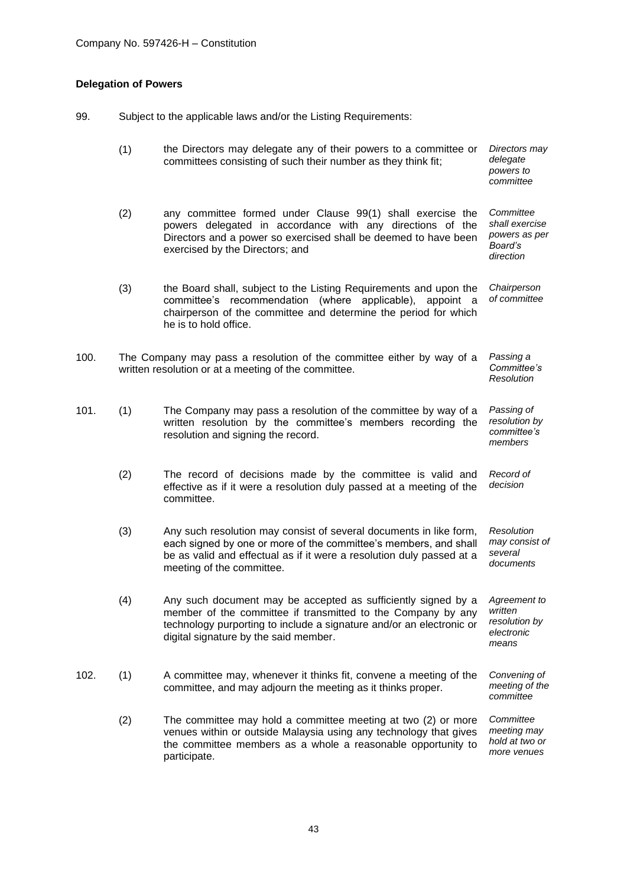**Delegation of Powers**

99. Subject to the applicable laws and/or the Listing Requirements:

(1) the Directors may delegate any of their powers to a committee or committees consisting of such their number as they think fit; *Directors may delegate powers to committee*

(2) any committee formed under Clause 99(1) shall exercise the powers delegated in accordance with any directions of the Directors and a power so exercised shall be deemed to have been exercised by the Directors; and *Committee shall exercise powers as per Board's direction*

(3) the Board shall, subject to the Listing Requirements and upon the committee's recommendation (where applicable), appoint a chairperson of the committee and determine the period for which he is to hold office. *Chairperson of committee*

100. The Company may pass a resolution of the committee either by way of a written resolution or at a meeting of the committee. *Passing a Committee's Resolution*

101. (1) The Company may pass a resolution of the committee by way of a written resolution by the committee's members recording the resolution and signing the record. *Passing of resolution by committee's members*

(2) The record of decisions made by the committee is valid and effective as if it were a resolution duly passed at a meeting of the committee. *Record of decision*

(3) Any such resolution may consist of several documents in like form, each signed by one or more of the committee's members, and shall be as valid and effectual as if it were a resolution duly passed at a meeting of the committee. *Resolution may consist of several documents*

(4) Any such document may be accepted as sufficiently signed by a member of the committee if transmitted to the Company by any technology purporting to include a signature and/or an electronic or digital signature by the said member. *Agreement to written resolution by electronic means*

102. (1) A committee may, whenever it thinks fit, convene a meeting of the committee, and may adjourn the meeting as it thinks proper. *Convening of meeting of the committee*

(2) The committee may hold a committee meeting at two (2) or more venues within or outside Malaysia using any technology that gives the committee members as a whole a reasonable opportunity to participate. *Committee meeting may hold at two or more venues*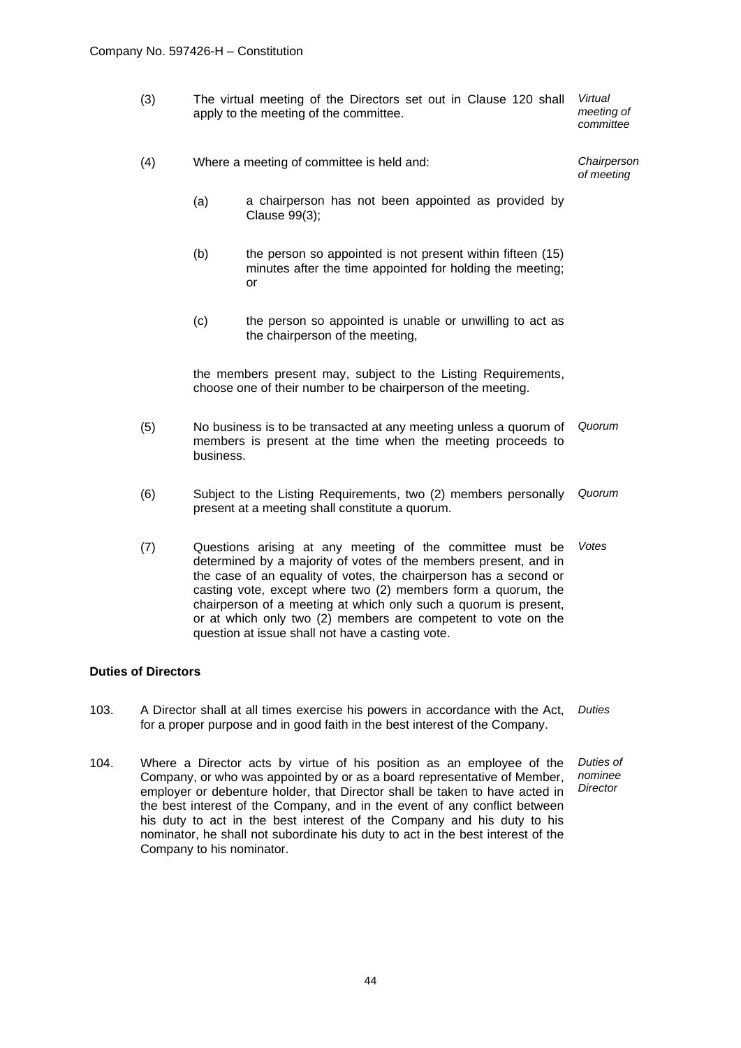(3) The virtual meeting of the Directors set out in Clause 120 shall apply to the meeting of the committee. *Virtual meeting of committee*

(4) Where a meeting of committee is held and: *Chairperson of meeting*

(a) a chairperson has not been appointed as provided by Clause 99(3);

(b) the person so appointed is not present within fifteen (15) minutes after the time appointed for holding the meeting; or

(c) the person so appointed is unable or unwilling to act as the chairperson of the meeting,

the members present may, subject to the Listing Requirements, choose one of their number to be chairperson of the meeting.

(5) No business is to be transacted at any meeting unless a quorum of members is present at the time when the meeting proceeds to business. *Quorum*

(6) Subject to the Listing Requirements, two (2) members personally present at a meeting shall constitute a quorum. *Quorum*

(7) Questions arising at any meeting of the committee must be determined by a majority of votes of the members present, and in the case of an equality of votes, the chairperson has a second or casting vote, except where two (2) members form a quorum, the chairperson of a meeting at which only such a quorum is present, or at which only two (2) members are competent to vote on the question at issue shall not have a casting vote. *Votes*

**Duties of Directors**

103. A Director shall at all times exercise his powers in accordance with the Act, for a proper purpose and in good faith in the best interest of the Company. *Duties*

104. Where a Director acts by virtue of his position as an employee of the Company, or who was appointed by or as a board representative of Member, employer or debenture holder, that Director shall be taken to have acted in the best interest of the Company, and in the event of any conflict between his duty to act in the best interest of the Company and his duty to his nominator, he shall not subordinate his duty to act in the best interest of the Company to his nominator. *Duties of nominee Director*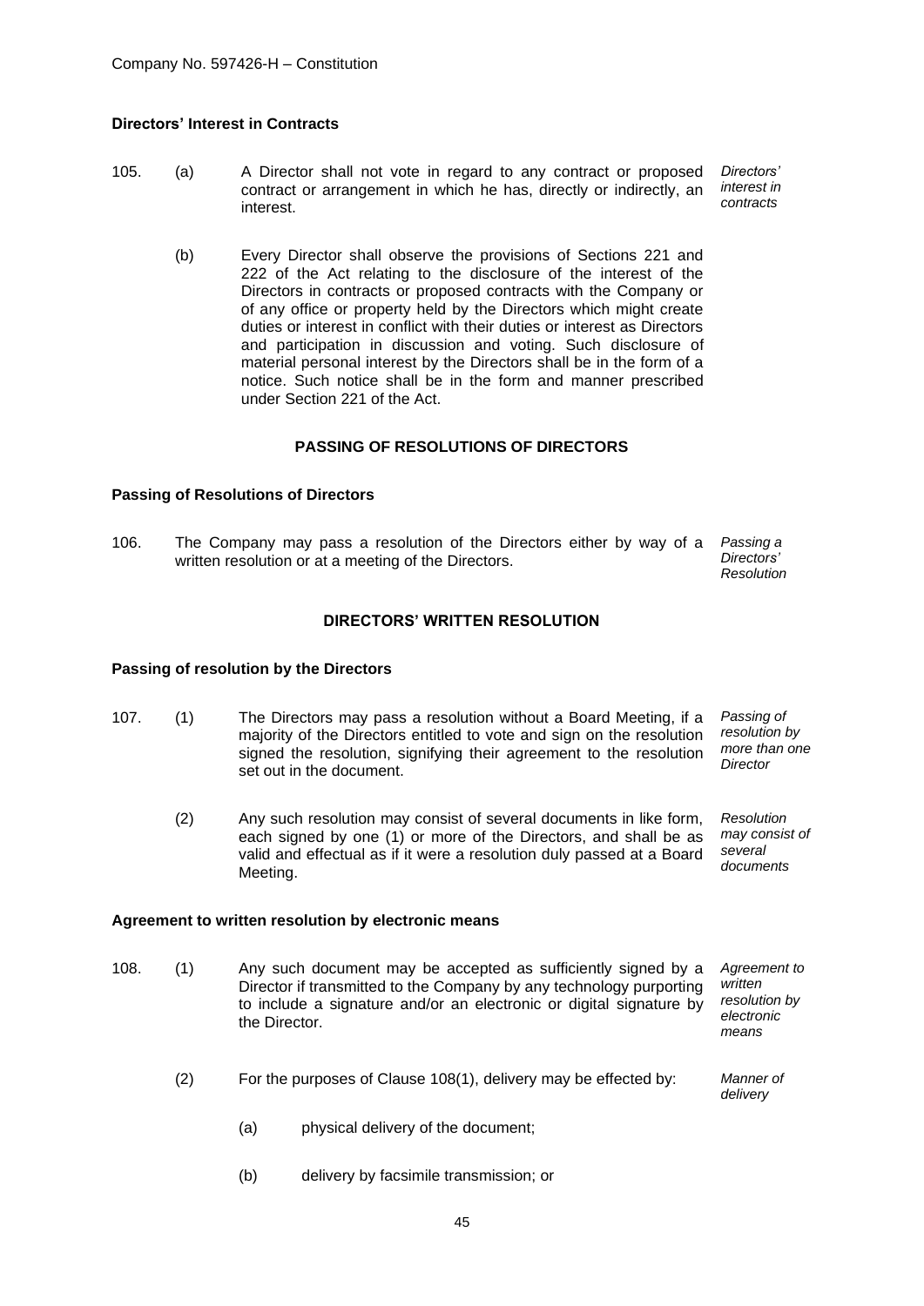**Directors' Interest in Contracts**

105. (a) A Director shall not vote in regard to any contract or proposed contract or arrangement in which he has, directly or indirectly, an interest. *Directors' interest in contracts*

(b) Every Director shall observe the provisions of Sections 221 and 222 of the Act relating to the disclosure of the interest of the Directors in contracts or proposed contracts with the Company or of any office or property held by the Directors which might create duties or interest in conflict with their duties or interest as Directors and participation in discussion and voting. Such disclosure of material personal interest by the Directors shall be in the form of a notice. Such notice shall be in the form and manner prescribed under Section 221 of the Act.

## PASSING OF RESOLUTIONS OF DIRECTORS

**Passing of Resolutions of Directors**

106. The Company may pass a resolution of the Directors either by way of a written resolution or at a meeting of the Directors. *Passing a Directors' Resolution*

## DIRECTORS' WRITTEN RESOLUTION

**Passing of resolution by the Directors**

107. (1) The Directors may pass a resolution without a Board Meeting, if a majority of the Directors entitled to vote and sign on the resolution signed the resolution, signifying their agreement to the resolution set out in the document. *Passing of resolution by more than one Director*

(2) Any such resolution may consist of several documents in like form, each signed by one (1) or more of the Directors, and shall be as valid and effectual as if it were a resolution duly passed at a Board Meeting. *Resolution may consist of several documents*

**Agreement to written resolution by electronic means**

108. (1) Any such document may be accepted as sufficiently signed by a Director if transmitted to the Company by any technology purporting to include a signature and/or an electronic or digital signature by the Director. *Agreement to written resolution by electronic means*

(2) For the purposes of Clause 108(1), delivery may be effected by: *Manner of delivery*

(a) physical delivery of the document;

(b) delivery by facsimile transmission; or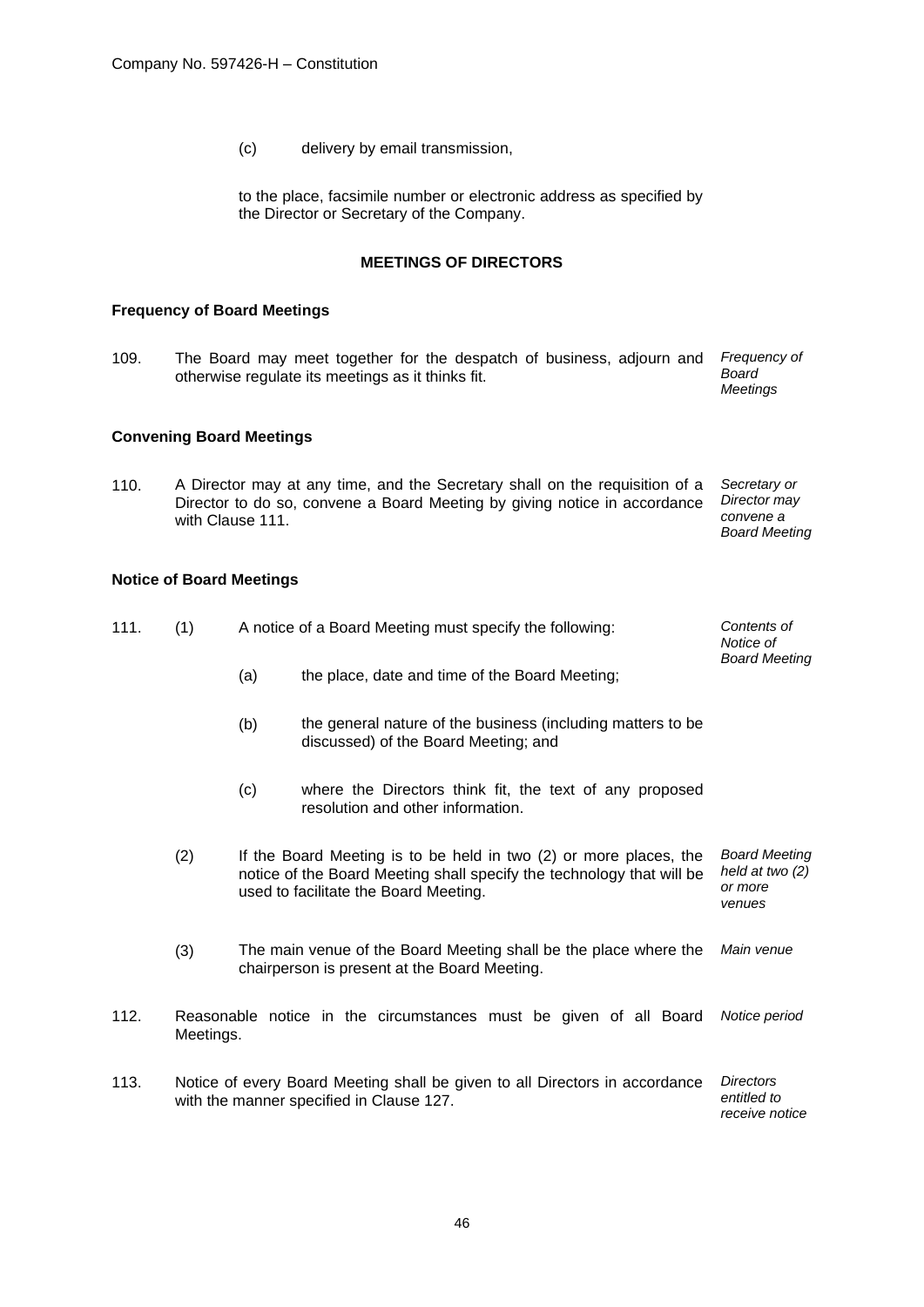(c) delivery by email transmission,

to the place, facsimile number or electronic address as specified by the Director or Secretary of the Company.

**MEETINGS OF DIRECTORS**

**Frequency of Board Meetings**

109. The Board may meet together for the despatch of business, adjourn and otherwise regulate its meetings as it thinks fit. *Frequency of Board Meetings*

**Convening Board Meetings**

110. A Director may at any time, and the Secretary shall on the requisition of a Director to do so, convene a Board Meeting by giving notice in accordance with Clause 111. *Secretary or Director may convene a Board Meeting*

**Notice of Board Meetings**

111. (1) A notice of a Board Meeting must specify the following: *Contents of Notice of Board Meeting*

(a) the place, date and time of the Board Meeting;

(b) the general nature of the business (including matters to be discussed) of the Board Meeting; and

(c) where the Directors think fit, the text of any proposed resolution and other information.

(2) If the Board Meeting is to be held in two (2) or more places, the notice of the Board Meeting shall specify the technology that will be used to facilitate the Board Meeting. *Board Meeting held at two (2) or more venues*

(3) The main venue of the Board Meeting shall be the place where the chairperson is present at the Board Meeting. *Main venue*

112. Reasonable notice in the circumstances must be given of all Board Meetings. *Notice period*

113. Notice of every Board Meeting shall be given to all Directors in accordance with the manner specified in Clause 127. *Directors entitled to receive notice*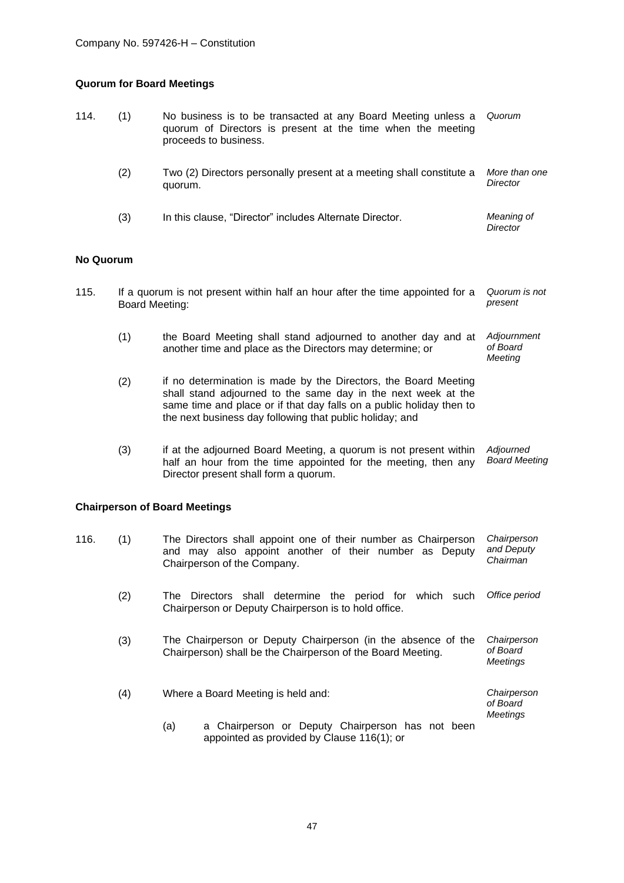**Quorum for Board Meetings**

114. (1) No business is to be transacted at any Board Meeting unless a quorum of Directors is present at the time when the meeting proceeds to business. *Quorum*

(2) Two (2) Directors personally present at a meeting shall constitute a quorum. *More than one Director*

(3) In this clause, “Director” includes Alternate Director. *Meaning of Director*

**No Quorum**

115. If a quorum is not present within half an hour after the time appointed for a Board Meeting: *Quorum is not present*

(1) the Board Meeting shall stand adjourned to another day and at another time and place as the Directors may determine; or *Adjournment of Board Meeting*

(2) if no determination is made by the Directors, the Board Meeting shall stand adjourned to the same day in the next week at the same time and place or if that day falls on a public holiday then to the next business day following that public holiday; and

(3) if at the adjourned Board Meeting, a quorum is not present within half an hour from the time appointed for the meeting, then any Director present shall form a quorum. *Adjourned Board Meeting*

**Chairperson of Board Meetings**

116. (1) The Directors shall appoint one of their number as Chairperson and may also appoint another of their number as Deputy Chairperson of the Company. *Chairperson and Deputy Chairman*

(2) The Directors shall determine the period for which such Chairperson or Deputy Chairperson is to hold office. *Office period*

(3) The Chairperson or Deputy Chairperson (in the absence of the Chairperson) shall be the Chairperson of the Board Meeting. *Chairperson of Board Meetings*

(4) Where a Board Meeting is held and: *Chairperson of Board Meetings*

(a) a Chairperson or Deputy Chairperson has not been appointed as provided by Clause 116(1); or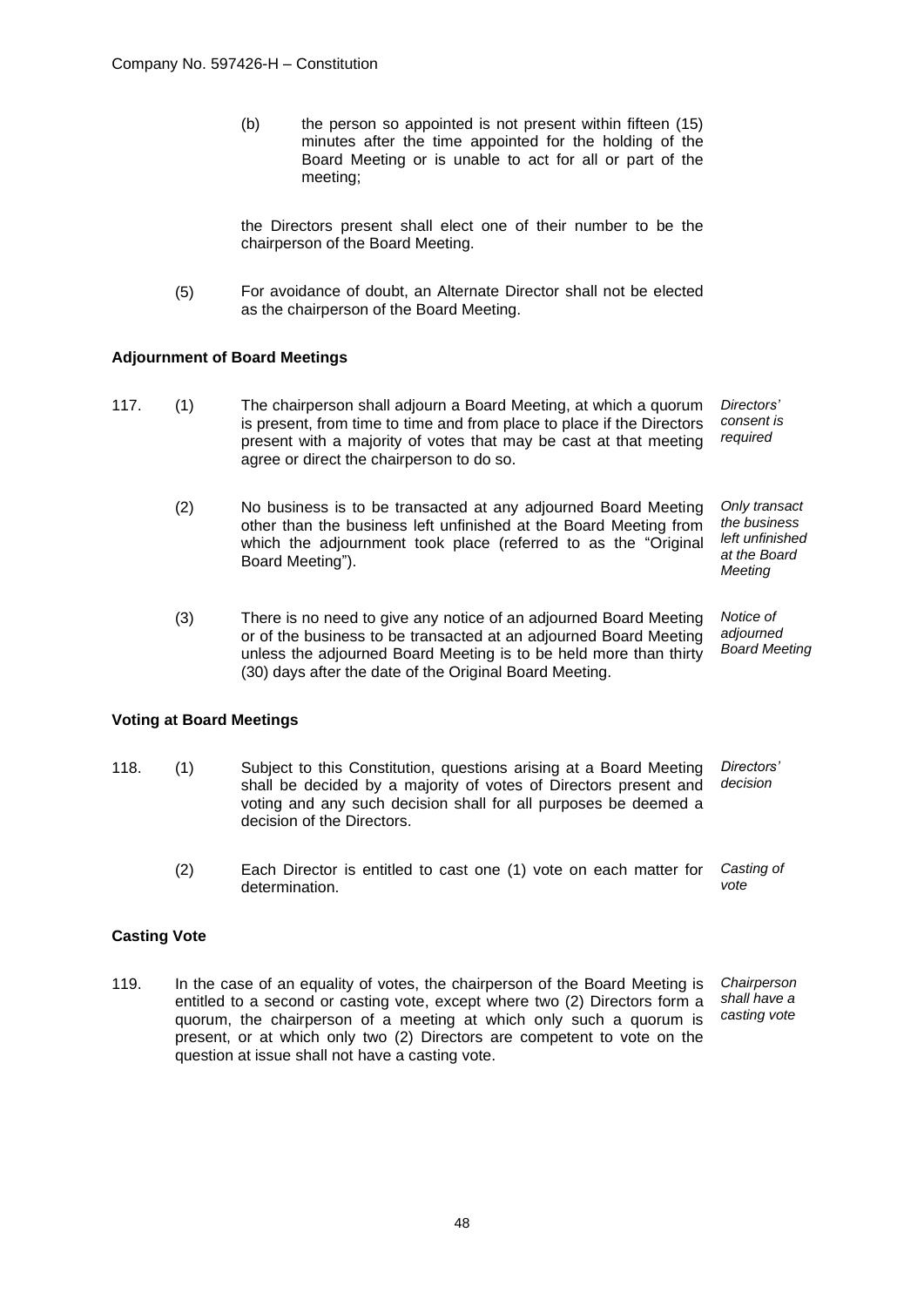(b) the person so appointed is not present within fifteen (15) minutes after the time appointed for the holding of the Board Meeting or is unable to act for all or part of the meeting;

the Directors present shall elect one of their number to be the chairperson of the Board Meeting.

(5) For avoidance of doubt, an Alternate Director shall not be elected as the chairperson of the Board Meeting.

**Adjournment of Board Meetings**

117. (1) The chairperson shall adjourn a Board Meeting, at which a quorum is present, from time to time and from place to place if the Directors present with a majority of votes that may be cast at that meeting agree or direct the chairperson to do so. *Directors' consent is required*

(2) No business is to be transacted at any adjourned Board Meeting other than the business left unfinished at the Board Meeting from which the adjournment took place (referred to as the "Original Board Meeting"). *Only transact the business left unfinished at the Board Meeting*

(3) There is no need to give any notice of an adjourned Board Meeting or of the business to be transacted at an adjourned Board Meeting unless the adjourned Board Meeting is to be held more than thirty (30) days after the date of the Original Board Meeting. *Notice of adjourned Board Meeting*

**Voting at Board Meetings**

118. (1) Subject to this Constitution, questions arising at a Board Meeting shall be decided by a majority of votes of Directors present and voting and any such decision shall for all purposes be deemed a decision of the Directors. *Directors' decision*

(2) Each Director is entitled to cast one (1) vote on each matter for determination. *Casting of vote*

**Casting Vote**

119. In the case of an equality of votes, the chairperson of the Board Meeting is entitled to a second or casting vote, except where two (2) Directors form a quorum, the chairperson of a meeting at which only such a quorum is present, or at which only two (2) Directors are competent to vote on the question at issue shall not have a casting vote. *Chairperson shall have a casting vote*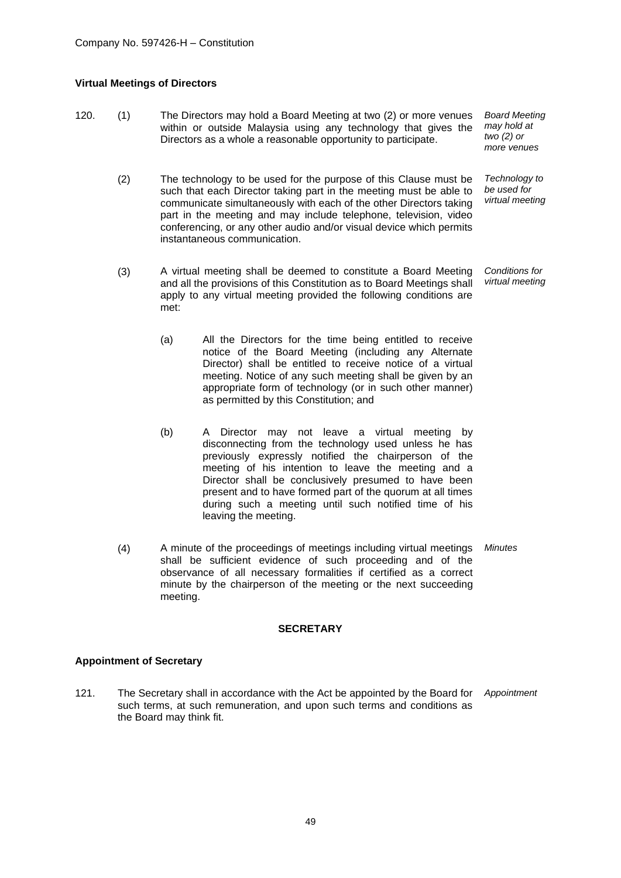### Virtual Meetings of Directors

120. (1) The Directors may hold a Board Meeting at two (2) or more venues within or outside Malaysia using any technology that gives the Directors as a whole a reasonable opportunity to participate. *Board Meeting may hold at two (2) or more venues*

(2) The technology to be used for the purpose of this Clause must be such that each Director taking part in the meeting must be able to communicate simultaneously with each of the other Directors taking part in the meeting and may include telephone, television, video conferencing, or any other audio and/or visual device which permits instantaneous communication. *Technology to be used for virtual meeting*

(3) A virtual meeting shall be deemed to constitute a Board Meeting and all the provisions of this Constitution as to Board Meetings shall apply to any virtual meeting provided the following conditions are met: *Conditions for virtual meeting*

(a) All the Directors for the time being entitled to receive notice of the Board Meeting (including any Alternate Director) shall be entitled to receive notice of a virtual meeting. Notice of any such meeting shall be given by an appropriate form of technology (or in such other manner) as permitted by this Constitution; and

(b) A Director may not leave a virtual meeting by disconnecting from the technology used unless he has previously expressly notified the chairperson of the meeting of his intention to leave the meeting and a Director shall be conclusively presumed to have been present and to have formed part of the quorum at all times during such a meeting until such notified time of his leaving the meeting.

(4) A minute of the proceedings of meetings including virtual meetings shall be sufficient evidence of such proceeding and of the observance of all necessary formalities if certified as a correct minute by the chairperson of the meeting or the next succeeding meeting. *Minutes*

## SECRETARY

### Appointment of Secretary

121. The Secretary shall in accordance with the Act be appointed by the Board for such terms, at such remuneration, and upon such terms and conditions as the Board may think fit. *Appointment*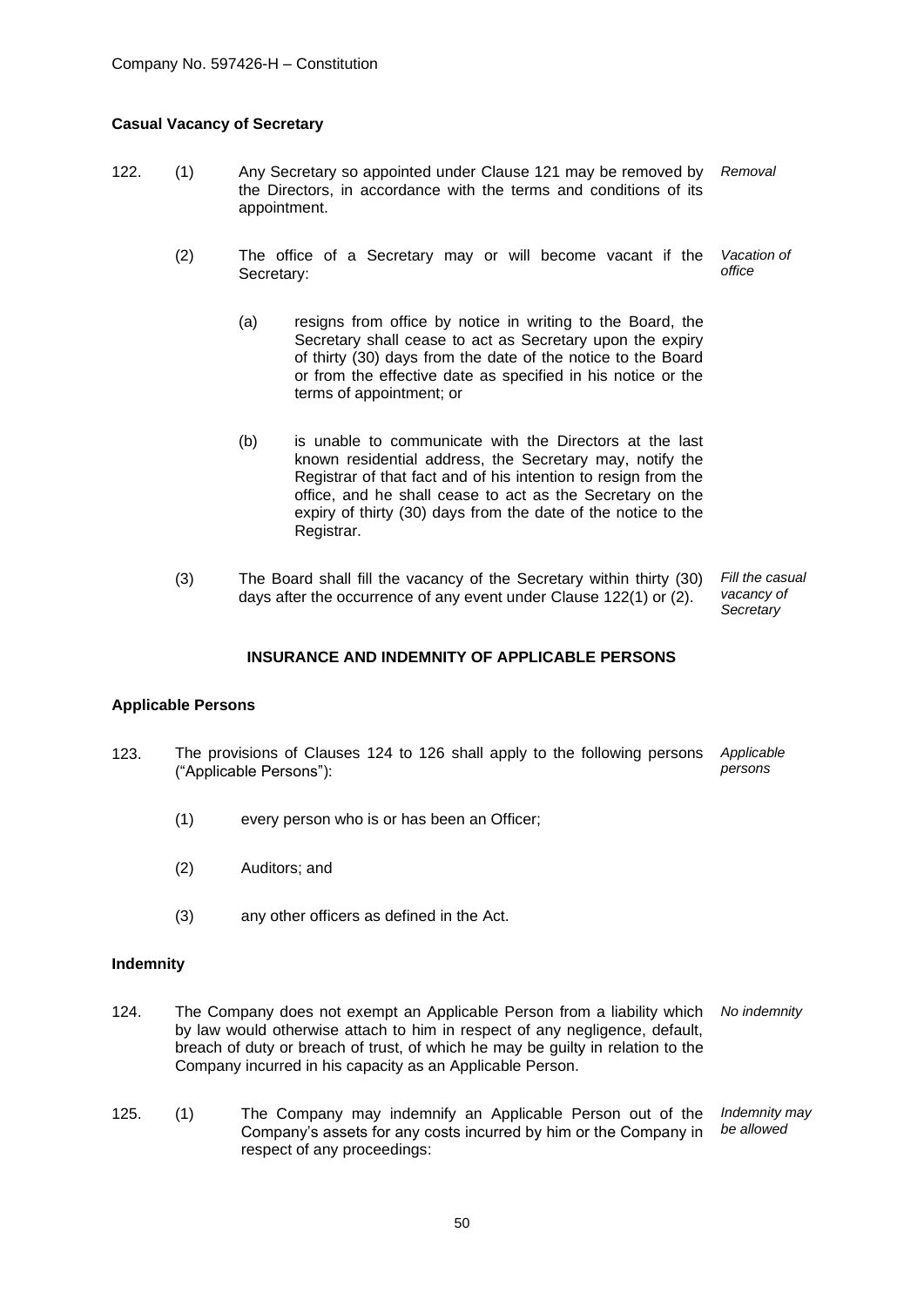**Casual Vacancy of Secretary**

122. (1) Any Secretary so appointed under Clause 121 may be removed by the Directors, in accordance with the terms and conditions of its appointment. *Removal*

(2) The office of a Secretary may or will become vacant if the Secretary: *Vacation of office*

(a) resigns from office by notice in writing to the Board, the Secretary shall cease to act as Secretary upon the expiry of thirty (30) days from the date of the notice to the Board or from the effective date as specified in his notice or the terms of appointment; or

(b) is unable to communicate with the Directors at the last known residential address, the Secretary may, notify the Registrar of that fact and of his intention to resign from the office, and he shall cease to act as the Secretary on the expiry of thirty (30) days from the date of the notice to the Registrar.

(3) The Board shall fill the vacancy of the Secretary within thirty (30) days after the occurrence of any event under Clause 122(1) or (2). *Fill the casual vacancy of Secretary*

## INSURANCE AND INDEMNITY OF APPLICABLE PERSONS

**Applicable Persons**

123. The provisions of Clauses 124 to 126 shall apply to the following persons ("Applicable Persons"): *Applicable persons*

(1) every person who is or has been an Officer;

(2) Auditors; and

(3) any other officers as defined in the Act.

**Indemnity**

124. The Company does not exempt an Applicable Person from a liability which by law would otherwise attach to him in respect of any negligence, default, breach of duty or breach of trust, of which he may be guilty in relation to the Company incurred in his capacity as an Applicable Person. *No indemnity*

125. (1) The Company may indemnify an Applicable Person out of the Company's assets for any costs incurred by him or the Company in respect of any proceedings: *Indemnity may be allowed*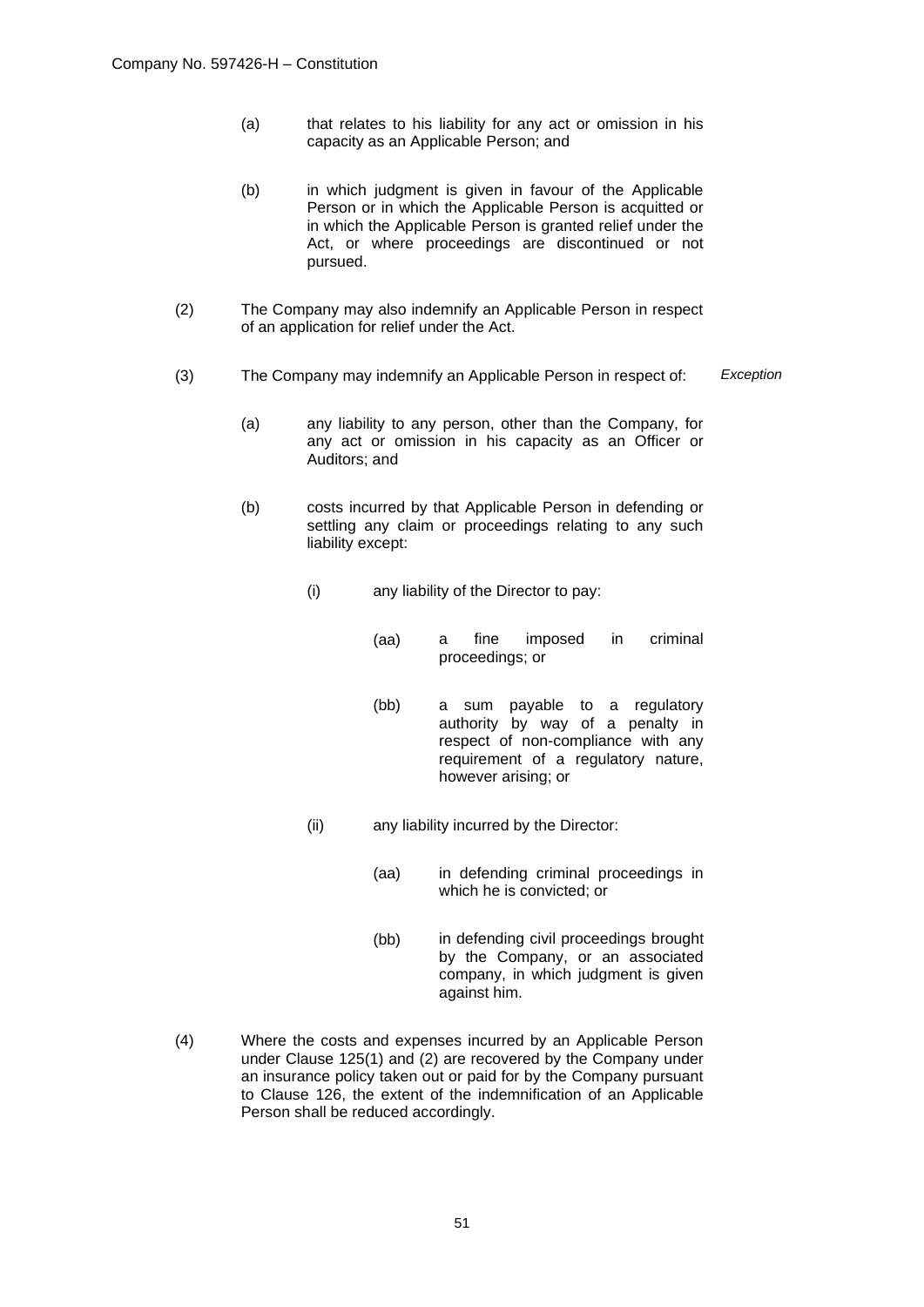(a) that relates to his liability for any act or omission in his capacity as an Applicable Person; and

(b) in which judgment is given in favour of the Applicable Person or in which the Applicable Person is acquitted or in which the Applicable Person is granted relief under the Act, or where proceedings are discontinued or not pursued.

(2) The Company may also indemnify an Applicable Person in respect of an application for relief under the Act.

(3) The Company may indemnify an Applicable Person in respect of: *Exception*

(a) any liability to any person, other than the Company, for any act or omission in his capacity as an Officer or Auditors; and

(b) costs incurred by that Applicable Person in defending or settling any claim or proceedings relating to any such liability except:

(i) any liability of the Director to pay:

(aa) a fine imposed in criminal proceedings; or

(bb) a sum payable to a regulatory authority by way of a penalty in respect of non-compliance with any requirement of a regulatory nature, however arising; or

(ii) any liability incurred by the Director:

(aa) in defending criminal proceedings in which he is convicted; or

(bb) in defending civil proceedings brought by the Company, or an associated company, in which judgment is given against him.

(4) Where the costs and expenses incurred by an Applicable Person under Clause 125(1) and (2) are recovered by the Company under an insurance policy taken out or paid for by the Company pursuant to Clause 126, the extent of the indemnification of an Applicable Person shall be reduced accordingly.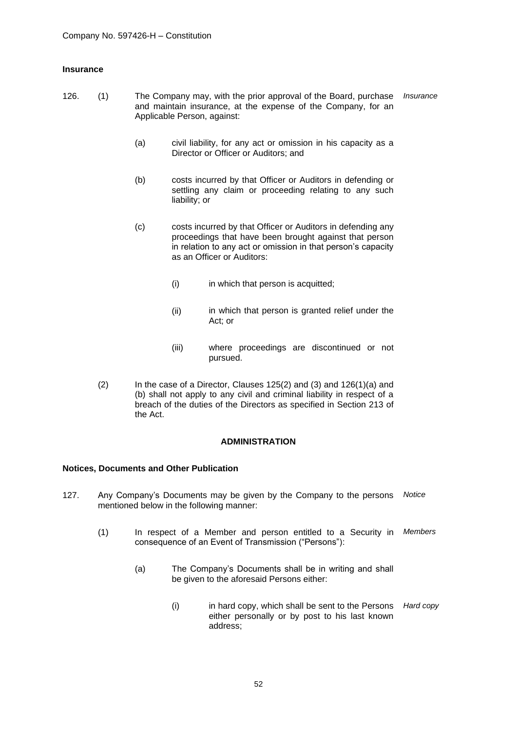**Insurance**

126. (1) The Company may, with the prior approval of the Board, purchase and maintain insurance, at the expense of the Company, for an Applicable Person, against: *Insurance*

(a) civil liability, for any act or omission in his capacity as a Director or Officer or Auditors; and

(b) costs incurred by that Officer or Auditors in defending or settling any claim or proceeding relating to any such liability; or

(c) costs incurred by that Officer or Auditors in defending any proceedings that have been brought against that person in relation to any act or omission in that person's capacity as an Officer or Auditors:

(i) in which that person is acquitted;

(ii) in which that person is granted relief under the Act; or

(iii) where proceedings are discontinued or not pursued.

(2) In the case of a Director, Clauses 125(2) and (3) and 126(1)(a) and (b) shall not apply to any civil and criminal liability in respect of a breach of the duties of the Directors as specified in Section 213 of the Act.

## ADMINISTRATION

**Notices, Documents and Other Publication**

127. Any Company's Documents may be given by the Company to the persons mentioned below in the following manner: *Notice*

(1) In respect of a Member and person entitled to a Security in consequence of an Event of Transmission ("Persons"): *Members*

(a) The Company's Documents shall be in writing and shall be given to the aforesaid Persons either:

(i) in hard copy, which shall be sent to the Persons either personally or by post to his last known address; *Hard copy*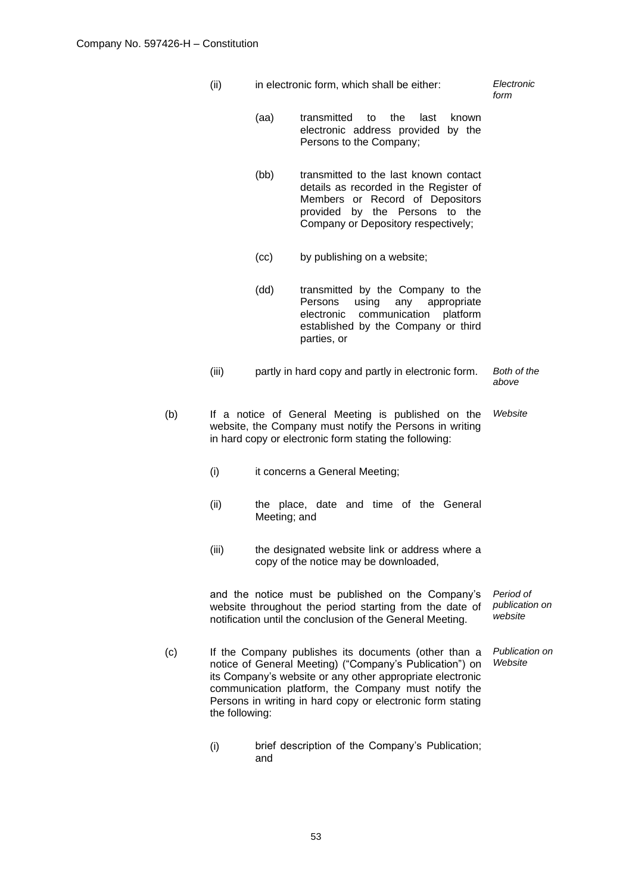(ii) in electronic form, which shall be either: *Electronic form*

(aa) transmitted to the last known electronic address provided by the Persons to the Company;

(bb) transmitted to the last known contact details as recorded in the Register of Members or Record of Depositors provided by the Persons to the Company or Depository respectively;

(cc) by publishing on a website;

(dd) transmitted by the Company to the Persons using any appropriate electronic communication platform established by the Company or third parties, or

(iii) partly in hard copy and partly in electronic form. *Both of the above*

(b) If a notice of General Meeting is published on the website, the Company must notify the Persons in writing in hard copy or electronic form stating the following: *Website*

(i) it concerns a General Meeting;

(ii) the place, date and time of the General Meeting; and

(iii) the designated website link or address where a copy of the notice may be downloaded,

and the notice must be published on the Company's website throughout the period starting from the date of notification until the conclusion of the General Meeting. *Period of publication on website*

(c) If the Company publishes its documents (other than a notice of General Meeting) ("Company's Publication") on its Company's website or any other appropriate electronic communication platform, the Company must notify the Persons in writing in hard copy or electronic form stating the following: *Publication on Website*

(i) brief description of the Company's Publication; and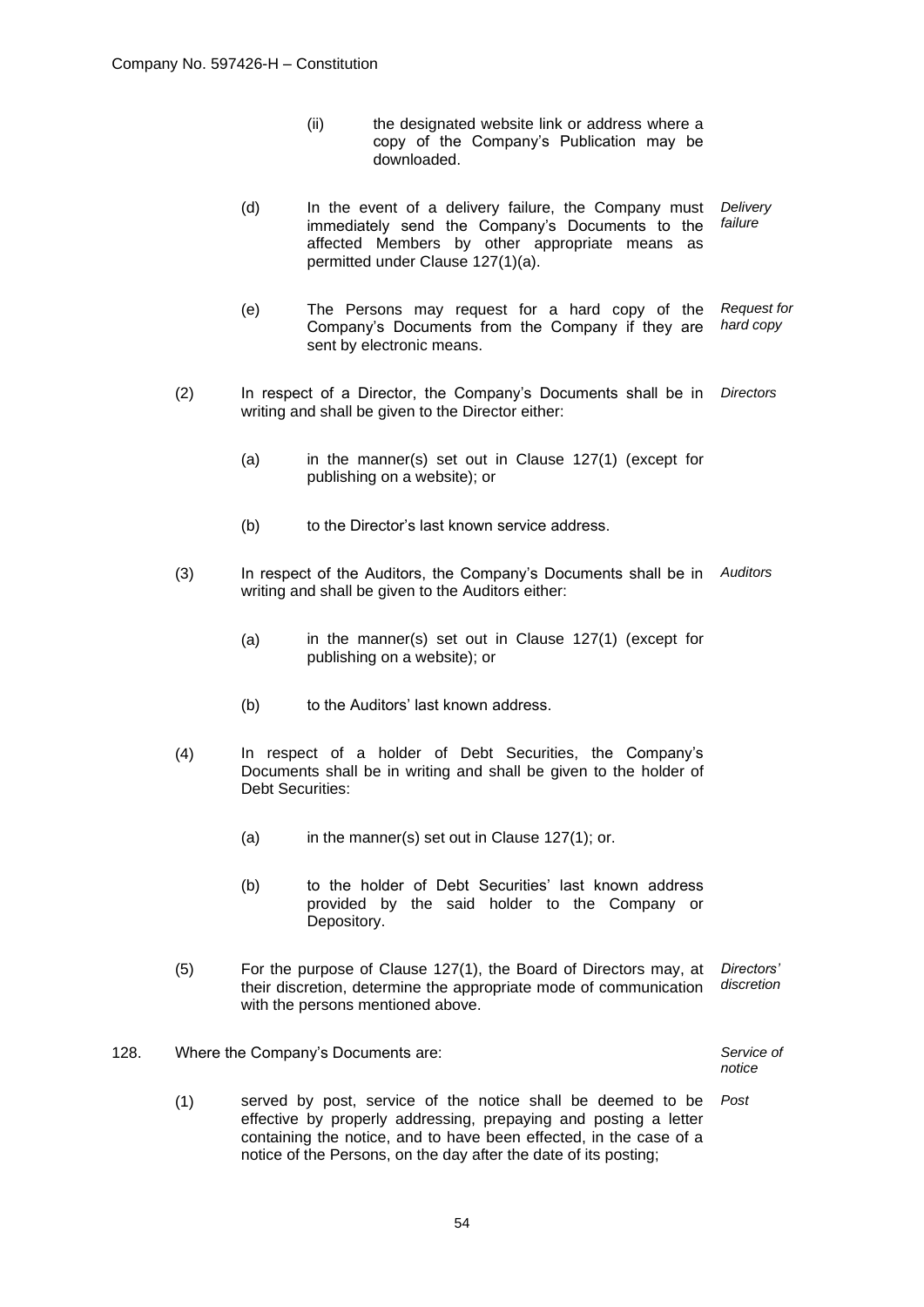(ii) the designated website link or address where a copy of the Company's Publication may be downloaded.

(d) In the event of a delivery failure, the Company must immediately send the Company's Documents to the affected Members by other appropriate means as permitted under Clause 127(1)(a). *Delivery failure*

(e) The Persons may request for a hard copy of the Company's Documents from the Company if they are sent by electronic means. *Request for hard copy*

(2) In respect of a Director, the Company's Documents shall be in writing and shall be given to the Director either: *Directors*

(a) in the manner(s) set out in Clause 127(1) (except for publishing on a website); or

(b) to the Director's last known service address.

(3) In respect of the Auditors, the Company's Documents shall be in writing and shall be given to the Auditors either: *Auditors*

(a) in the manner(s) set out in Clause 127(1) (except for publishing on a website); or

(b) to the Auditors' last known address.

(4) In respect of a holder of Debt Securities, the Company's Documents shall be in writing and shall be given to the holder of Debt Securities:

(a) in the manner(s) set out in Clause 127(1); or.

(b) to the holder of Debt Securities' last known address provided by the said holder to the Company or Depository.

(5) For the purpose of Clause 127(1), the Board of Directors may, at their discretion, determine the appropriate mode of communication with the persons mentioned above. *Directors' discretion*

128. Where the Company's Documents are: *Service of notice*

(1) served by post, service of the notice shall be deemed to be effective by properly addressing, prepaying and posting a letter containing the notice, and to have been effected, in the case of a notice of the Persons, on the day after the date of its posting; *Post*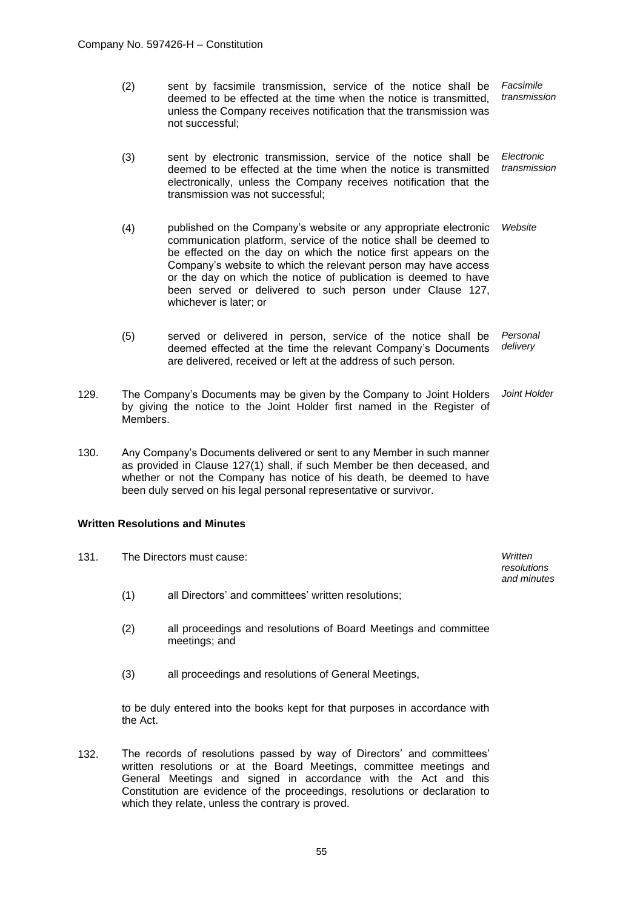(2) sent by facsimile transmission, service of the notice shall be deemed to be effected at the time when the notice is transmitted, unless the Company receives notification that the transmission was not successful; *Facsimile transmission*

(3) sent by electronic transmission, service of the notice shall be deemed to be effected at the time when the notice is transmitted electronically, unless the Company receives notification that the transmission was not successful; *Electronic transmission*

(4) published on the Company's website or any appropriate electronic communication platform, service of the notice shall be deemed to be effected on the day on which the notice first appears on the Company's website to which the relevant person may have access or the day on which the notice of publication is deemed to have been served or delivered to such person under Clause 127, whichever is later; or *Website*

(5) served or delivered in person, service of the notice shall be deemed effected at the time the relevant Company's Documents are delivered, received or left at the address of such person. *Personal delivery*

129. The Company's Documents may be given by the Company to Joint Holders by giving the notice to the Joint Holder first named in the Register of Members. *Joint Holder*

130. Any Company's Documents delivered or sent to any Member in such manner as provided in Clause 127(1) shall, if such Member be then deceased, and whether or not the Company has notice of his death, be deemed to have been duly served on his legal personal representative or survivor.

**Written Resolutions and Minutes**

131. The Directors must cause: *Written resolutions and minutes*

(1) all Directors' and committees' written resolutions;

(2) all proceedings and resolutions of Board Meetings and committee meetings; and

(3) all proceedings and resolutions of General Meetings,

to be duly entered into the books kept for that purposes in accordance with the Act.

132. The records of resolutions passed by way of Directors' and committees' written resolutions or at the Board Meetings, committee meetings and General Meetings and signed in accordance with the Act and this Constitution are evidence of the proceedings, resolutions or declaration to which they relate, unless the contrary is proved.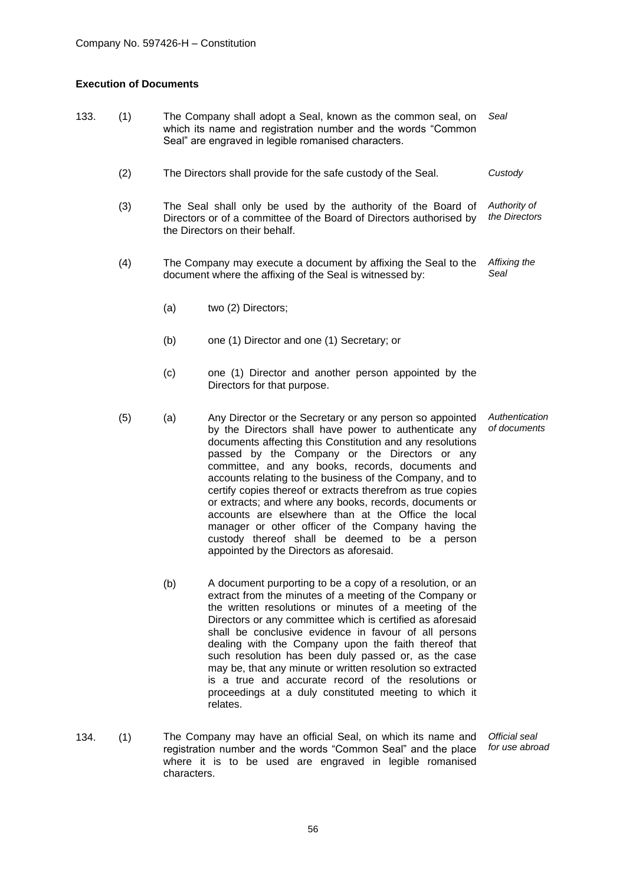**Execution of Documents**

133. (1) The Company shall adopt a Seal, known as the common seal, on which its name and registration number and the words "Common Seal" are engraved in legible romanised characters. *Seal*

(2) The Directors shall provide for the safe custody of the Seal. *Custody*

(3) The Seal shall only be used by the authority of the Board of Directors or of a committee of the Board of Directors authorised by the Directors on their behalf. *Authority of the Directors*

(4) The Company may execute a document by affixing the Seal to the document where the affixing of the Seal is witnessed by: *Affixing the Seal*

(a) two (2) Directors;

(b) one (1) Director and one (1) Secretary; or

(c) one (1) Director and another person appointed by the Directors for that purpose.

(5) (a) Any Director or the Secretary or any person so appointed by the Directors shall have power to authenticate any documents affecting this Constitution and any resolutions passed by the Company or the Directors or any committee, and any books, records, documents and accounts relating to the business of the Company, and to certify copies thereof or extracts therefrom as true copies or extracts; and where any books, records, documents or accounts are elsewhere than at the Office the local manager or other officer of the Company having the custody thereof shall be deemed to be a person appointed by the Directors as aforesaid. *Authentication of documents*

(b) A document purporting to be a copy of a resolution, or an extract from the minutes of a meeting of the Company or the written resolutions or minutes of a meeting of the Directors or any committee which is certified as aforesaid shall be conclusive evidence in favour of all persons dealing with the Company upon the faith thereof that such resolution has been duly passed or, as the case may be, that any minute or written resolution so extracted is a true and accurate record of the resolutions or proceedings at a duly constituted meeting to which it relates.

134. (1) The Company may have an official Seal, on which its name and registration number and the words "Common Seal" and the place where it is to be used are engraved in legible romanised characters. *Official seal for use abroad*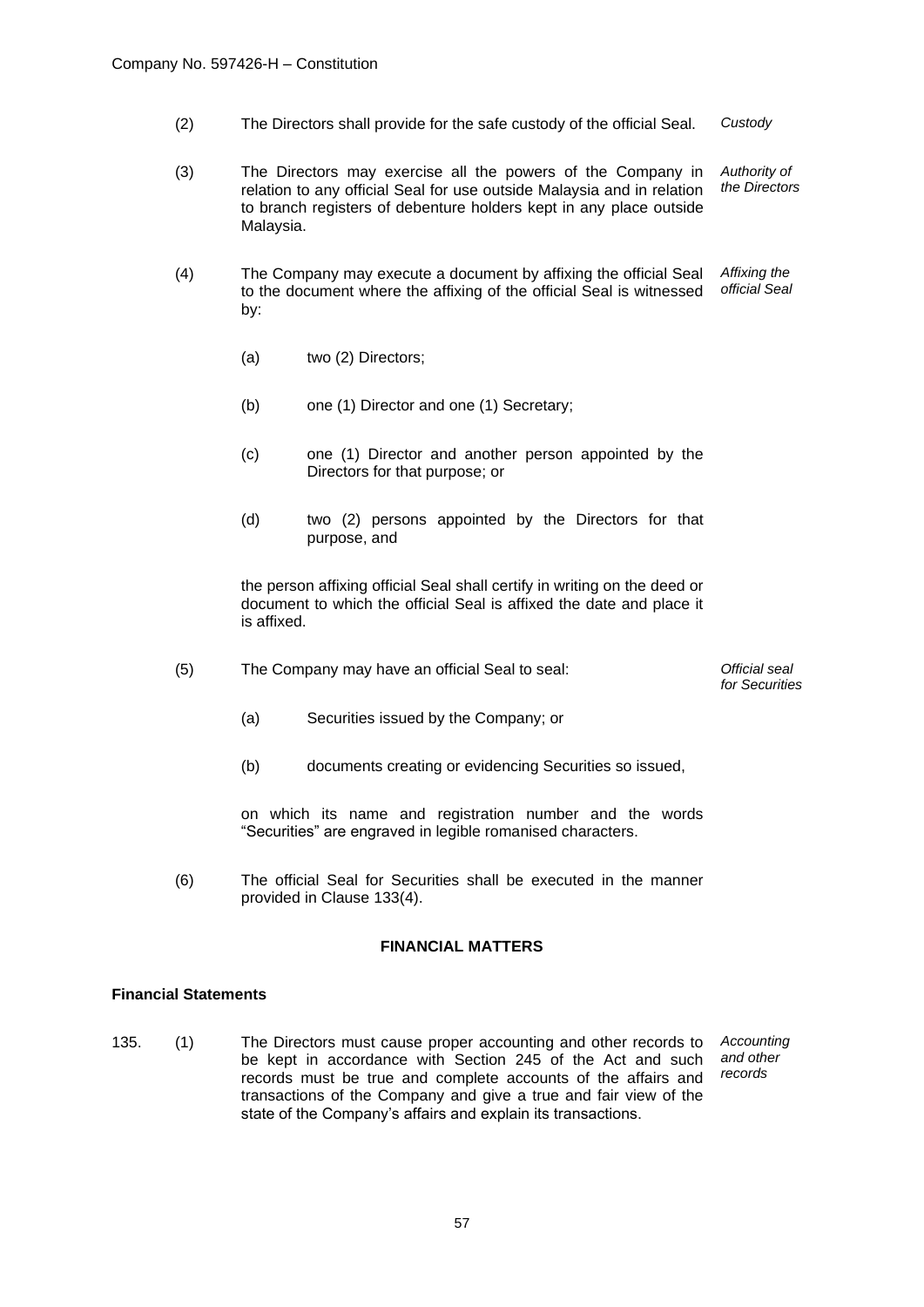(2) The Directors shall provide for the safe custody of the official Seal. *Custody*

(3) The Directors may exercise all the powers of the Company in relation to any official Seal for use outside Malaysia and in relation to branch registers of debenture holders kept in any place outside Malaysia. *Authority of the Directors*

(4) The Company may execute a document by affixing the official Seal to the document where the affixing of the official Seal is witnessed by: *Affixing the official Seal*

(a) two (2) Directors;

(b) one (1) Director and one (1) Secretary;

(c) one (1) Director and another person appointed by the Directors for that purpose; or

(d) two (2) persons appointed by the Directors for that purpose, and

the person affixing official Seal shall certify in writing on the deed or document to which the official Seal is affixed the date and place it is affixed.

(5) The Company may have an official Seal to seal: *Official seal for Securities*

(a) Securities issued by the Company; or

(b) documents creating or evidencing Securities so issued,

on which its name and registration number and the words "Securities" are engraved in legible romanised characters.

(6) The official Seal for Securities shall be executed in the manner provided in Clause 133(4).

## FINANCIAL MATTERS

### Financial Statements

135. (1) The Directors must cause proper accounting and other records to be kept in accordance with Section 245 of the Act and such records must be true and complete accounts of the affairs and transactions of the Company and give a true and fair view of the state of the Company's affairs and explain its transactions. *Accounting and other records*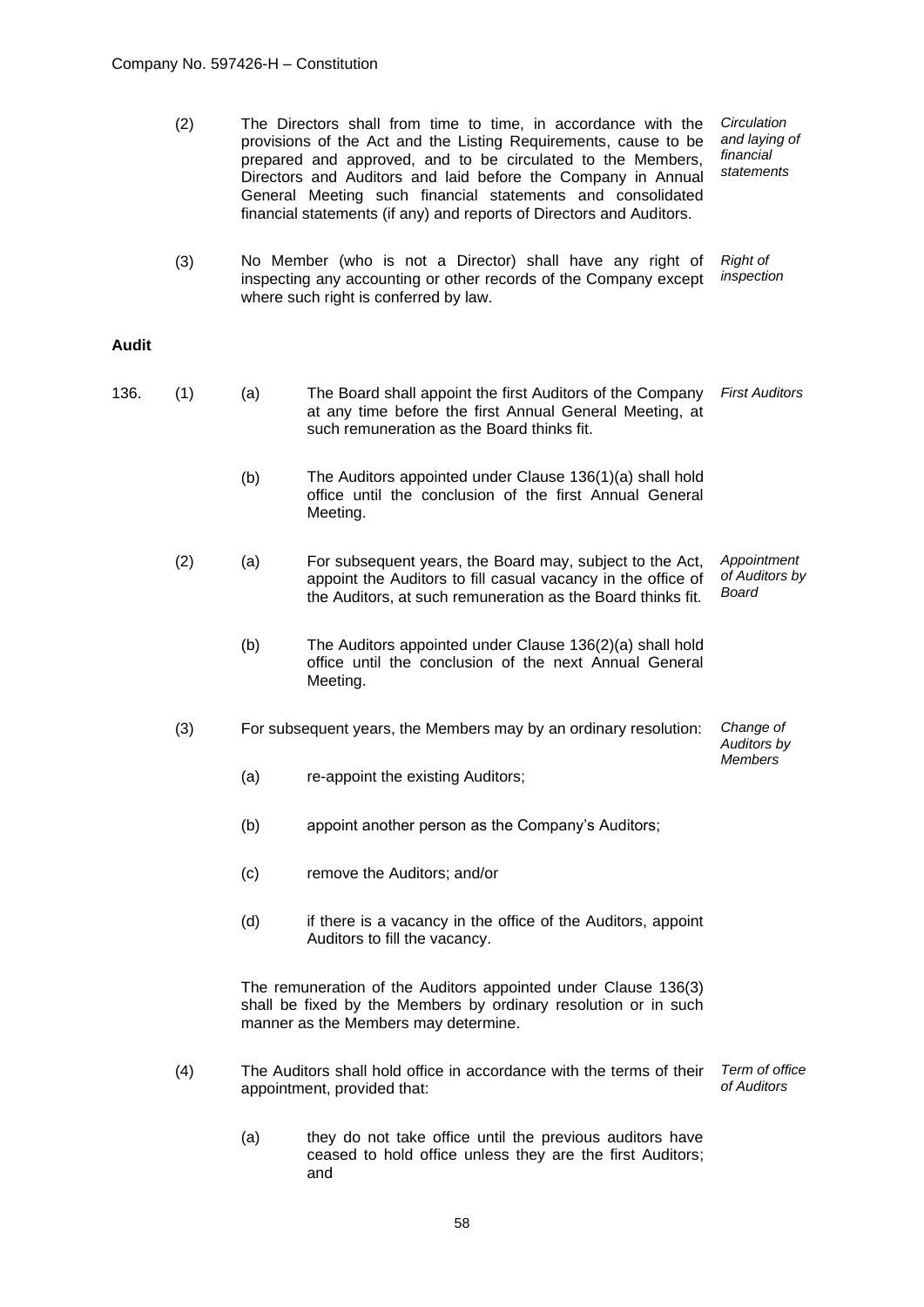(2) The Directors shall from time to time, in accordance with the provisions of the Act and the Listing Requirements, cause to be prepared and approved, and to be circulated to the Members, Directors and Auditors and laid before the Company in Annual General Meeting such financial statements and consolidated financial statements (if any) and reports of Directors and Auditors. *Circulation and laying of financial statements*

(3) No Member (who is not a Director) shall have any right of inspecting any accounting or other records of the Company except where such right is conferred by law. *Right of inspection*

**Audit**

136. (1) (a) The Board shall appoint the first Auditors of the Company at any time before the first Annual General Meeting, at such remuneration as the Board thinks fit. *First Auditors*

(b) The Auditors appointed under Clause 136(1)(a) shall hold office until the conclusion of the first Annual General Meeting.

(2) (a) For subsequent years, the Board may, subject to the Act, appoint the Auditors to fill casual vacancy in the office of the Auditors, at such remuneration as the Board thinks fit. *Appointment of Auditors by Board*

(b) The Auditors appointed under Clause 136(2)(a) shall hold office until the conclusion of the next Annual General Meeting.

(3) For subsequent years, the Members may by an ordinary resolution: *Change of Auditors by Members*

(a) re-appoint the existing Auditors;

(b) appoint another person as the Company's Auditors;

(c) remove the Auditors; and/or

(d) if there is a vacancy in the office of the Auditors, appoint Auditors to fill the vacancy.

The remuneration of the Auditors appointed under Clause 136(3) shall be fixed by the Members by ordinary resolution or in such manner as the Members may determine.

(4) The Auditors shall hold office in accordance with the terms of their appointment, provided that: *Term of office of Auditors*

(a) they do not take office until the previous auditors have ceased to hold office unless they are the first Auditors; and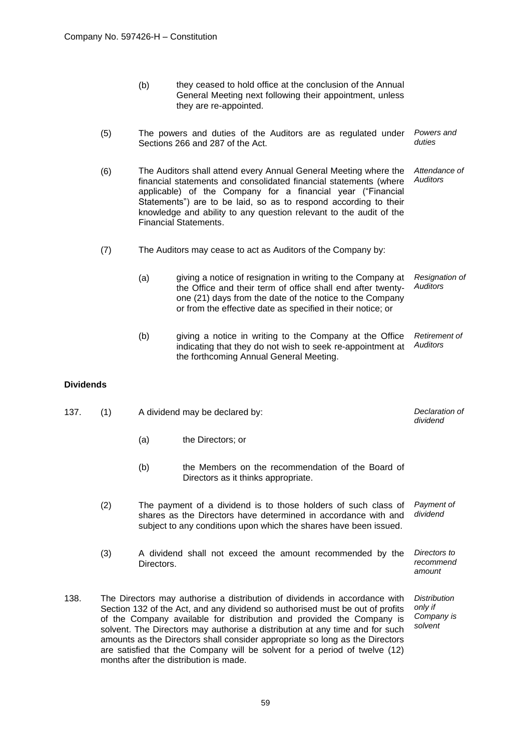(b) they ceased to hold office at the conclusion of the Annual General Meeting next following their appointment, unless they are re-appointed.

(5) The powers and duties of the Auditors are as regulated under Sections 266 and 287 of the Act. *Powers and duties*

(6) The Auditors shall attend every Annual General Meeting where the financial statements and consolidated financial statements (where applicable) of the Company for a financial year ("Financial Statements") are to be laid, so as to respond according to their knowledge and ability to any question relevant to the audit of the Financial Statements. *Attendance of Auditors*

(7) The Auditors may cease to act as Auditors of the Company by:

(a) giving a notice of resignation in writing to the Company at the Office and their term of office shall end after twenty-one (21) days from the date of the notice to the Company or from the effective date as specified in their notice; or *Resignation of Auditors*

(b) giving a notice in writing to the Company at the Office indicating that they do not wish to seek re-appointment at the forthcoming Annual General Meeting. *Retirement of Auditors*

**Dividends**

137. (1) A dividend may be declared by: *Declaration of dividend*

(a) the Directors; or

(b) the Members on the recommendation of the Board of Directors as it thinks appropriate.

(2) The payment of a dividend is to those holders of such class of shares as the Directors have determined in accordance with and subject to any conditions upon which the shares have been issued. *Payment of dividend*

(3) A dividend shall not exceed the amount recommended by the Directors. *Directors to recommend amount*

138. The Directors may authorise a distribution of dividends in accordance with Section 132 of the Act, and any dividend so authorised must be out of profits of the Company available for distribution and provided the Company is solvent. The Directors may authorise a distribution at any time and for such amounts as the Directors shall consider appropriate so long as the Directors are satisfied that the Company will be solvent for a period of twelve (12) months after the distribution is made. *Distribution only if Company is solvent*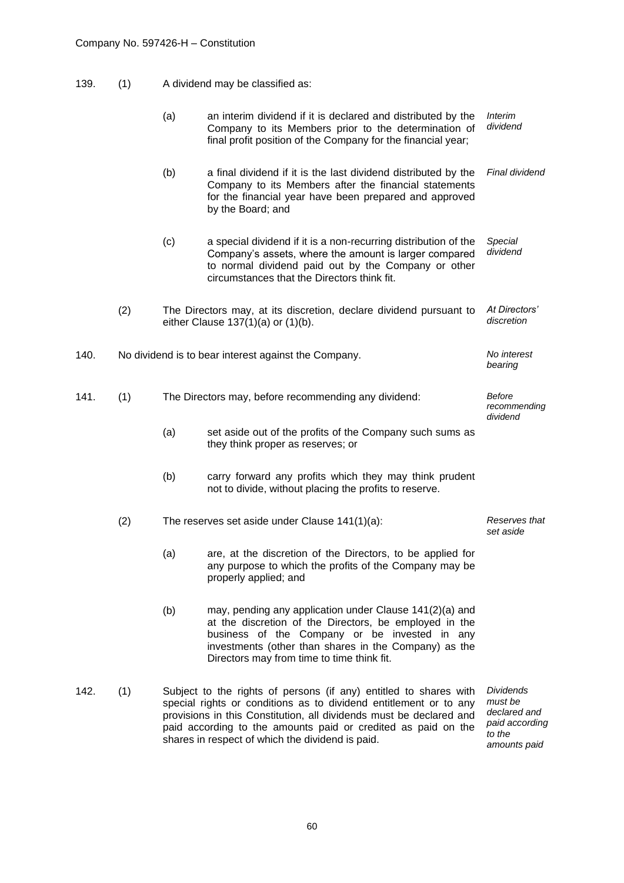139. (1) A dividend may be classified as:

(a) an interim dividend if it is declared and distributed by the Company to its Members prior to the determination of final profit position of the Company for the financial year; *Interim dividend*

(b) a final dividend if it is the last dividend distributed by the Company to its Members after the financial statements for the financial year have been prepared and approved by the Board; and *Final dividend*

(c) a special dividend if it is a non-recurring distribution of the Company's assets, where the amount is larger compared to normal dividend paid out by the Company or other circumstances that the Directors think fit. *Special dividend*

(2) The Directors may, at its discretion, declare dividend pursuant to either Clause 137(1)(a) or (1)(b). *At Directors' discretion*

140. No dividend is to bear interest against the Company. *No interest bearing*

141. (1) The Directors may, before recommending any dividend: *Before recommending dividend*

(a) set aside out of the profits of the Company such sums as they think proper as reserves; or

(b) carry forward any profits which they may think prudent not to divide, without placing the profits to reserve.

(2) The reserves set aside under Clause 141(1)(a): *Reserves that set aside*

(a) are, at the discretion of the Directors, to be applied for any purpose to which the profits of the Company may be properly applied; and

(b) may, pending any application under Clause 141(2)(a) and at the discretion of the Directors, be employed in the business of the Company or be invested in any investments (other than shares in the Company) as the Directors may from time to time think fit.

142. (1) Subject to the rights of persons (if any) entitled to shares with special rights or conditions as to dividend entitlement or to any provisions in this Constitution, all dividends must be declared and paid according to the amounts paid or credited as paid on the shares in respect of which the dividend is paid. *Dividends must be declared and paid according to the amounts paid*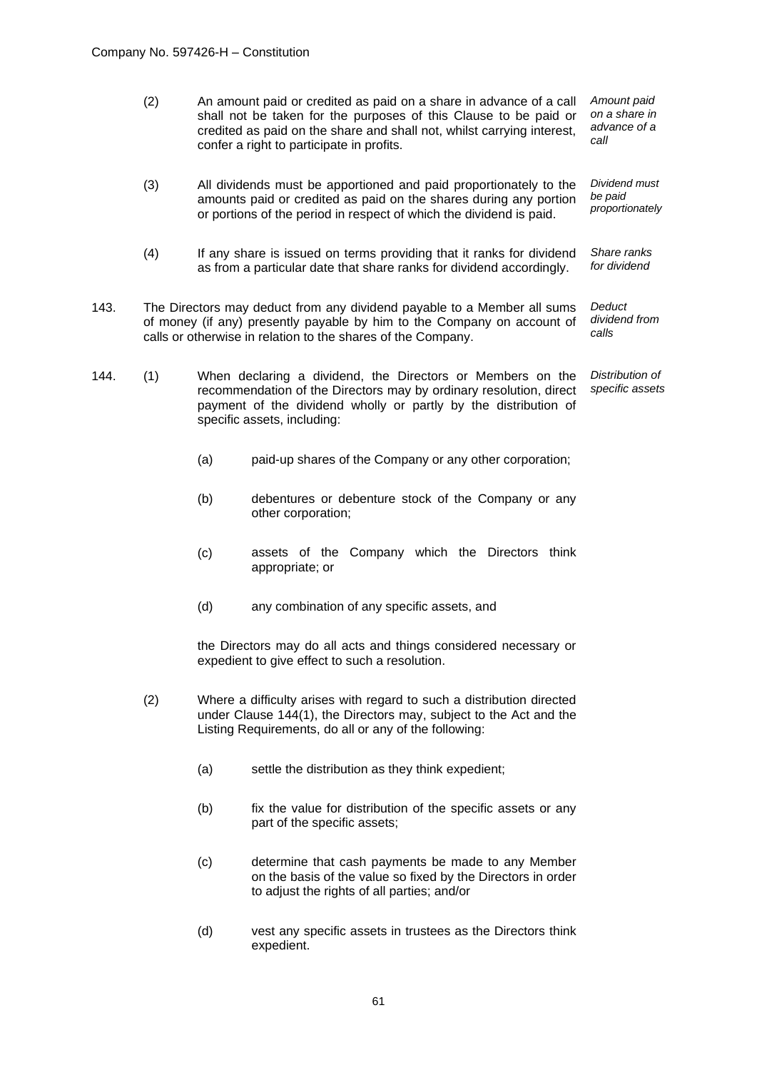(2) An amount paid or credited as paid on a share in advance of a call shall not be taken for the purposes of this Clause to be paid or credited as paid on the share and shall not, whilst carrying interest, confer a right to participate in profits. *Amount paid on a share in advance of a call*

(3) All dividends must be apportioned and paid proportionately to the amounts paid or credited as paid on the shares during any portion or portions of the period in respect of which the dividend is paid. *Dividend must be paid proportionately*

(4) If any share is issued on terms providing that it ranks for dividend as from a particular date that share ranks for dividend accordingly. *Share ranks for dividend*

143. The Directors may deduct from any dividend payable to a Member all sums of money (if any) presently payable by him to the Company on account of calls or otherwise in relation to the shares of the Company. *Deduct dividend from calls*

144. (1) When declaring a dividend, the Directors or Members on the recommendation of the Directors may by ordinary resolution, direct payment of the dividend wholly or partly by the distribution of specific assets, including: *Distribution of specific assets*

(a) paid-up shares of the Company or any other corporation;

(b) debentures or debenture stock of the Company or any other corporation;

(c) assets of the Company which the Directors think appropriate; or

(d) any combination of any specific assets, and

the Directors may do all acts and things considered necessary or expedient to give effect to such a resolution.

(2) Where a difficulty arises with regard to such a distribution directed under Clause 144(1), the Directors may, subject to the Act and the Listing Requirements, do all or any of the following:

(a) settle the distribution as they think expedient;

(b) fix the value for distribution of the specific assets or any part of the specific assets;

(c) determine that cash payments be made to any Member on the basis of the value so fixed by the Directors in order to adjust the rights of all parties; and/or

(d) vest any specific assets in trustees as the Directors think expedient.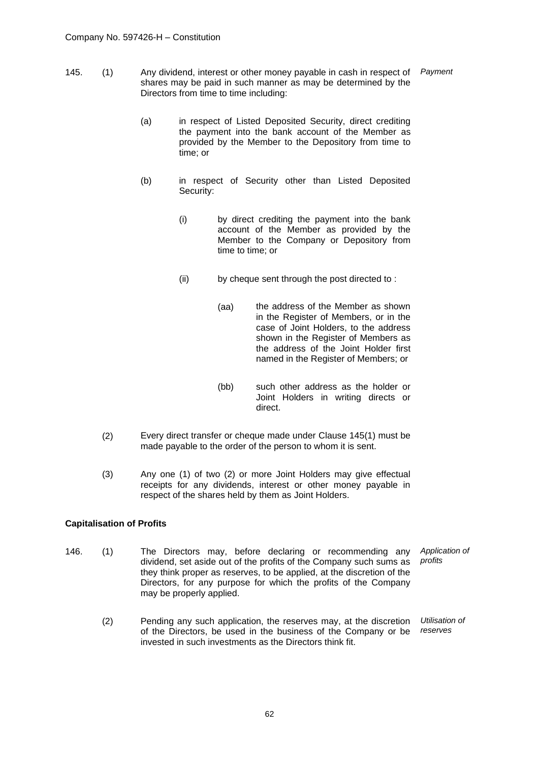145. (1) Any dividend, interest or other money payable in cash in respect of shares may be paid in such manner as may be determined by the Directors from time to time including: *Payment*

(a) in respect of Listed Deposited Security, direct crediting the payment into the bank account of the Member as provided by the Member to the Depository from time to time; or

(b) in respect of Security other than Listed Deposited Security:

(i) by direct crediting the payment into the bank account of the Member as provided by the Member to the Company or Depository from time to time; or

(ii) by cheque sent through the post directed to :

(aa) the address of the Member as shown in the Register of Members, or in the case of Joint Holders, to the address shown in the Register of Members as the address of the Joint Holder first named in the Register of Members; or

(bb) such other address as the holder or Joint Holders in writing directs or direct.

(2) Every direct transfer or cheque made under Clause 145(1) must be made payable to the order of the person to whom it is sent.

(3) Any one (1) of two (2) or more Joint Holders may give effectual receipts for any dividends, interest or other money payable in respect of the shares held by them as Joint Holders.

**Capitalisation of Profits**

146. (1) The Directors may, before declaring or recommending any dividend, set aside out of the profits of the Company such sums as they think proper as reserves, to be applied, at the discretion of the Directors, for any purpose for which the profits of the Company may be properly applied. *Application of profits*

(2) Pending any such application, the reserves may, at the discretion of the Directors, be used in the business of the Company or be invested in such investments as the Directors think fit. *Utilisation of reserves*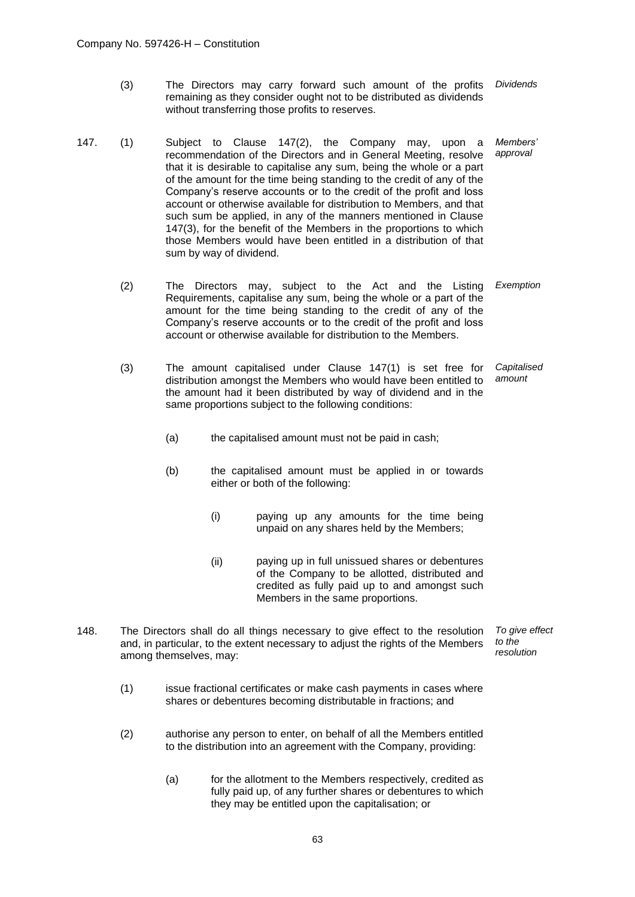(3) The Directors may carry forward such amount of the profits remaining as they consider ought not to be distributed as dividends without transferring those profits to reserves. *Dividends*

147. (1) Subject to Clause 147(2), the Company may, upon a recommendation of the Directors and in General Meeting, resolve that it is desirable to capitalise any sum, being the whole or a part of the amount for the time being standing to the credit of any of the Company's reserve accounts or to the credit of the profit and loss account or otherwise available for distribution to Members, and that such sum be applied, in any of the manners mentioned in Clause 147(3), for the benefit of the Members in the proportions to which those Members would have been entitled in a distribution of that sum by way of dividend. *Members' approval*

(2) The Directors may, subject to the Act and the Listing Requirements, capitalise any sum, being the whole or a part of the amount for the time being standing to the credit of any of the Company's reserve accounts or to the credit of the profit and loss account or otherwise available for distribution to the Members. *Exemption*

(3) The amount capitalised under Clause 147(1) is set free for distribution amongst the Members who would have been entitled to the amount had it been distributed by way of dividend and in the same proportions subject to the following conditions: *Capitalised amount*

(a) the capitalised amount must not be paid in cash;

(b) the capitalised amount must be applied in or towards either or both of the following:

(i) paying up any amounts for the time being unpaid on any shares held by the Members;

(ii) paying up in full unissued shares or debentures of the Company to be allotted, distributed and credited as fully paid up to and amongst such Members in the same proportions.

148. The Directors shall do all things necessary to give effect to the resolution and, in particular, to the extent necessary to adjust the rights of the Members among themselves, may: *To give effect to the resolution*

(1) issue fractional certificates or make cash payments in cases where shares or debentures becoming distributable in fractions; and

(2) authorise any person to enter, on behalf of all the Members entitled to the distribution into an agreement with the Company, providing:

(a) for the allotment to the Members respectively, credited as fully paid up, of any further shares or debentures to which they may be entitled upon the capitalisation; or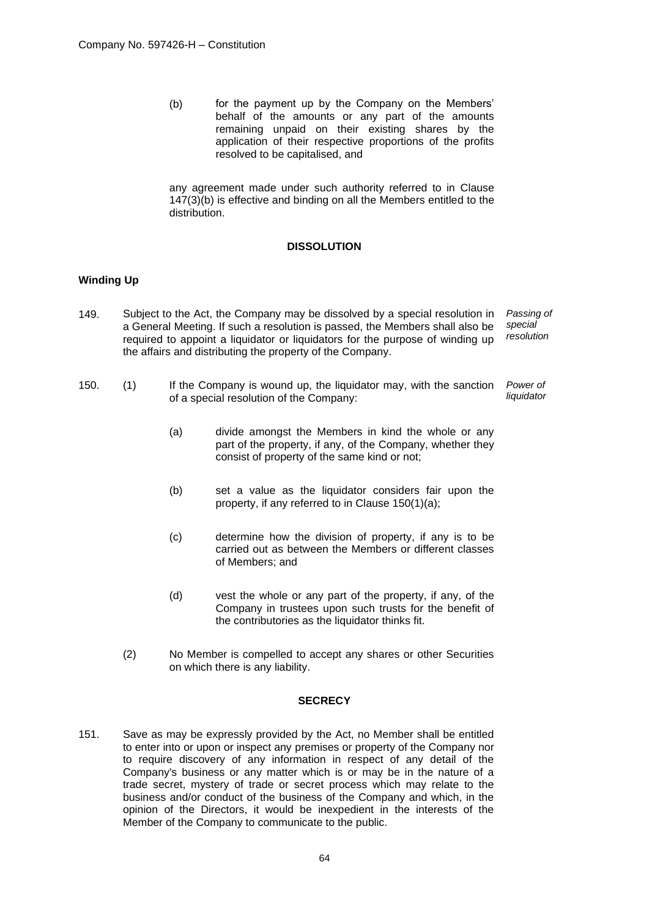(b) for the payment up by the Company on the Members' behalf of the amounts or any part of the amounts remaining unpaid on their existing shares by the application of their respective proportions of the profits resolved to be capitalised, and

any agreement made under such authority referred to in Clause 147(3)(b) is effective and binding on all the Members entitled to the distribution.

## DISSOLUTION

### Winding Up

149. Subject to the Act, the Company may be dissolved by a special resolution in a General Meeting. If such a resolution is passed, the Members shall also be required to appoint a liquidator or liquidators for the purpose of winding up the affairs and distributing the property of the Company. *Passing of special resolution*

150. (1) If the Company is wound up, the liquidator may, with the sanction of a special resolution of the Company: *Power of liquidator*

(a) divide amongst the Members in kind the whole or any part of the property, if any, of the Company, whether they consist of property of the same kind or not;

(b) set a value as the liquidator considers fair upon the property, if any referred to in Clause 150(1)(a);

(c) determine how the division of property, if any is to be carried out as between the Members or different classes of Members; and

(d) vest the whole or any part of the property, if any, of the Company in trustees upon such trusts for the benefit of the contributories as the liquidator thinks fit.

(2) No Member is compelled to accept any shares or other Securities on which there is any liability.

## SECRECY

151. Save as may be expressly provided by the Act, no Member shall be entitled to enter into or upon or inspect any premises or property of the Company nor to require discovery of any information in respect of any detail of the Company's business or any matter which is or may be in the nature of a trade secret, mystery of trade or secret process which may relate to the business and/or conduct of the business of the Company and which, in the opinion of the Directors, it would be inexpedient in the interests of the Member of the Company to communicate to the public.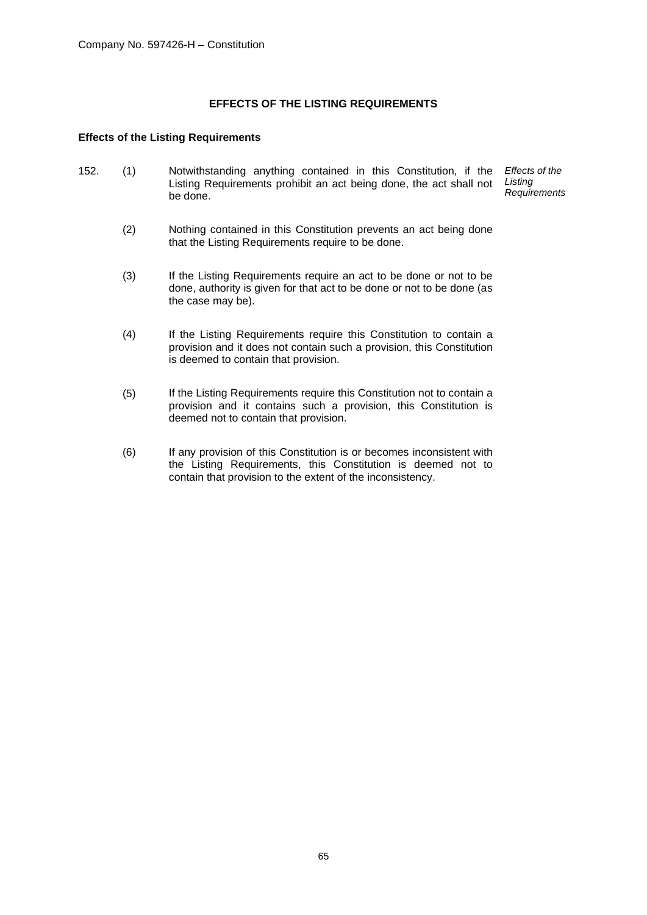## EFFECTS OF THE LISTING REQUIREMENTS

### Effects of the Listing Requirements

152. (1) Notwithstanding anything contained in this Constitution, if the Listing Requirements prohibit an act being done, the act shall not be done.

*Effects of the Listing Requirements*

(2) Nothing contained in this Constitution prevents an act being done that the Listing Requirements require to be done.

(3) If the Listing Requirements require an act to be done or not to be done, authority is given for that act to be done or not to be done (as the case may be).

(4) If the Listing Requirements require this Constitution to contain a provision and it does not contain such a provision, this Constitution is deemed to contain that provision.

(5) If the Listing Requirements require this Constitution not to contain a provision and it contains such a provision, this Constitution is deemed not to contain that provision.

(6) If any provision of this Constitution is or becomes inconsistent with the Listing Requirements, this Constitution is deemed not to contain that provision to the extent of the inconsistency.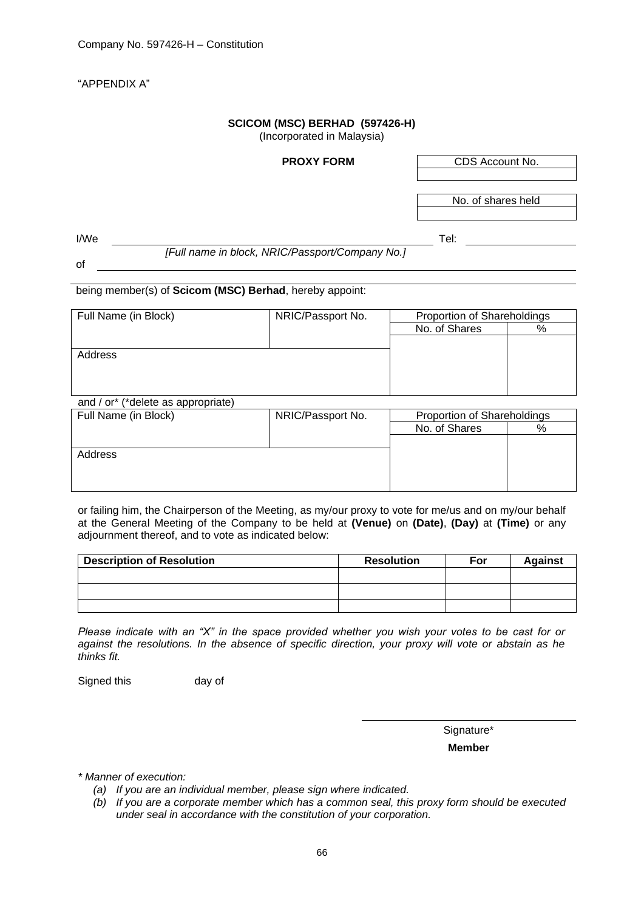"APPENDIX A"

**SCICOM (MSC) BERHAD (597426-H)**
(Incorporated in Malaysia)

**PROXY FORM**

| CDS Account No. |
|---|
| |

| No. of shares held |
|---|
| |

I/We ______________________________________________ Tel: ________________
*[Full name in block, NRIC/Passport/Company No.]*

of ________________________________________________________________

being member(s) of **Scicom (MSC) Berhad**, hereby appoint:

| Full Name (in Block) | NRIC/Passport No. | Proportion of Shareholdings | |
|---|---|---|---|
| | | No. of Shares | % |
| Address | | | |

and / or* (*delete as appropriate)

| Full Name (in Block) | NRIC/Passport No. | Proportion of Shareholdings | |
|---|---|---|---|
| | | No. of Shares | % |
| Address | | | |

or failing him, the Chairperson of the Meeting, as my/our proxy to vote for me/us and on my/our behalf at the General Meeting of the Company to be held at **(Venue)** on **(Date)**, **(Day)** at **(Time)** or any adjournment thereof, and to vote as indicated below:

| Description of Resolution | Resolution | For | Against |
|---|---|---|---|
| | | | |
| | | | |
| | | | |

*Please indicate with an "X" in the space provided whether you wish your votes to be cast for or against the resolutions. In the absence of specific direction, your proxy will vote or abstain as he thinks fit.*

Signed this day of

_______________________________
Signature*
**Member**

*\* Manner of execution:*

*(a) If you are an individual member, please sign where indicated.*

*(b) If you are a corporate member which has a common seal, this proxy form should be executed under seal in accordance with the constitution of your corporation.*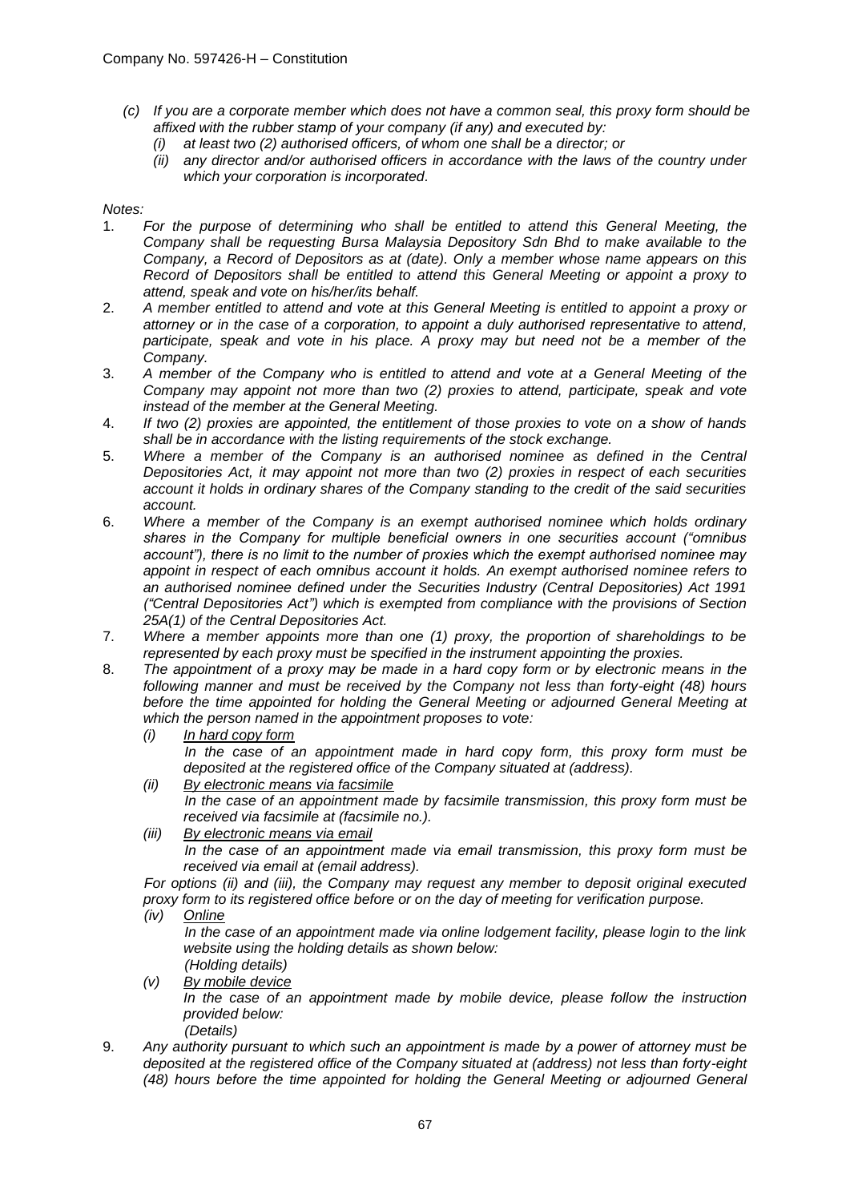*(c) If you are a corporate member which does not have a common seal, this proxy form should be affixed with the rubber stamp of your company (if any) and executed by:*

*(i) at least two (2) authorised officers, of whom one shall be a director; or*

*(ii) any director and/or authorised officers in accordance with the laws of the country under which your corporation is incorporated.*

*Notes:*

1. *For the purpose of determining who shall be entitled to attend this General Meeting, the Company shall be requesting Bursa Malaysia Depository Sdn Bhd to make available to the Company, a Record of Depositors as at (date). Only a member whose name appears on this Record of Depositors shall be entitled to attend this General Meeting or appoint a proxy to attend, speak and vote on his/her/its behalf.*
2. *A member entitled to attend and vote at this General Meeting is entitled to appoint a proxy or attorney or in the case of a corporation, to appoint a duly authorised representative to attend, participate, speak and vote in his place. A proxy may but need not be a member of the Company.*
3. *A member of the Company who is entitled to attend and vote at a General Meeting of the Company may appoint not more than two (2) proxies to attend, participate, speak and vote instead of the member at the General Meeting.*
4. *If two (2) proxies are appointed, the entitlement of those proxies to vote on a show of hands shall be in accordance with the listing requirements of the stock exchange.*
5. *Where a member of the Company is an authorised nominee as defined in the Central Depositories Act, it may appoint not more than two (2) proxies in respect of each securities account it holds in ordinary shares of the Company standing to the credit of the said securities account.*
6. *Where a member of the Company is an exempt authorised nominee which holds ordinary shares in the Company for multiple beneficial owners in one securities account ("omnibus account"), there is no limit to the number of proxies which the exempt authorised nominee may appoint in respect of each omnibus account it holds. An exempt authorised nominee refers to an authorised nominee defined under the Securities Industry (Central Depositories) Act 1991 ("Central Depositories Act") which is exempted from compliance with the provisions of Section 25A(1) of the Central Depositories Act.*
7. *Where a member appoints more than one (1) proxy, the proportion of shareholdings to be represented by each proxy must be specified in the instrument appointing the proxies.*
8. *The appointment of a proxy may be made in a hard copy form or by electronic means in the following manner and must be received by the Company not less than forty-eight (48) hours before the time appointed for holding the General Meeting or adjourned General Meeting at which the person named in the appointment proposes to vote:*

   *(i) <u>In hard copy form</u>*
   *In the case of an appointment made in hard copy form, this proxy form must be deposited at the registered office of the Company situated at (address).*

   *(ii) <u>By electronic means via facsimile</u>*
   *In the case of an appointment made by facsimile transmission, this proxy form must be received via facsimile at (facsimile no.).*

   *(iii) <u>By electronic means via email</u>*
   *In the case of an appointment made via email transmission, this proxy form must be received via email at (email address).*

   *For options (ii) and (iii), the Company may request any member to deposit original executed proxy form to its registered office before or on the day of meeting for verification purpose.*

   *(iv) <u>Online</u>*
   *In the case of an appointment made via online lodgement facility, please login to the link website using the holding details as shown below:*
   *(Holding details)*

   *(v) <u>By mobile device</u>*
   *In the case of an appointment made by mobile device, please follow the instruction provided below:*
   *(Details)*
9. *Any authority pursuant to which such an appointment is made by a power of attorney must be deposited at the registered office of the Company situated at (address) not less than forty-eight (48) hours before the time appointed for holding the General Meeting or adjourned General*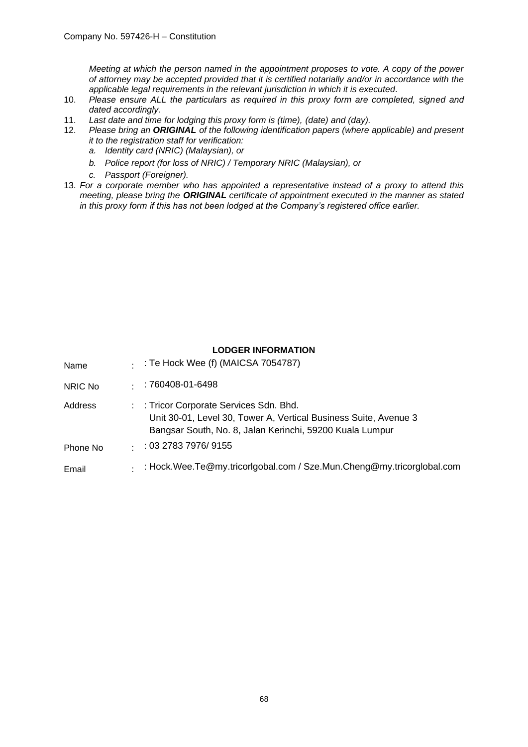*Meeting at which the person named in the appointment proposes to vote. A copy of the power of attorney may be accepted provided that it is certified notarially and/or in accordance with the applicable legal requirements in the relevant jurisdiction in which it is executed.*

10. *Please ensure ALL the particulars as required in this proxy form are completed, signed and dated accordingly.*
11. *Last date and time for lodging this proxy form is (time), (date) and (day).*
12. *Please bring an **ORIGINAL** of the following identification papers (where applicable) and present it to the registration staff for verification:*
    a. *Identity card (NRIC) (Malaysian), or*
    b. *Police report (for loss of NRIC) / Temporary NRIC (Malaysian), or*
    c. *Passport (Foreigner).*
13. *For a corporate member who has appointed a representative instead of a proxy to attend this meeting, please bring the **ORIGINAL** certificate of appointment executed in the manner as stated in this proxy form if this has not been lodged at the Company's registered office earlier.*

**LODGER INFORMATION**

| | |
|---|---|
| Name | : Te Hock Wee (f) (MAICSA 7054787) |
| NRIC No | : 760408-01-6498 |
| Address | : Tricor Corporate Services Sdn. Bhd.<br>Unit 30-01, Level 30, Tower A, Vertical Business Suite, Avenue 3<br>Bangsar South, No. 8, Jalan Kerinchi, 59200 Kuala Lumpur |
| Phone No | : 03 2783 7976/ 9155 |
| Email | : Hock.Wee.Te@my.tricorlgobal.com / Sze.Mun.Cheng@my.tricorglobal.com |